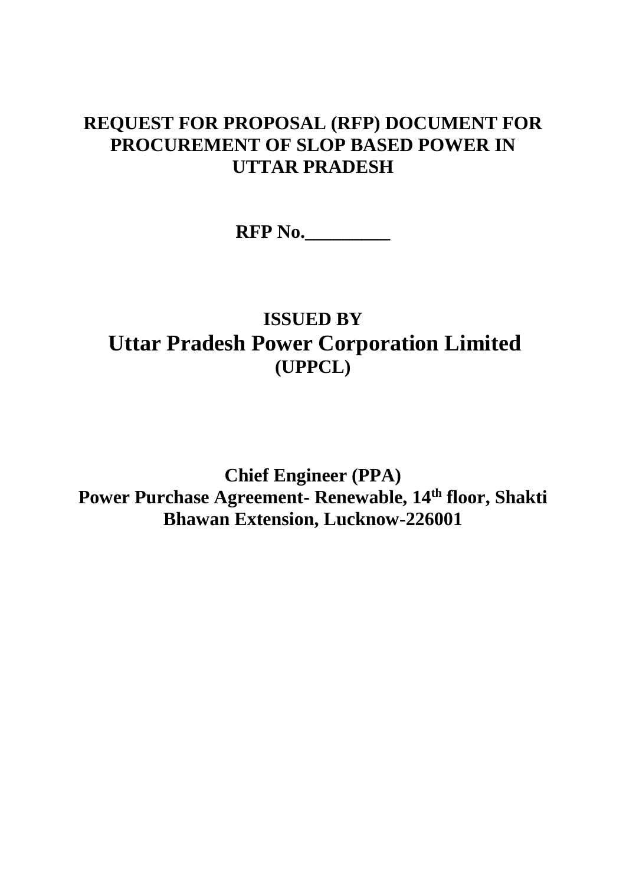# REQUEST FOR PROPOSAL (RFP) DOCUMENT FOR PROCUREMENT OF SLOP BASED POWER IN UTTAR PRADESH

**RFP No.\_\_\_\_\_\_\_\_\_**

**ISSUED BY**

## Uttar Pradesh Power Corporation Limited

**(UPPCL)**

**Chief Engineer (PPA)**

**Power Purchase Agreement- Renewable, 14th floor, Shakti Bhawan Extension, Lucknow-226001**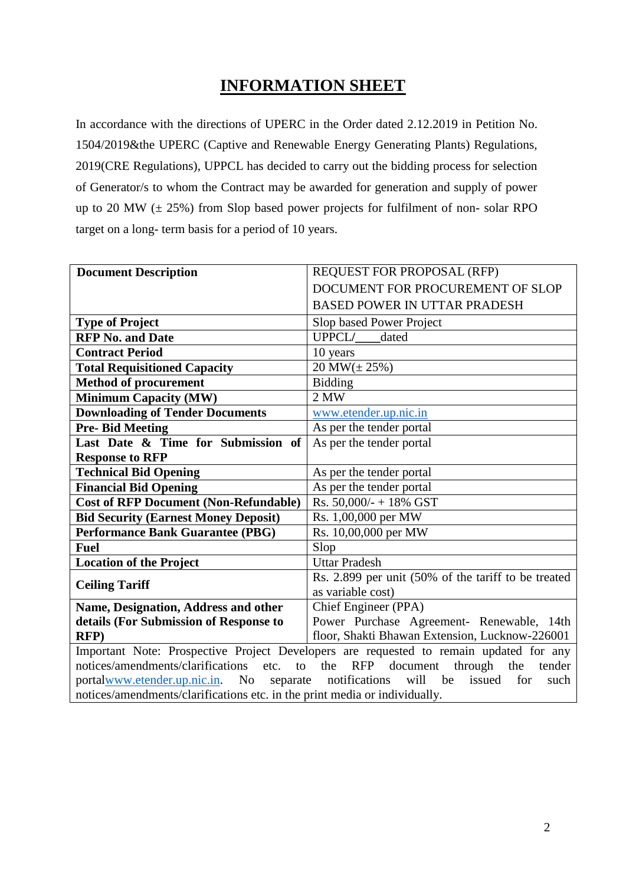# INFORMATION SHEET

In accordance with the directions of UPERC in the Order dated 2.12.2019 in Petition No. 1504/2019&the UPERC (Captive and Renewable Energy Generating Plants) Regulations, 2019(CRE Regulations), UPPCL has decided to carry out the bidding process for selection of Generator/s to whom the Contract may be awarded for generation and supply of power up to 20 MW (± 25%) from Slop based power projects for fulfilment of non- solar RPO target on a long- term basis for a period of 10 years.

| **Document Description** | REQUEST FOR PROPOSAL (RFP) DOCUMENT FOR PROCUREMENT OF SLOP BASED POWER IN UTTAR PRADESH |
|---|---|
| **Type of Project** | Slop based Power Project |
| **RFP No. and Date** | UPPCL/____dated |
| **Contract Period** | 10 years |
| **Total Requisitioned Capacity** | 20 MW(± 25%) |
| **Method of procurement** | Bidding |
| **Minimum Capacity (MW)** | 2 MW |
| **Downloading of Tender Documents** | www.etender.up.nic.in |
| **Pre- Bid Meeting** | As per the tender portal |
| **Last Date & Time for Submission of Response to RFP** | As per the tender portal |
| **Technical Bid Opening** | As per the tender portal |
| **Financial Bid Opening** | As per the tender portal |
| **Cost of RFP Document (Non-Refundable)** | Rs. 50,000/- + 18% GST |
| **Bid Security (Earnest Money Deposit)** | Rs. 1,00,000 per MW |
| **Performance Bank Guarantee (PBG)** | Rs. 10,00,000 per MW |
| **Fuel** | Slop |
| **Location of the Project** | Uttar Pradesh |
| **Ceiling Tariff** | Rs. 2.899 per unit (50% of the tariff to be treated as variable cost) |
| **Name, Designation, Address and other details (For Submission of Response to RFP)** | Chief Engineer (PPA) Power Purchase Agreement- Renewable, 14th floor, Shakti Bhawan Extension, Lucknow-226001 |
| Important Note: Prospective Project Developers are requested to remain updated for any notices/amendments/clarifications etc. to the RFP document through the tender portalwww.etender.up.nic.in. No separate notifications will be issued for such notices/amendments/clarifications etc. in the print media or individually. | |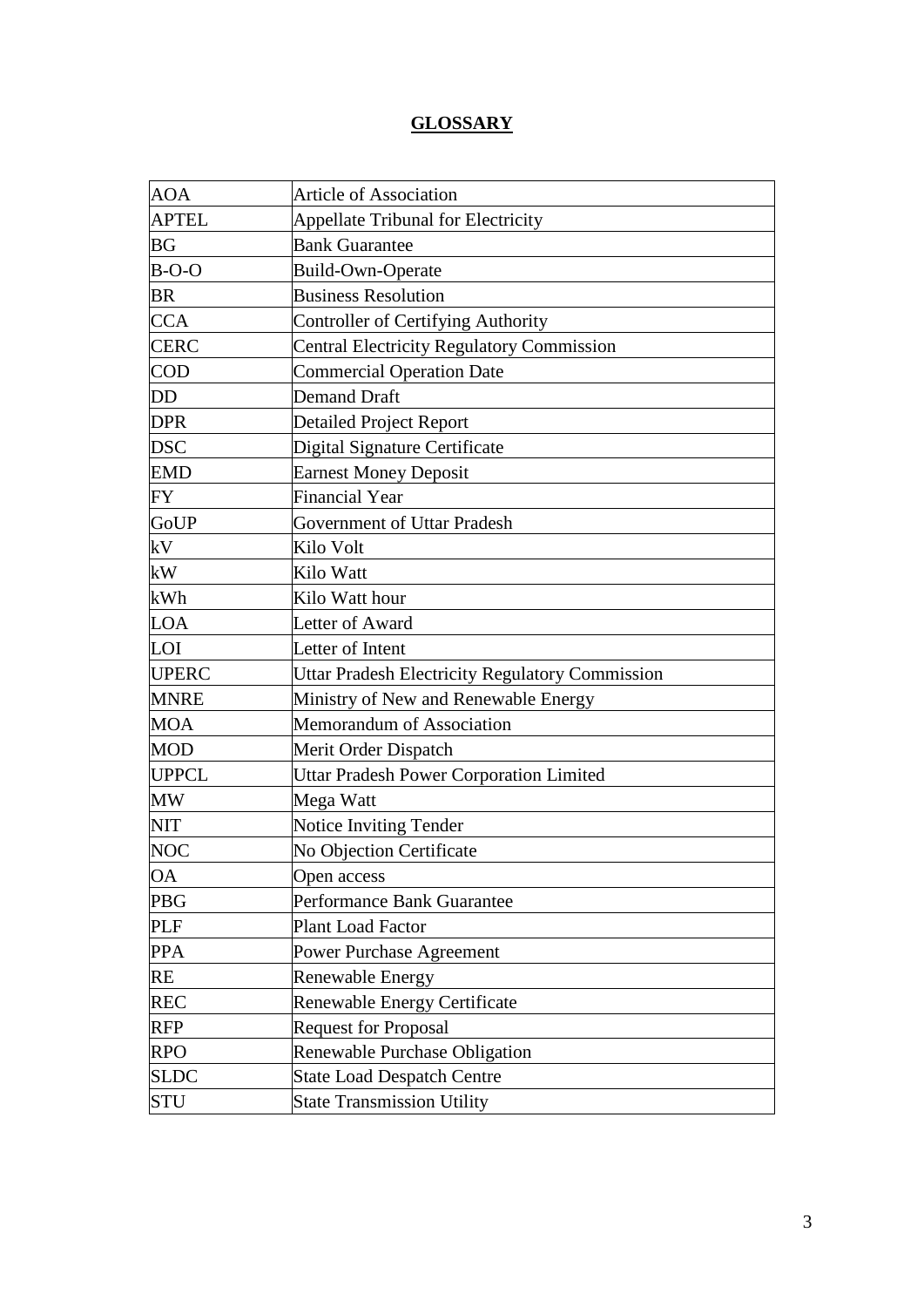## GLOSSARY

| | |
|---|---|
| AOA | Article of Association |
| APTEL | Appellate Tribunal for Electricity |
| BG | Bank Guarantee |
| B-O-O | Build-Own-Operate |
| BR | Business Resolution |
| CCA | Controller of Certifying Authority |
| CERC | Central Electricity Regulatory Commission |
| COD | Commercial Operation Date |
| DD | Demand Draft |
| DPR | Detailed Project Report |
| DSC | Digital Signature Certificate |
| EMD | Earnest Money Deposit |
| FY | Financial Year |
| GoUP | Government of Uttar Pradesh |
| kV | Kilo Volt |
| kW | Kilo Watt |
| kWh | Kilo Watt hour |
| LOA | Letter of Award |
| LOI | Letter of Intent |
| UPERC | Uttar Pradesh Electricity Regulatory Commission |
| MNRE | Ministry of New and Renewable Energy |
| MOA | Memorandum of Association |
| MOD | Merit Order Dispatch |
| UPPCL | Uttar Pradesh Power Corporation Limited |
| MW | Mega Watt |
| NIT | Notice Inviting Tender |
| NOC | No Objection Certificate |
| OA | Open access |
| PBG | Performance Bank Guarantee |
| PLF | Plant Load Factor |
| PPA | Power Purchase Agreement |
| RE | Renewable Energy |
| REC | Renewable Energy Certificate |
| RFP | Request for Proposal |
| RPO | Renewable Purchase Obligation |
| SLDC | State Load Despatch Centre |
| STU | State Transmission Utility |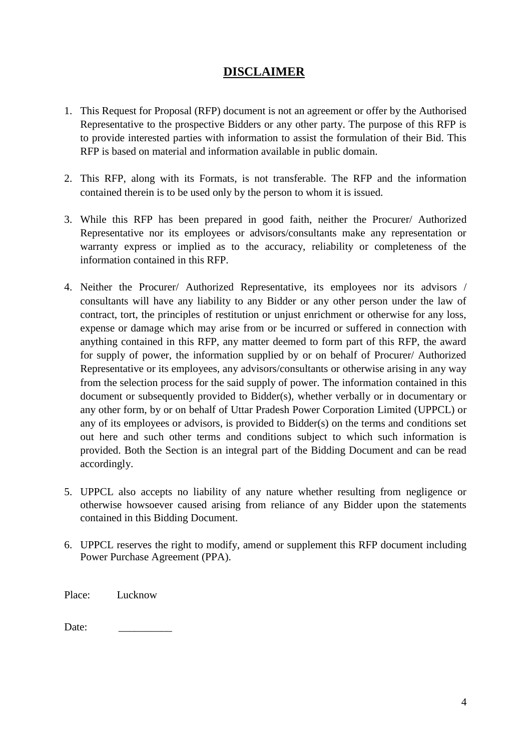# DISCLAIMER

1. This Request for Proposal (RFP) document is not an agreement or offer by the Authorised Representative to the prospective Bidders or any other party. The purpose of this RFP is to provide interested parties with information to assist the formulation of their Bid. This RFP is based on material and information available in public domain.

2. This RFP, along with its Formats, is not transferable. The RFP and the information contained therein is to be used only by the person to whom it is issued.

3. While this RFP has been prepared in good faith, neither the Procurer/ Authorized Representative nor its employees or advisors/consultants make any representation or warranty express or implied as to the accuracy, reliability or completeness of the information contained in this RFP.

4. Neither the Procurer/ Authorized Representative, its employees nor its advisors / consultants will have any liability to any Bidder or any other person under the law of contract, tort, the principles of restitution or unjust enrichment or otherwise for any loss, expense or damage which may arise from or be incurred or suffered in connection with anything contained in this RFP, any matter deemed to form part of this RFP, the award for supply of power, the information supplied by or on behalf of Procurer/ Authorized Representative or its employees, any advisors/consultants or otherwise arising in any way from the selection process for the said supply of power. The information contained in this document or subsequently provided to Bidder(s), whether verbally or in documentary or any other form, by or on behalf of Uttar Pradesh Power Corporation Limited (UPPCL) or any of its employees or advisors, is provided to Bidder(s) on the terms and conditions set out here and such other terms and conditions subject to which such information is provided. Both the Section is an integral part of the Bidding Document and can be read accordingly.

5. UPPCL also accepts no liability of any nature whether resulting from negligence or otherwise howsoever caused arising from reliance of any Bidder upon the statements contained in this Bidding Document.

6. UPPCL reserves the right to modify, amend or supplement this RFP document including Power Purchase Agreement (PPA).

Place: Lucknow

Date: __________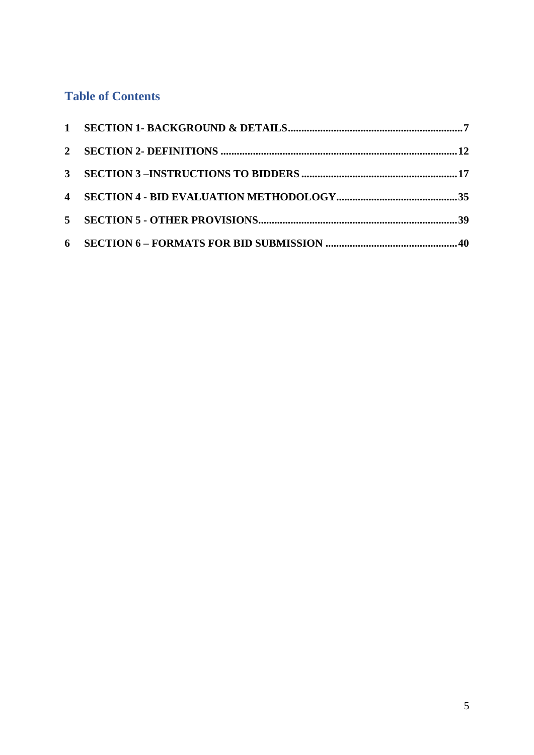## Table of Contents

1 **SECTION 1- BACKGROUND & DETAILS** ........................................................................ 7

2 **SECTION 2- DEFINITIONS** ........................................................................ 12

3 **SECTION 3 –INSTRUCTIONS TO BIDDERS** ........................................................................ 17

4 **SECTION 4 - BID EVALUATION METHODOLOGY** ........................................................................ 35

5 **SECTION 5 - OTHER PROVISIONS** ........................................................................ 39

6 **SECTION 6 – FORMATS FOR BID SUBMISSION** ........................................................................ 40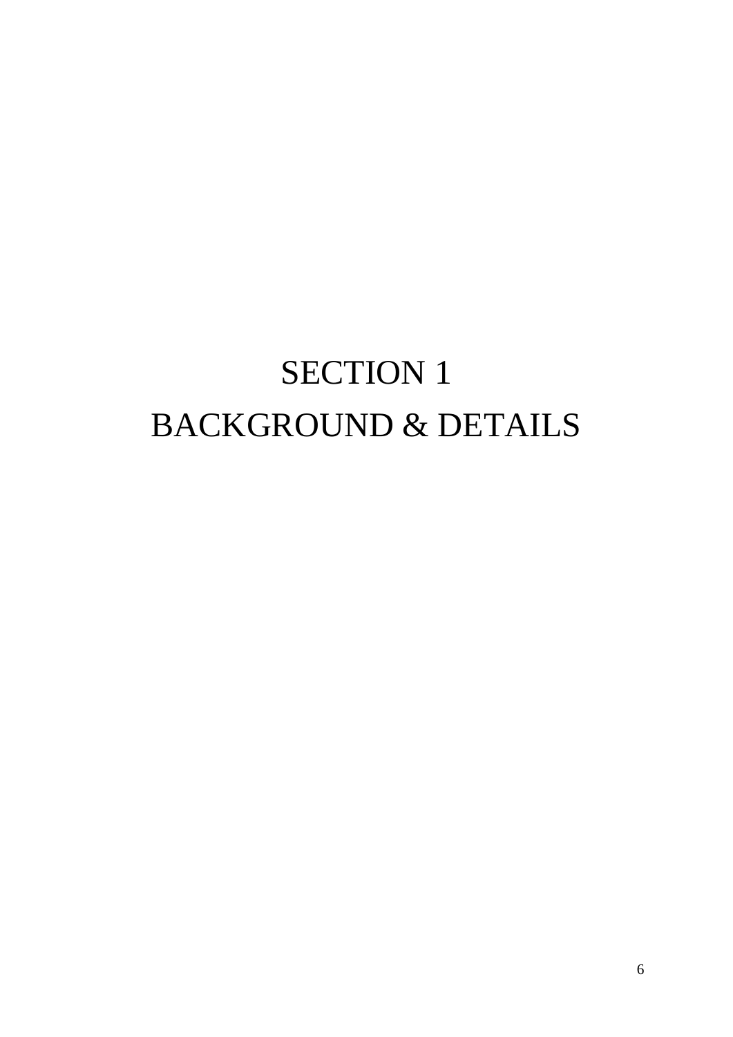# SECTION 1
# BACKGROUND & DETAILS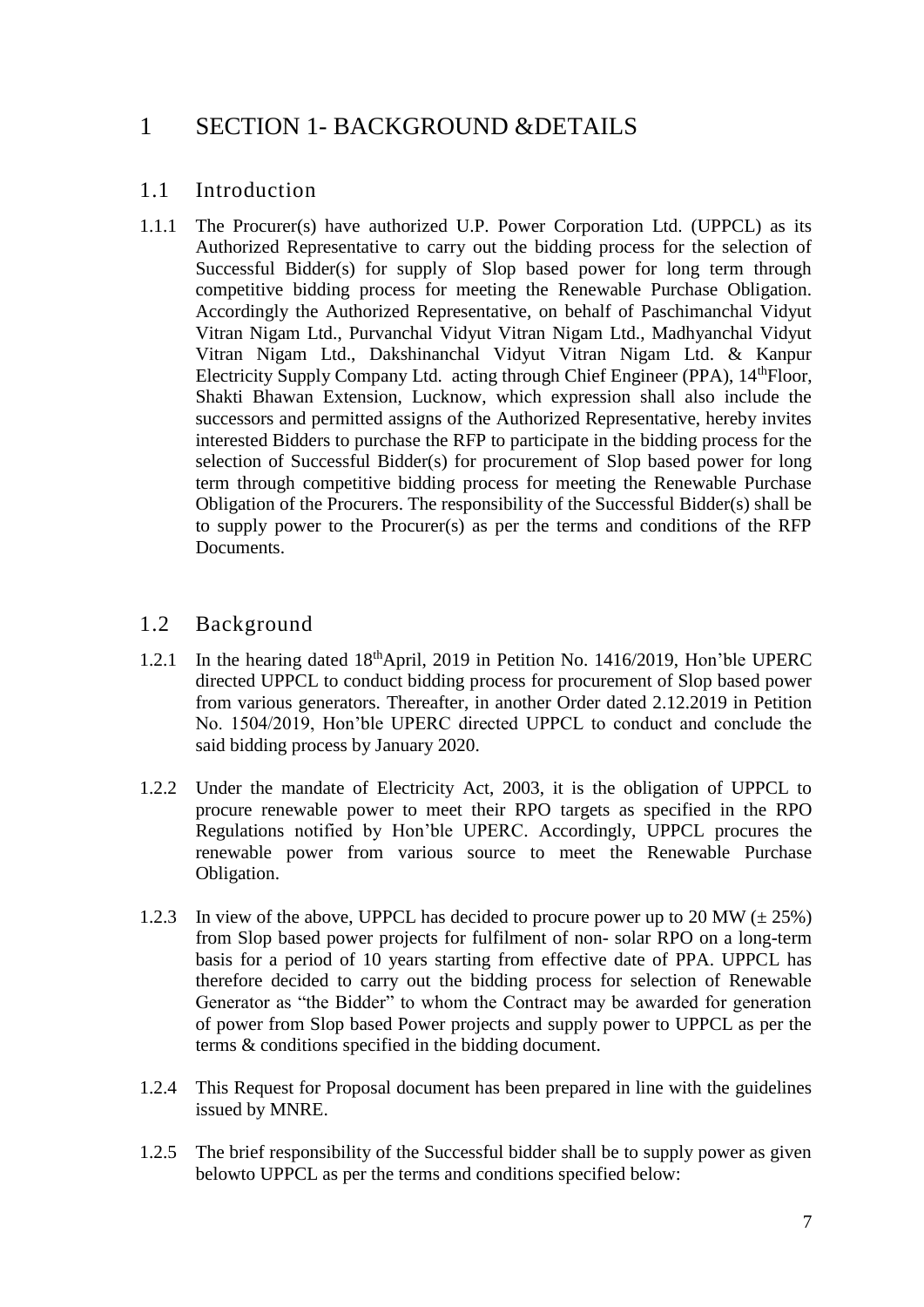# 1 SECTION 1- BACKGROUND &DETAILS

## 1.1 Introduction

1.1.1 The Procurer(s) have authorized U.P. Power Corporation Ltd. (UPPCL) as its Authorized Representative to carry out the bidding process for the selection of Successful Bidder(s) for supply of Slop based power for long term through competitive bidding process for meeting the Renewable Purchase Obligation. Accordingly the Authorized Representative, on behalf of Paschimanchal Vidyut Vitran Nigam Ltd., Purvanchal Vidyut Vitran Nigam Ltd., Madhyanchal Vidyut Vitran Nigam Ltd., Dakshinanchal Vidyut Vitran Nigam Ltd. & Kanpur Electricity Supply Company Ltd. acting through Chief Engineer (PPA), 14thFloor, Shakti Bhawan Extension, Lucknow, which expression shall also include the successors and permitted assigns of the Authorized Representative, hereby invites interested Bidders to purchase the RFP to participate in the bidding process for the selection of Successful Bidder(s) for procurement of Slop based power for long term through competitive bidding process for meeting the Renewable Purchase Obligation of the Procurers. The responsibility of the Successful Bidder(s) shall be to supply power to the Procurer(s) as per the terms and conditions of the RFP Documents.

## 1.2 Background

1.2.1 In the hearing dated 18thApril, 2019 in Petition No. 1416/2019, Hon'ble UPERC directed UPPCL to conduct bidding process for procurement of Slop based power from various generators. Thereafter, in another Order dated 2.12.2019 in Petition No. 1504/2019, Hon'ble UPERC directed UPPCL to conduct and conclude the said bidding process by January 2020.

1.2.2 Under the mandate of Electricity Act, 2003, it is the obligation of UPPCL to procure renewable power to meet their RPO targets as specified in the RPO Regulations notified by Hon'ble UPERC. Accordingly, UPPCL procures the renewable power from various source to meet the Renewable Purchase Obligation.

1.2.3 In view of the above, UPPCL has decided to procure power up to 20 MW (± 25%) from Slop based power projects for fulfilment of non- solar RPO on a long-term basis for a period of 10 years starting from effective date of PPA. UPPCL has therefore decided to carry out the bidding process for selection of Renewable Generator as "the Bidder" to whom the Contract may be awarded for generation of power from Slop based Power projects and supply power to UPPCL as per the terms & conditions specified in the bidding document.

1.2.4 This Request for Proposal document has been prepared in line with the guidelines issued by MNRE.

1.2.5 The brief responsibility of the Successful bidder shall be to supply power as given belowto UPPCL as per the terms and conditions specified below: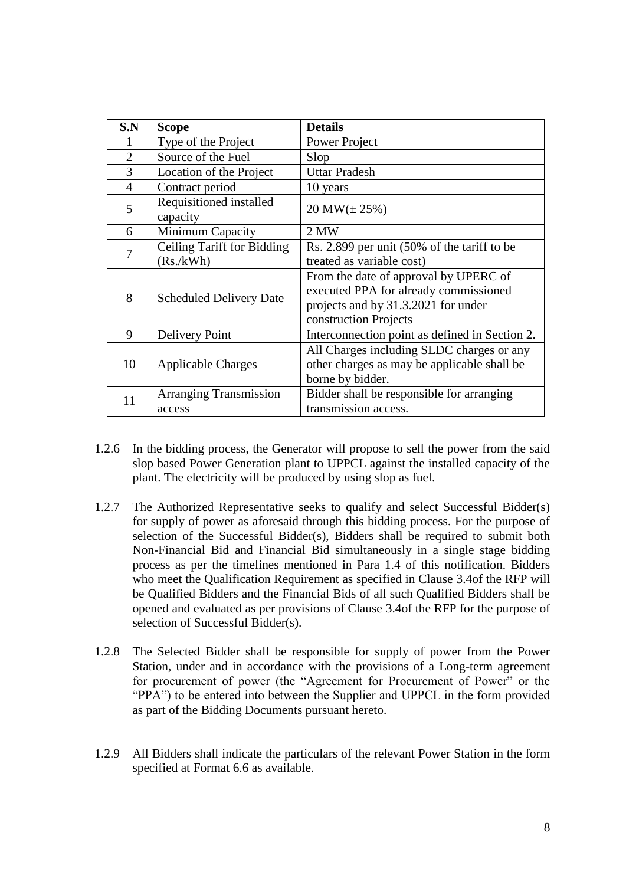| S.N | Scope | Details |
|---|---|---|
| 1 | Type of the Project | Power Project |
| 2 | Source of the Fuel | Slop |
| 3 | Location of the Project | Uttar Pradesh |
| 4 | Contract period | 10 years |
| 5 | Requisitioned installed capacity | 20 MW(± 25%) |
| 6 | Minimum Capacity | 2 MW |
| 7 | Ceiling Tariff for Bidding (Rs./kWh) | Rs. 2.899 per unit (50% of the tariff to be treated as variable cost) |
| 8 | Scheduled Delivery Date | From the date of approval by UPERC of executed PPA for already commissioned projects and by 31.3.2021 for under construction Projects |
| 9 | Delivery Point | Interconnection point as defined in Section 2. |
| 10 | Applicable Charges | All Charges including SLDC charges or any other charges as may be applicable shall be borne by bidder. |
| 11 | Arranging Transmission access | Bidder shall be responsible for arranging transmission access. |

1.2.6 In the bidding process, the Generator will propose to sell the power from the said slop based Power Generation plant to UPPCL against the installed capacity of the plant. The electricity will be produced by using slop as fuel.

1.2.7 The Authorized Representative seeks to qualify and select Successful Bidder(s) for supply of power as aforesaid through this bidding process. For the purpose of selection of the Successful Bidder(s), Bidders shall be required to submit both Non-Financial Bid and Financial Bid simultaneously in a single stage bidding process as per the timelines mentioned in Para 1.4 of this notification. Bidders who meet the Qualification Requirement as specified in Clause 3.4of the RFP will be Qualified Bidders and the Financial Bids of all such Qualified Bidders shall be opened and evaluated as per provisions of Clause 3.4of the RFP for the purpose of selection of Successful Bidder(s).

1.2.8 The Selected Bidder shall be responsible for supply of power from the Power Station, under and in accordance with the provisions of a Long-term agreement for procurement of power (the "Agreement for Procurement of Power" or the "PPA") to be entered into between the Supplier and UPPCL in the form provided as part of the Bidding Documents pursuant hereto.

1.2.9 All Bidders shall indicate the particulars of the relevant Power Station in the form specified at Format 6.6 as available.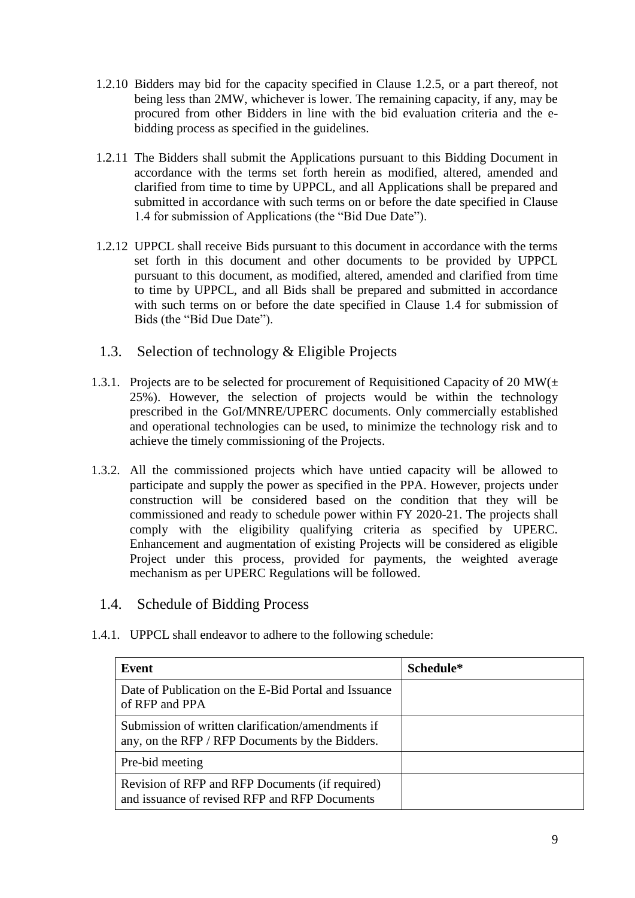1.2.10 Bidders may bid for the capacity specified in Clause 1.2.5, or a part thereof, not being less than 2MW, whichever is lower. The remaining capacity, if any, may be procured from other Bidders in line with the bid evaluation criteria and the e-bidding process as specified in the guidelines.

1.2.11 The Bidders shall submit the Applications pursuant to this Bidding Document in accordance with the terms set forth herein as modified, altered, amended and clarified from time to time by UPPCL, and all Applications shall be prepared and submitted in accordance with such terms on or before the date specified in Clause 1.4 for submission of Applications (the "Bid Due Date").

1.2.12 UPPCL shall receive Bids pursuant to this document in accordance with the terms set forth in this document and other documents to be provided by UPPCL pursuant to this document, as modified, altered, amended and clarified from time to time by UPPCL, and all Bids shall be prepared and submitted in accordance with such terms on or before the date specified in Clause 1.4 for submission of Bids (the "Bid Due Date").

## 1.3. Selection of technology & Eligible Projects

1.3.1. Projects are to be selected for procurement of Requisitioned Capacity of 20 MW(± 25%). However, the selection of projects would be within the technology prescribed in the GoI/MNRE/UPERC documents. Only commercially established and operational technologies can be used, to minimize the technology risk and to achieve the timely commissioning of the Projects.

1.3.2. All the commissioned projects which have untied capacity will be allowed to participate and supply the power as specified in the PPA. However, projects under construction will be considered based on the condition that they will be commissioned and ready to schedule power within FY 2020-21. The projects shall comply with the eligibility qualifying criteria as specified by UPERC. Enhancement and augmentation of existing Projects will be considered as eligible Project under this process, provided for payments, the weighted average mechanism as per UPERC Regulations will be followed.

## 1.4. Schedule of Bidding Process

1.4.1. UPPCL shall endeavor to adhere to the following schedule:

| Event | Schedule* |
|---|---|
| Date of Publication on the E-Bid Portal and Issuance of RFP and PPA | |
| Submission of written clarification/amendments if any, on the RFP / RFP Documents by the Bidders. | |
| Pre-bid meeting | |
| Revision of RFP and RFP Documents (if required) and issuance of revised RFP and RFP Documents | |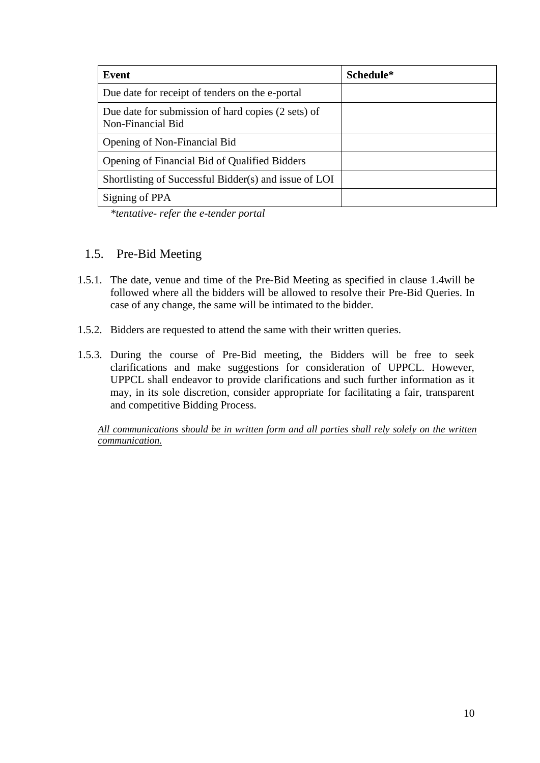| Event | Schedule* |
|---|---|
| Due date for receipt of tenders on the e-portal | |
| Due date for submission of hard copies (2 sets) of Non-Financial Bid | |
| Opening of Non-Financial Bid | |
| Opening of Financial Bid of Qualified Bidders | |
| Shortlisting of Successful Bidder(s) and issue of LOI | |
| Signing of PPA | |

*\*tentative- refer the e-tender portal*

## 1.5. Pre-Bid Meeting

1.5.1. The date, venue and time of the Pre-Bid Meeting as specified in clause 1.4will be followed where all the bidders will be allowed to resolve their Pre-Bid Queries. In case of any change, the same will be intimated to the bidder.

1.5.2. Bidders are requested to attend the same with their written queries.

1.5.3. During the course of Pre-Bid meeting, the Bidders will be free to seek clarifications and make suggestions for consideration of UPPCL. However, UPPCL shall endeavor to provide clarifications and such further information as it may, in its sole discretion, consider appropriate for facilitating a fair, transparent and competitive Bidding Process.

<u>*All communications should be in written form and all parties shall rely solely on the written communication.*</u>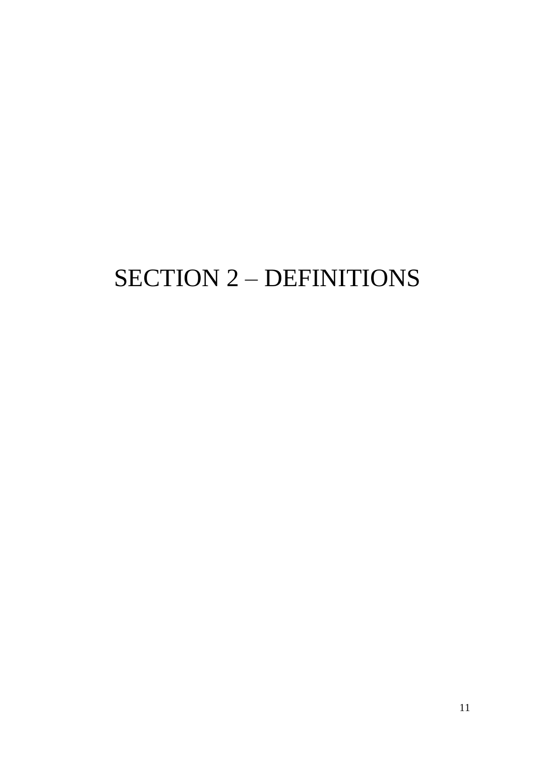# SECTION 2 – DEFINITIONS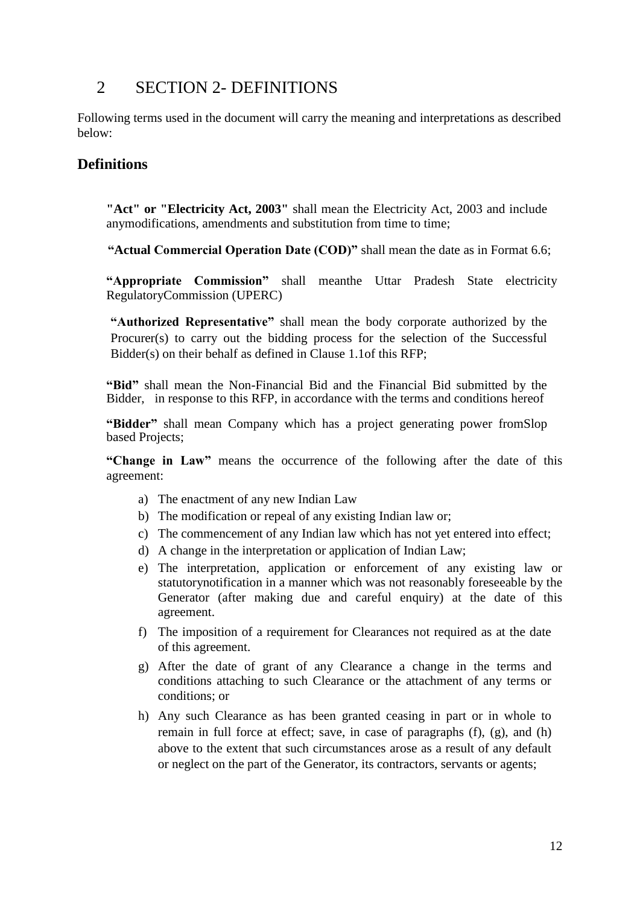# 2 SECTION 2- DEFINITIONS

Following terms used in the document will carry the meaning and interpretations as described below:

## Definitions

**"Act" or "Electricity Act, 2003"** shall mean the Electricity Act, 2003 and include anymodifications, amendments and substitution from time to time;

**"Actual Commercial Operation Date (COD)"** shall mean the date as in Format 6.6;

**"Appropriate Commission"** shall meanthe Uttar Pradesh State electricity RegulatoryCommission (UPERC)

**"Authorized Representative"** shall mean the body corporate authorized by the Procurer(s) to carry out the bidding process for the selection of the Successful Bidder(s) on their behalf as defined in Clause 1.1of this RFP;

**"Bid"** shall mean the Non-Financial Bid and the Financial Bid submitted by the Bidder, in response to this RFP, in accordance with the terms and conditions hereof

**"Bidder"** shall mean Company which has a project generating power fromSlop based Projects;

**"Change in Law"** means the occurrence of the following after the date of this agreement:

a) The enactment of any new Indian Law
b) The modification or repeal of any existing Indian law or;
c) The commencement of any Indian law which has not yet entered into effect;
d) A change in the interpretation or application of Indian Law;
e) The interpretation, application or enforcement of any existing law or statutorynotification in a manner which was not reasonably foreseeable by the Generator (after making due and careful enquiry) at the date of this agreement.
f) The imposition of a requirement for Clearances not required as at the date of this agreement.
g) After the date of grant of any Clearance a change in the terms and conditions attaching to such Clearance or the attachment of any terms or conditions; or
h) Any such Clearance as has been granted ceasing in part or in whole to remain in full force at effect; save, in case of paragraphs (f), (g), and (h) above to the extent that such circumstances arose as a result of any default or neglect on the part of the Generator, its contractors, servants or agents;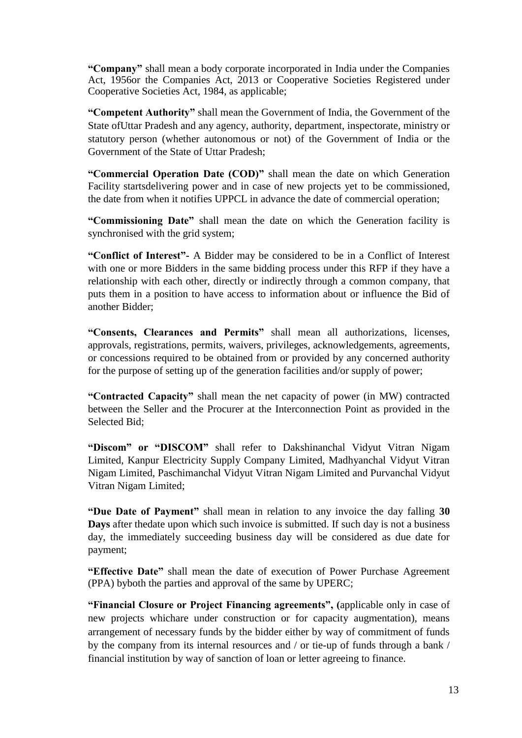**"Company"** shall mean a body corporate incorporated in India under the Companies Act, 1956or the Companies Act, 2013 or Cooperative Societies Registered under Cooperative Societies Act, 1984, as applicable;

**"Competent Authority"** shall mean the Government of India, the Government of the State ofUttar Pradesh and any agency, authority, department, inspectorate, ministry or statutory person (whether autonomous or not) of the Government of India or the Government of the State of Uttar Pradesh;

**"Commercial Operation Date (COD)"** shall mean the date on which Generation Facility startsdelivering power and in case of new projects yet to be commissioned, the date from when it notifies UPPCL in advance the date of commercial operation;

**"Commissioning Date"** shall mean the date on which the Generation facility is synchronised with the grid system;

**"Conflict of Interest"**- A Bidder may be considered to be in a Conflict of Interest with one or more Bidders in the same bidding process under this RFP if they have a relationship with each other, directly or indirectly through a common company, that puts them in a position to have access to information about or influence the Bid of another Bidder;

**"Consents, Clearances and Permits"** shall mean all authorizations, licenses, approvals, registrations, permits, waivers, privileges, acknowledgements, agreements, or concessions required to be obtained from or provided by any concerned authority for the purpose of setting up of the generation facilities and/or supply of power;

**"Contracted Capacity"** shall mean the net capacity of power (in MW) contracted between the Seller and the Procurer at the Interconnection Point as provided in the Selected Bid;

**"Discom" or "DISCOM"** shall refer to Dakshinanchal Vidyut Vitran Nigam Limited, Kanpur Electricity Supply Company Limited, Madhyanchal Vidyut Vitran Nigam Limited, Paschimanchal Vidyut Vitran Nigam Limited and Purvanchal Vidyut Vitran Nigam Limited;

**"Due Date of Payment"** shall mean in relation to any invoice the day falling **30 Days** after thedate upon which such invoice is submitted. If such day is not a business day, the immediately succeeding business day will be considered as due date for payment;

**"Effective Date"** shall mean the date of execution of Power Purchase Agreement (PPA) byboth the parties and approval of the same by UPERC;

**"Financial Closure or Project Financing agreements", (**applicable only in case of new projects whichare under construction or for capacity augmentation), means arrangement of necessary funds by the bidder either by way of commitment of funds by the company from its internal resources and / or tie-up of funds through a bank / financial institution by way of sanction of loan or letter agreeing to finance.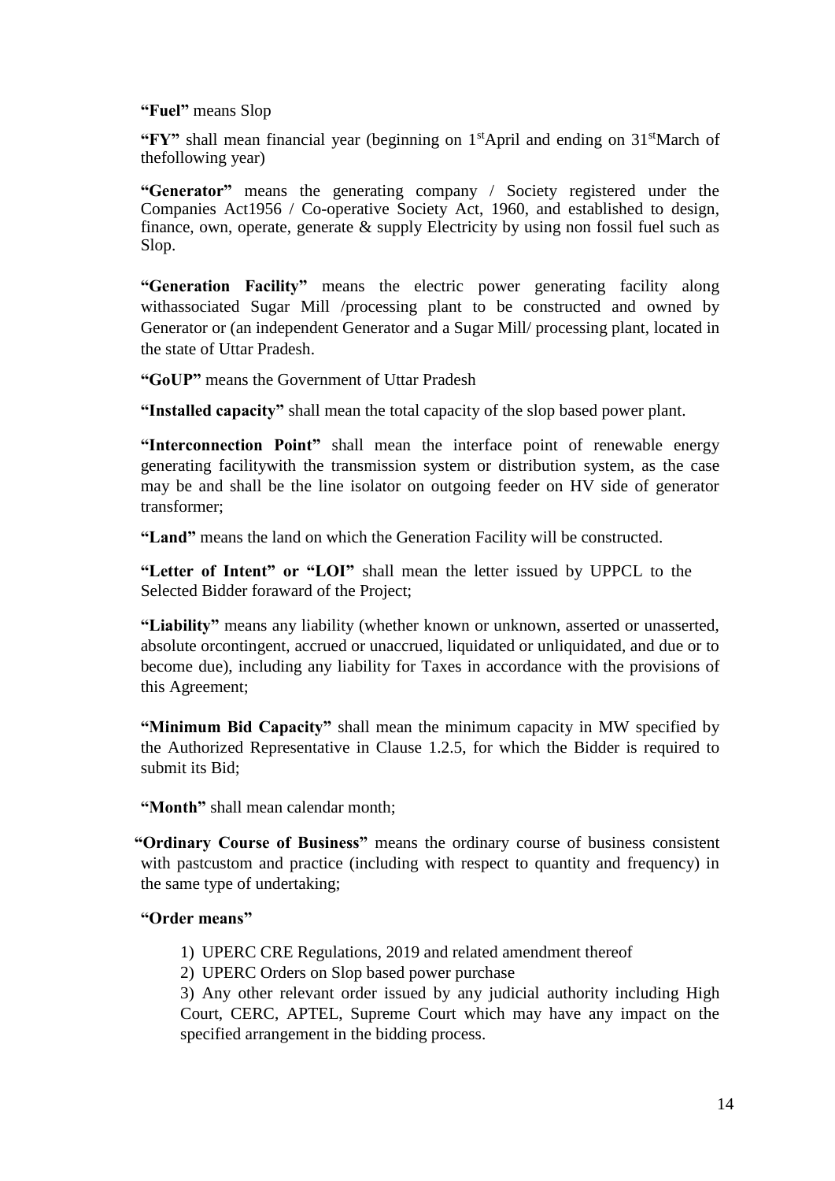**"Fuel"** means Slop

**"FY"** shall mean financial year (beginning on 1[st]April and ending on 31[st]March of thefollowing year)

**"Generator"** means the generating company / Society registered under the Companies Act1956 / Co-operative Society Act, 1960, and established to design, finance, own, operate, generate & supply Electricity by using non fossil fuel such as Slop.

**"Generation Facility"** means the electric power generating facility along withassociated Sugar Mill /processing plant to be constructed and owned by Generator or (an independent Generator and a Sugar Mill/ processing plant, located in the state of Uttar Pradesh.

**"GoUP"** means the Government of Uttar Pradesh

**"Installed capacity"** shall mean the total capacity of the slop based power plant.

**"Interconnection Point"** shall mean the interface point of renewable energy generating facilitywith the transmission system or distribution system, as the case may be and shall be the line isolator on outgoing feeder on HV side of generator transformer;

**"Land"** means the land on which the Generation Facility will be constructed.

**"Letter of Intent" or "LOI"** shall mean the letter issued by UPPCL to the Selected Bidder foraward of the Project;

**"Liability"** means any liability (whether known or unknown, asserted or unasserted, absolute orcontingent, accrued or unaccrued, liquidated or unliquidated, and due or to become due), including any liability for Taxes in accordance with the provisions of this Agreement;

**"Minimum Bid Capacity"** shall mean the minimum capacity in MW specified by the Authorized Representative in Clause 1.2.5, for which the Bidder is required to submit its Bid;

**"Month"** shall mean calendar month;

**"Ordinary Course of Business"** means the ordinary course of business consistent with pastcustom and practice (including with respect to quantity and frequency) in the same type of undertaking;

**"Order means"**

1) UPERC CRE Regulations, 2019 and related amendment thereof
2) UPERC Orders on Slop based power purchase
3) Any other relevant order issued by any judicial authority including High Court, CERC, APTEL, Supreme Court which may have any impact on the specified arrangement in the bidding process.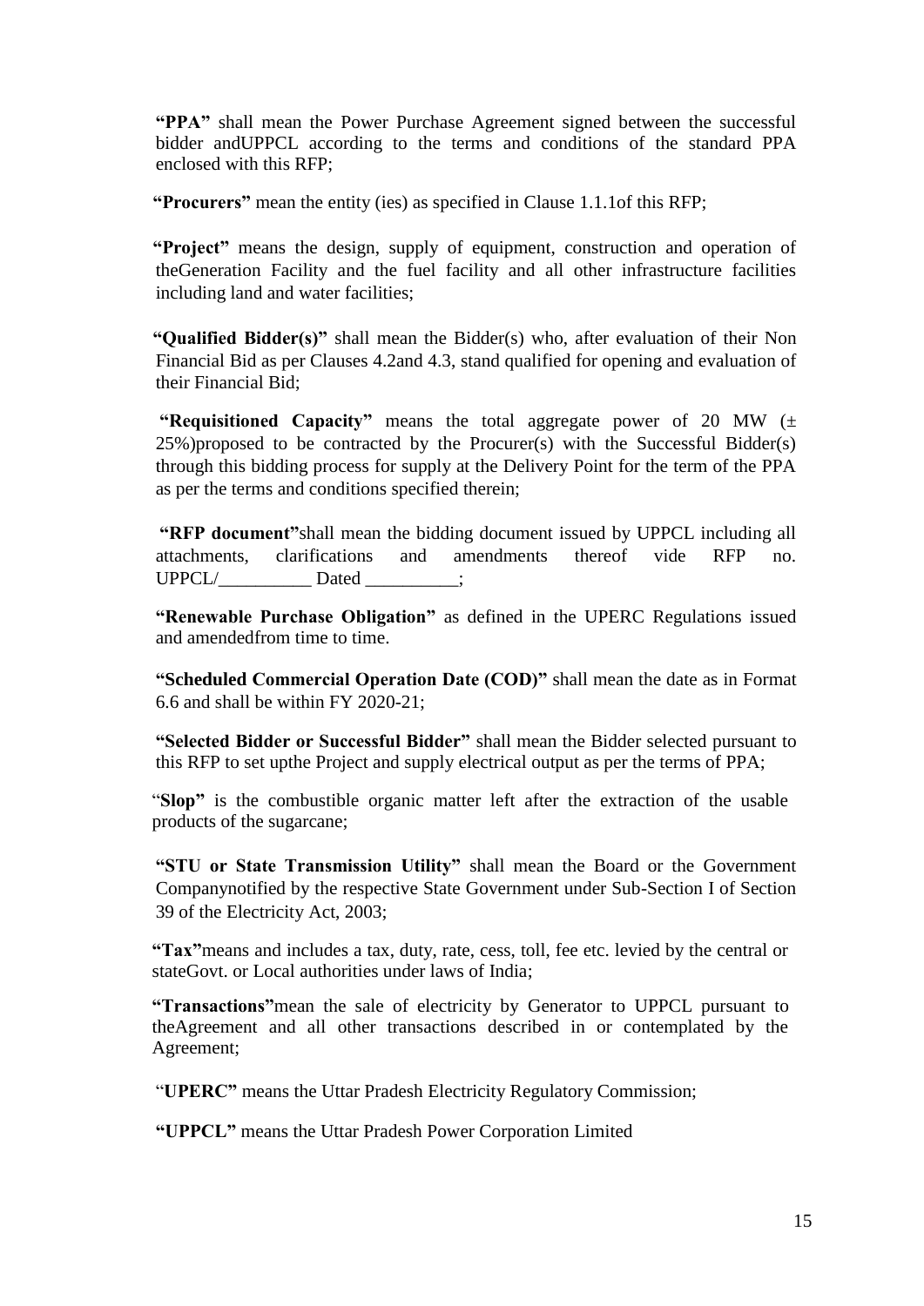**"PPA"** shall mean the Power Purchase Agreement signed between the successful bidder andUPPCL according to the terms and conditions of the standard PPA enclosed with this RFP;

**"Procurers"** mean the entity (ies) as specified in Clause 1.1.1of this RFP;

**"Project"** means the design, supply of equipment, construction and operation of theGeneration Facility and the fuel facility and all other infrastructure facilities including land and water facilities;

**"Qualified Bidder(s)"** shall mean the Bidder(s) who, after evaluation of their Non Financial Bid as per Clauses 4.2and 4.3, stand qualified for opening and evaluation of their Financial Bid;

**"Requisitioned Capacity"** means the total aggregate power of 20 MW (± 25%)proposed to be contracted by the Procurer(s) with the Successful Bidder(s) through this bidding process for supply at the Delivery Point for the term of the PPA as per the terms and conditions specified therein;

**"RFP document"**shall mean the bidding document issued by UPPCL including all attachments, clarifications and amendments thereof vide RFP no. UPPCL/__________ Dated __________;

**"Renewable Purchase Obligation"** as defined in the UPERC Regulations issued and amendedfrom time to time.

**"Scheduled Commercial Operation Date (COD)"** shall mean the date as in Format 6.6 and shall be within FY 2020-21;

**"Selected Bidder or Successful Bidder"** shall mean the Bidder selected pursuant to this RFP to set upthe Project and supply electrical output as per the terms of PPA;

"**Slop"** is the combustible organic matter left after the extraction of the usable products of the sugarcane;

**"STU or State Transmission Utility"** shall mean the Board or the Government Companynotified by the respective State Government under Sub-Section I of Section 39 of the Electricity Act, 2003;

**"Tax"**means and includes a tax, duty, rate, cess, toll, fee etc. levied by the central or stateGovt. or Local authorities under laws of India;

**"Transactions"**mean the sale of electricity by Generator to UPPCL pursuant to theAgreement and all other transactions described in or contemplated by the Agreement;

"**UPERC"** means the Uttar Pradesh Electricity Regulatory Commission;

**"UPPCL"** means the Uttar Pradesh Power Corporation Limited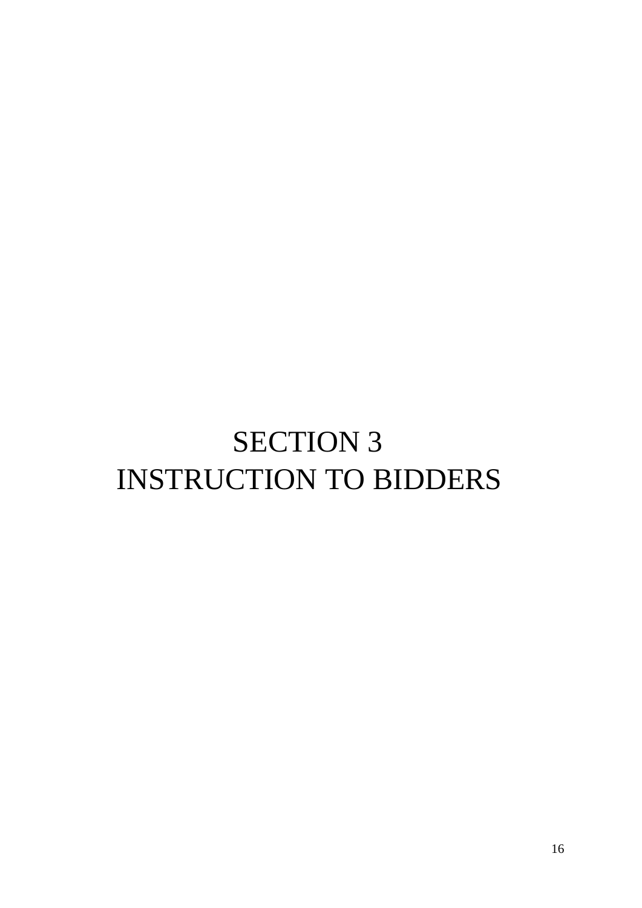# SECTION 3
# INSTRUCTION TO BIDDERS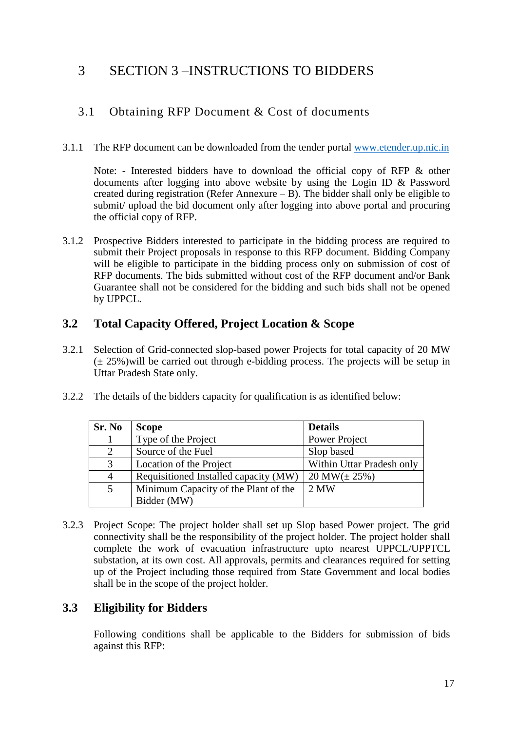# 3 SECTION 3 –INSTRUCTIONS TO BIDDERS

## 3.1 Obtaining RFP Document & Cost of documents

3.1.1 The RFP document can be downloaded from the tender portal www.etender.up.nic.in

Note: - Interested bidders have to download the official copy of RFP & other documents after logging into above website by using the Login ID & Password created during registration (Refer Annexure – B). The bidder shall only be eligible to submit/ upload the bid document only after logging into above portal and procuring the official copy of RFP.

3.1.2 Prospective Bidders interested to participate in the bidding process are required to submit their Project proposals in response to this RFP document. Bidding Company will be eligible to participate in the bidding process only on submission of cost of RFP documents. The bids submitted without cost of the RFP document and/or Bank Guarantee shall not be considered for the bidding and such bids shall not be opened by UPPCL.

## 3.2 Total Capacity Offered, Project Location & Scope

3.2.1 Selection of Grid-connected slop-based power Projects for total capacity of 20 MW (± 25%)will be carried out through e-bidding process. The projects will be setup in Uttar Pradesh State only.

3.2.2 The details of the bidders capacity for qualification is as identified below:

| Sr. No | Scope | Details |
|---|---|---|
| 1 | Type of the Project | Power Project |
| 2 | Source of the Fuel | Slop based |
| 3 | Location of the Project | Within Uttar Pradesh only |
| 4 | Requisitioned Installed capacity (MW) | 20 MW(± 25%) |
| 5 | Minimum Capacity of the Plant of the Bidder (MW) | 2 MW |

3.2.3 Project Scope: The project holder shall set up Slop based Power project. The grid connectivity shall be the responsibility of the project holder. The project holder shall complete the work of evacuation infrastructure upto nearest UPPCL/UPPTCL substation, at its own cost. All approvals, permits and clearances required for setting up of the Project including those required from State Government and local bodies shall be in the scope of the project holder.

## 3.3 Eligibility for Bidders

Following conditions shall be applicable to the Bidders for submission of bids against this RFP: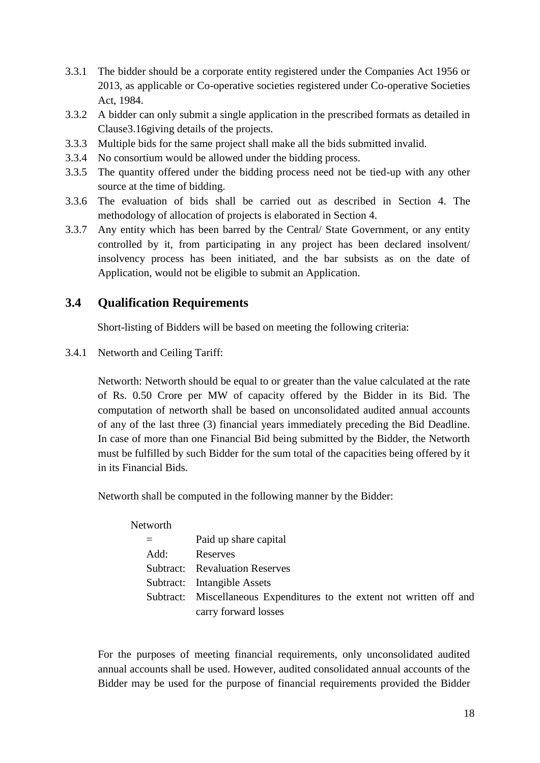3.3.1 The bidder should be a corporate entity registered under the Companies Act 1956 or 2013, as applicable or Co-operative societies registered under Co-operative Societies Act, 1984.

3.3.2 A bidder can only submit a single application in the prescribed formats as detailed in Clause3.16giving details of the projects.

3.3.3 Multiple bids for the same project shall make all the bids submitted invalid.

3.3.4 No consortium would be allowed under the bidding process.

3.3.5 The quantity offered under the bidding process need not be tied-up with any other source at the time of bidding.

3.3.6 The evaluation of bids shall be carried out as described in Section 4. The methodology of allocation of projects is elaborated in Section 4.

3.3.7 Any entity which has been barred by the Central/ State Government, or any entity controlled by it, from participating in any project has been declared insolvent/ insolvency process has been initiated, and the bar subsists as on the date of Application, would not be eligible to submit an Application.

## 3.4 Qualification Requirements

Short-listing of Bidders will be based on meeting the following criteria:

3.4.1 Networth and Ceiling Tariff:

Networth: Networth should be equal to or greater than the value calculated at the rate of Rs. 0.50 Crore per MW of capacity offered by the Bidder in its Bid. The computation of networth shall be based on unconsolidated audited annual accounts of any of the last three (3) financial years immediately preceding the Bid Deadline. In case of more than one Financial Bid being submitted by the Bidder, the Networth must be fulfilled by such Bidder for the sum total of the capacities being offered by it in its Financial Bids.

Networth shall be computed in the following manner by the Bidder:

Networth

| | |
|---|---|
| = | Paid up share capital |
| Add: | Reserves |
| Subtract: | Revaluation Reserves |
| Subtract: | Intangible Assets |
| Subtract: | Miscellaneous Expenditures to the extent not written off and carry forward losses |

For the purposes of meeting financial requirements, only unconsolidated audited annual accounts shall be used. However, audited consolidated annual accounts of the Bidder may be used for the purpose of financial requirements provided the Bidder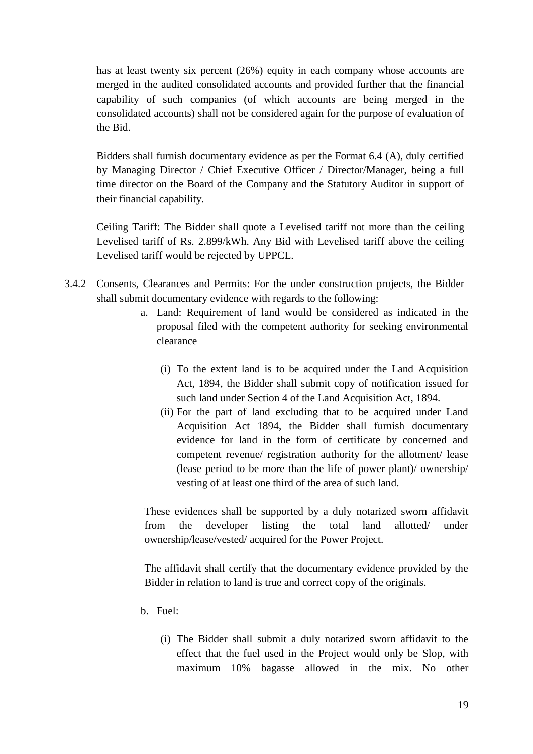has at least twenty six percent (26%) equity in each company whose accounts are merged in the audited consolidated accounts and provided further that the financial capability of such companies (of which accounts are being merged in the consolidated accounts) shall not be considered again for the purpose of evaluation of the Bid.

Bidders shall furnish documentary evidence as per the Format 6.4 (A), duly certified by Managing Director / Chief Executive Officer / Director/Manager, being a full time director on the Board of the Company and the Statutory Auditor in support of their financial capability.

Ceiling Tariff: The Bidder shall quote a Levelised tariff not more than the ceiling Levelised tariff of Rs. 2.899/kWh. Any Bid with Levelised tariff above the ceiling Levelised tariff would be rejected by UPPCL.

3.4.2 Consents, Clearances and Permits: For the under construction projects, the Bidder shall submit documentary evidence with regards to the following:

a. Land: Requirement of land would be considered as indicated in the proposal filed with the competent authority for seeking environmental clearance

   (i) To the extent land is to be acquired under the Land Acquisition Act, 1894, the Bidder shall submit copy of notification issued for such land under Section 4 of the Land Acquisition Act, 1894.

   (ii) For the part of land excluding that to be acquired under Land Acquisition Act 1894, the Bidder shall furnish documentary evidence for land in the form of certificate by concerned and competent revenue/ registration authority for the allotment/ lease (lease period to be more than the life of power plant)/ ownership/ vesting of at least one third of the area of such land.

   These evidences shall be supported by a duly notarized sworn affidavit from the developer listing the total land allotted/ under ownership/lease/vested/ acquired for the Power Project.

   The affidavit shall certify that the documentary evidence provided by the Bidder in relation to land is true and correct copy of the originals.

b. Fuel:

   (i) The Bidder shall submit a duly notarized sworn affidavit to the effect that the fuel used in the Project would only be Slop, with maximum 10% bagasse allowed in the mix. No other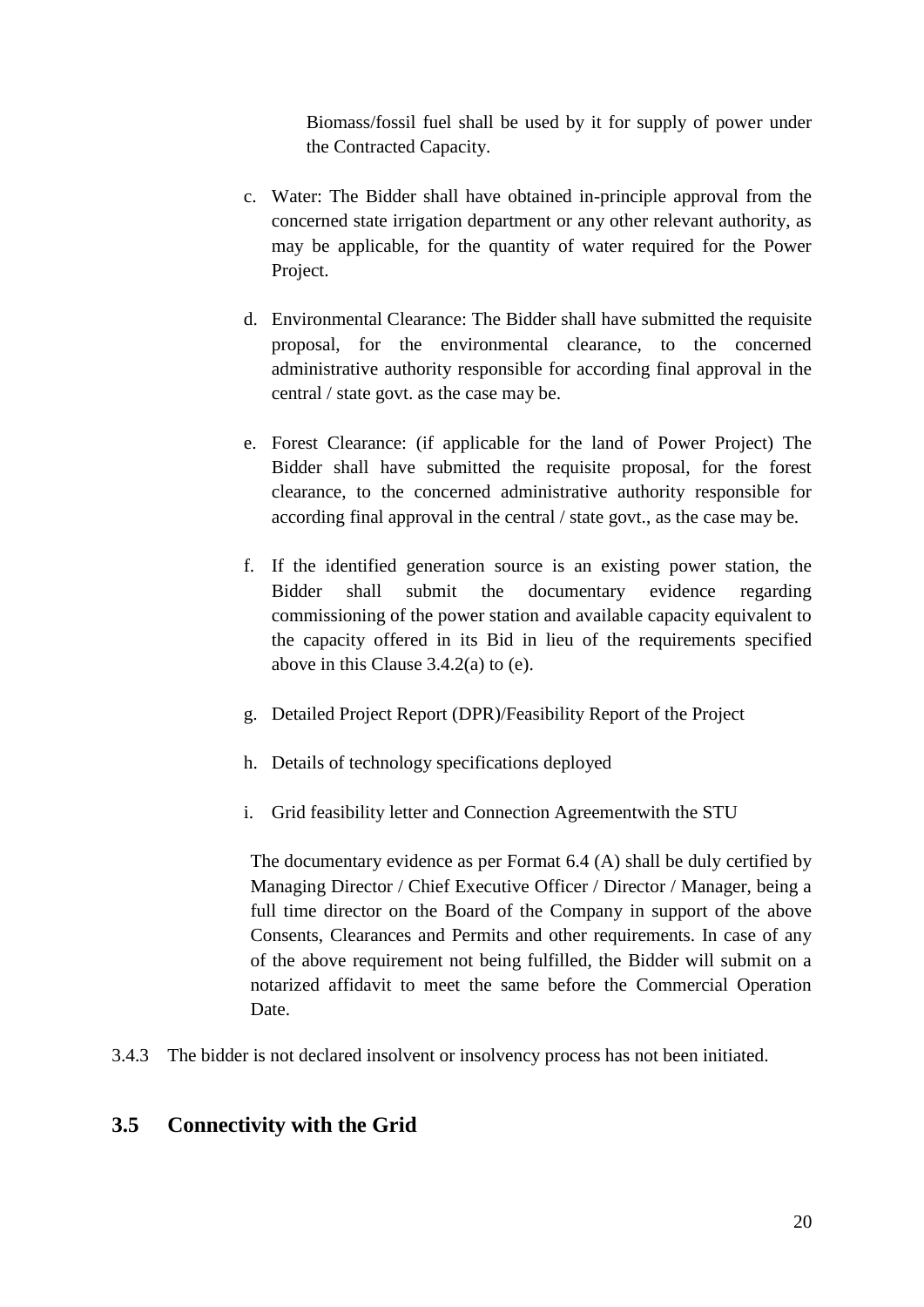Biomass/fossil fuel shall be used by it for supply of power under the Contracted Capacity.

c. Water: The Bidder shall have obtained in-principle approval from the concerned state irrigation department or any other relevant authority, as may be applicable, for the quantity of water required for the Power Project.

d. Environmental Clearance: The Bidder shall have submitted the requisite proposal, for the environmental clearance, to the concerned administrative authority responsible for according final approval in the central / state govt. as the case may be.

e. Forest Clearance: (if applicable for the land of Power Project) The Bidder shall have submitted the requisite proposal, for the forest clearance, to the concerned administrative authority responsible for according final approval in the central / state govt., as the case may be.

f. If the identified generation source is an existing power station, the Bidder shall submit the documentary evidence regarding commissioning of the power station and available capacity equivalent to the capacity offered in its Bid in lieu of the requirements specified above in this Clause 3.4.2(a) to (e).

g. Detailed Project Report (DPR)/Feasibility Report of the Project

h. Details of technology specifications deployed

i. Grid feasibility letter and Connection Agreementwith the STU

The documentary evidence as per Format 6.4 (A) shall be duly certified by Managing Director / Chief Executive Officer / Director / Manager, being a full time director on the Board of the Company in support of the above Consents, Clearances and Permits and other requirements. In case of any of the above requirement not being fulfilled, the Bidder will submit on a notarized affidavit to meet the same before the Commercial Operation Date.

3.4.3 The bidder is not declared insolvent or insolvency process has not been initiated.

## 3.5 Connectivity with the Grid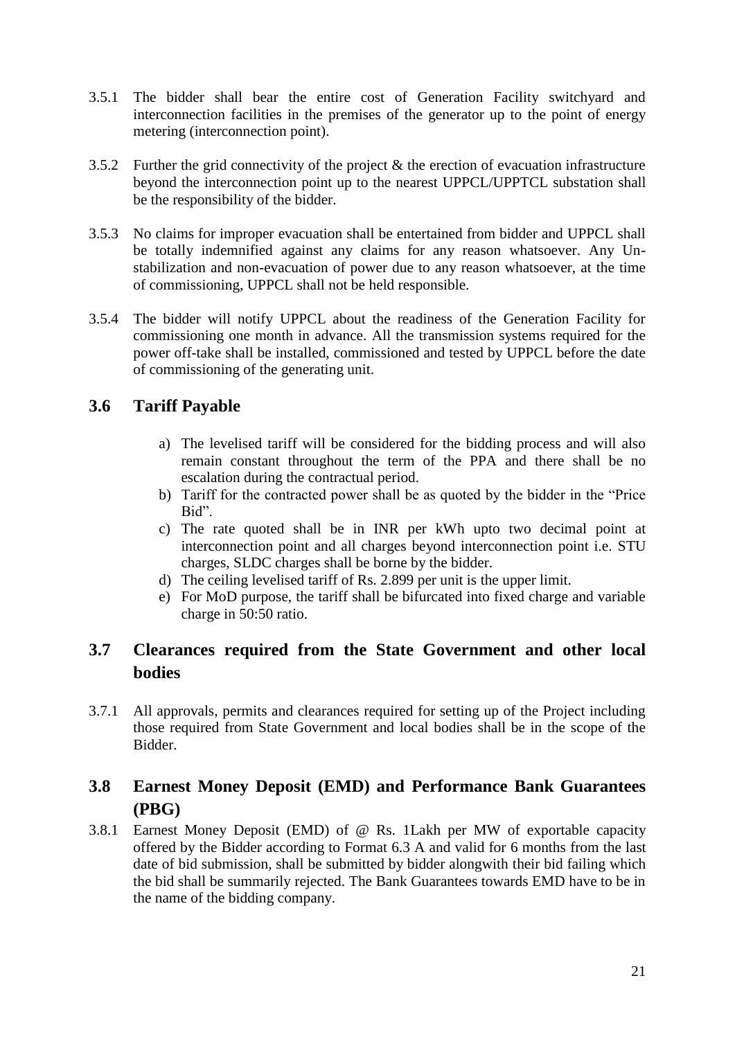3.5.1 The bidder shall bear the entire cost of Generation Facility switchyard and interconnection facilities in the premises of the generator up to the point of energy metering (interconnection point).

3.5.2 Further the grid connectivity of the project & the erection of evacuation infrastructure beyond the interconnection point up to the nearest UPPCL/UPPTCL substation shall be the responsibility of the bidder.

3.5.3 No claims for improper evacuation shall be entertained from bidder and UPPCL shall be totally indemnified against any claims for any reason whatsoever. Any Un-stabilization and non-evacuation of power due to any reason whatsoever, at the time of commissioning, UPPCL shall not be held responsible.

3.5.4 The bidder will notify UPPCL about the readiness of the Generation Facility for commissioning one month in advance. All the transmission systems required for the power off-take shall be installed, commissioned and tested by UPPCL before the date of commissioning of the generating unit.

## 3.6 Tariff Payable

a) The levelised tariff will be considered for the bidding process and will also remain constant throughout the term of the PPA and there shall be no escalation during the contractual period.
b) Tariff for the contracted power shall be as quoted by the bidder in the "Price Bid".
c) The rate quoted shall be in INR per kWh upto two decimal point at interconnection point and all charges beyond interconnection point i.e. STU charges, SLDC charges shall be borne by the bidder.
d) The ceiling levelised tariff of Rs. 2.899 per unit is the upper limit.
e) For MoD purpose, the tariff shall be bifurcated into fixed charge and variable charge in 50:50 ratio.

## 3.7 Clearances required from the State Government and other local bodies

3.7.1 All approvals, permits and clearances required for setting up of the Project including those required from State Government and local bodies shall be in the scope of the Bidder.

## 3.8 Earnest Money Deposit (EMD) and Performance Bank Guarantees (PBG)

3.8.1 Earnest Money Deposit (EMD) of @ Rs. 1Lakh per MW of exportable capacity offered by the Bidder according to Format 6.3 A and valid for 6 months from the last date of bid submission, shall be submitted by bidder alongwith their bid failing which the bid shall be summarily rejected. The Bank Guarantees towards EMD have to be in the name of the bidding company.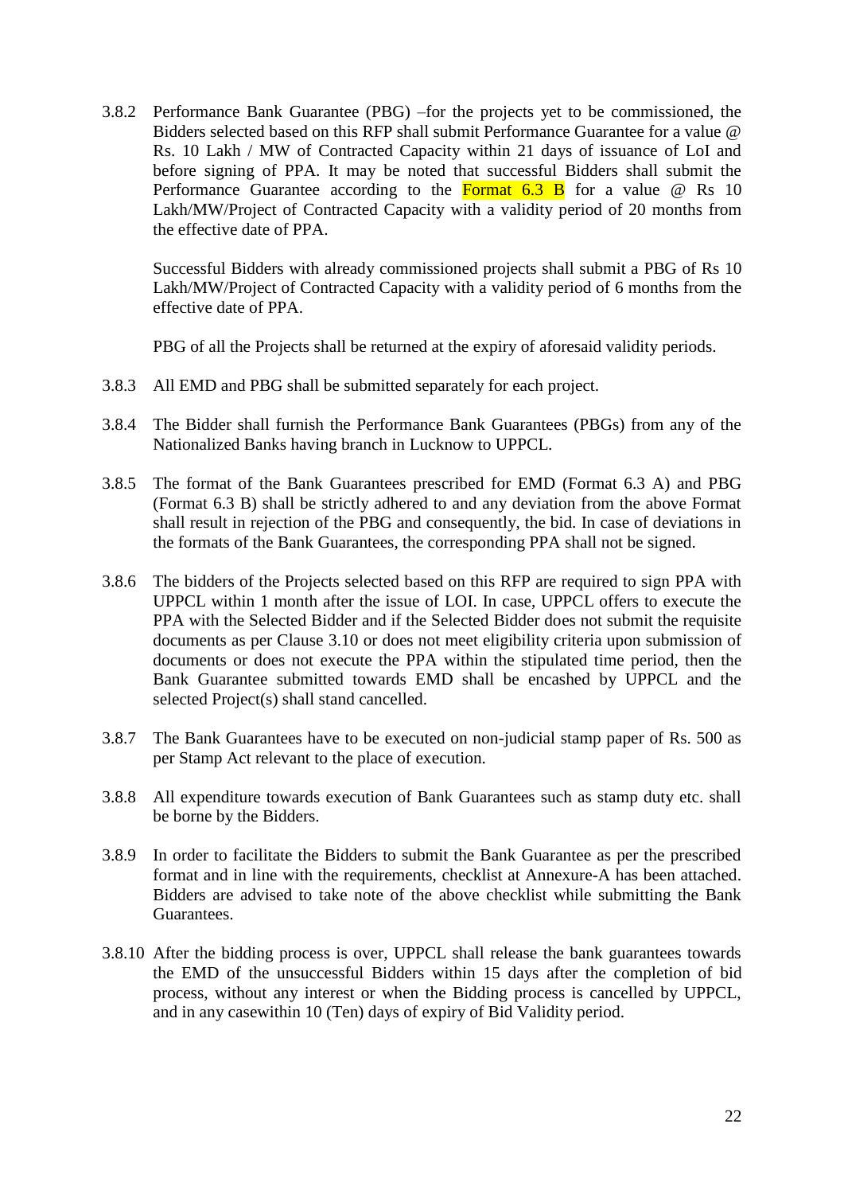3.8.2 Performance Bank Guarantee (PBG) –for the projects yet to be commissioned, the Bidders selected based on this RFP shall submit Performance Guarantee for a value @ Rs. 10 Lakh / MW of Contracted Capacity within 21 days of issuance of LoI and before signing of PPA. It may be noted that successful Bidders shall submit the Performance Guarantee according to the Format 6.3 B for a value @ Rs 10 Lakh/MW/Project of Contracted Capacity with a validity period of 20 months from the effective date of PPA.

Successful Bidders with already commissioned projects shall submit a PBG of Rs 10 Lakh/MW/Project of Contracted Capacity with a validity period of 6 months from the effective date of PPA.

PBG of all the Projects shall be returned at the expiry of aforesaid validity periods.

3.8.3 All EMD and PBG shall be submitted separately for each project.

3.8.4 The Bidder shall furnish the Performance Bank Guarantees (PBGs) from any of the Nationalized Banks having branch in Lucknow to UPPCL.

3.8.5 The format of the Bank Guarantees prescribed for EMD (Format 6.3 A) and PBG (Format 6.3 B) shall be strictly adhered to and any deviation from the above Format shall result in rejection of the PBG and consequently, the bid. In case of deviations in the formats of the Bank Guarantees, the corresponding PPA shall not be signed.

3.8.6 The bidders of the Projects selected based on this RFP are required to sign PPA with UPPCL within 1 month after the issue of LOI. In case, UPPCL offers to execute the PPA with the Selected Bidder and if the Selected Bidder does not submit the requisite documents as per Clause 3.10 or does not meet eligibility criteria upon submission of documents or does not execute the PPA within the stipulated time period, then the Bank Guarantee submitted towards EMD shall be encashed by UPPCL and the selected Project(s) shall stand cancelled.

3.8.7 The Bank Guarantees have to be executed on non-judicial stamp paper of Rs. 500 as per Stamp Act relevant to the place of execution.

3.8.8 All expenditure towards execution of Bank Guarantees such as stamp duty etc. shall be borne by the Bidders.

3.8.9 In order to facilitate the Bidders to submit the Bank Guarantee as per the prescribed format and in line with the requirements, checklist at Annexure-A has been attached. Bidders are advised to take note of the above checklist while submitting the Bank Guarantees.

3.8.10 After the bidding process is over, UPPCL shall release the bank guarantees towards the EMD of the unsuccessful Bidders within 15 days after the completion of bid process, without any interest or when the Bidding process is cancelled by UPPCL, and in any casewithin 10 (Ten) days of expiry of Bid Validity period.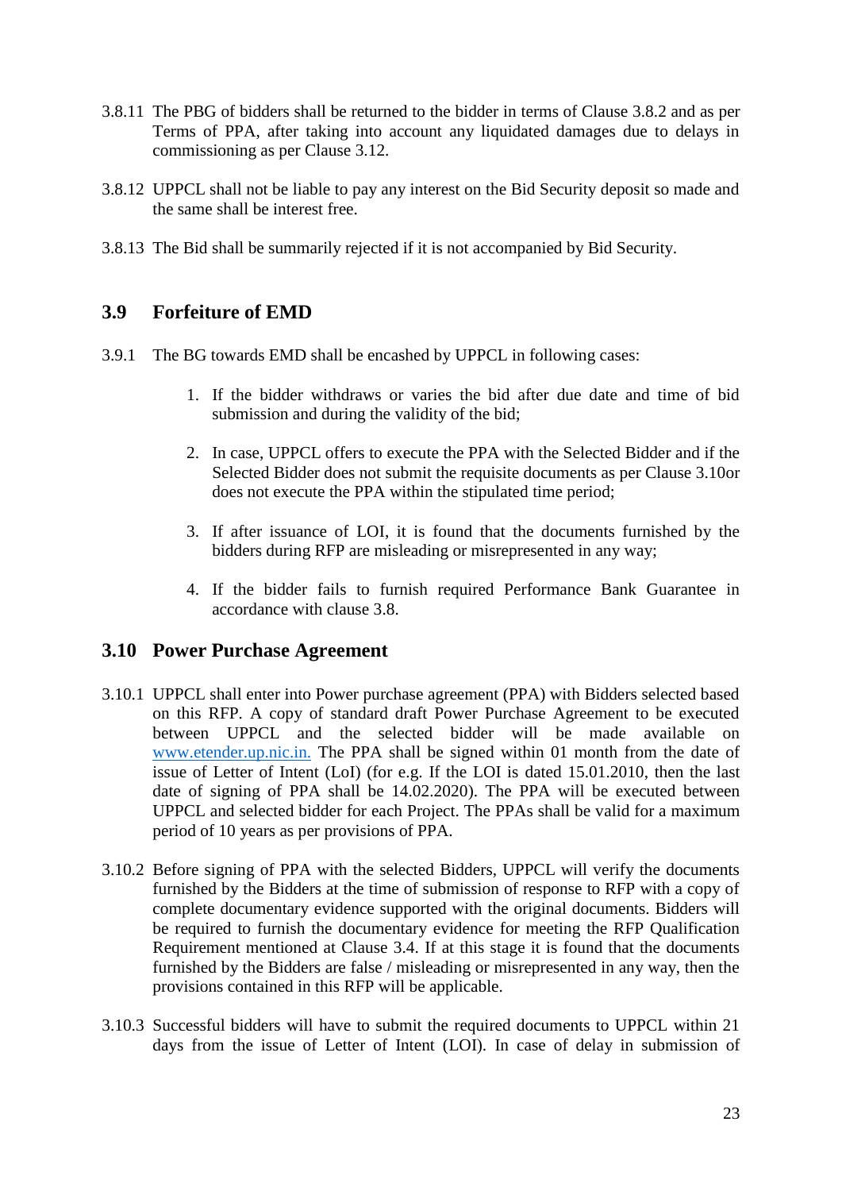3.8.11 The PBG of bidders shall be returned to the bidder in terms of Clause 3.8.2 and as per Terms of PPA, after taking into account any liquidated damages due to delays in commissioning as per Clause 3.12.

3.8.12 UPPCL shall not be liable to pay any interest on the Bid Security deposit so made and the same shall be interest free.

3.8.13 The Bid shall be summarily rejected if it is not accompanied by Bid Security.

## 3.9 Forfeiture of EMD

3.9.1 The BG towards EMD shall be encashed by UPPCL in following cases:

1. If the bidder withdraws or varies the bid after due date and time of bid submission and during the validity of the bid;
2. In case, UPPCL offers to execute the PPA with the Selected Bidder and if the Selected Bidder does not submit the requisite documents as per Clause 3.10or does not execute the PPA within the stipulated time period;
3. If after issuance of LOI, it is found that the documents furnished by the bidders during RFP are misleading or misrepresented in any way;
4. If the bidder fails to furnish required Performance Bank Guarantee in accordance with clause 3.8.

## 3.10 Power Purchase Agreement

3.10.1 UPPCL shall enter into Power purchase agreement (PPA) with Bidders selected based on this RFP. A copy of standard draft Power Purchase Agreement to be executed between UPPCL and the selected bidder will be made available on www.etender.up.nic.in. The PPA shall be signed within 01 month from the date of issue of Letter of Intent (LoI) (for e.g. If the LOI is dated 15.01.2010, then the last date of signing of PPA shall be 14.02.2020). The PPA will be executed between UPPCL and selected bidder for each Project. The PPAs shall be valid for a maximum period of 10 years as per provisions of PPA.

3.10.2 Before signing of PPA with the selected Bidders, UPPCL will verify the documents furnished by the Bidders at the time of submission of response to RFP with a copy of complete documentary evidence supported with the original documents. Bidders will be required to furnish the documentary evidence for meeting the RFP Qualification Requirement mentioned at Clause 3.4. If at this stage it is found that the documents furnished by the Bidders are false / misleading or misrepresented in any way, then the provisions contained in this RFP will be applicable.

3.10.3 Successful bidders will have to submit the required documents to UPPCL within 21 days from the issue of Letter of Intent (LOI). In case of delay in submission of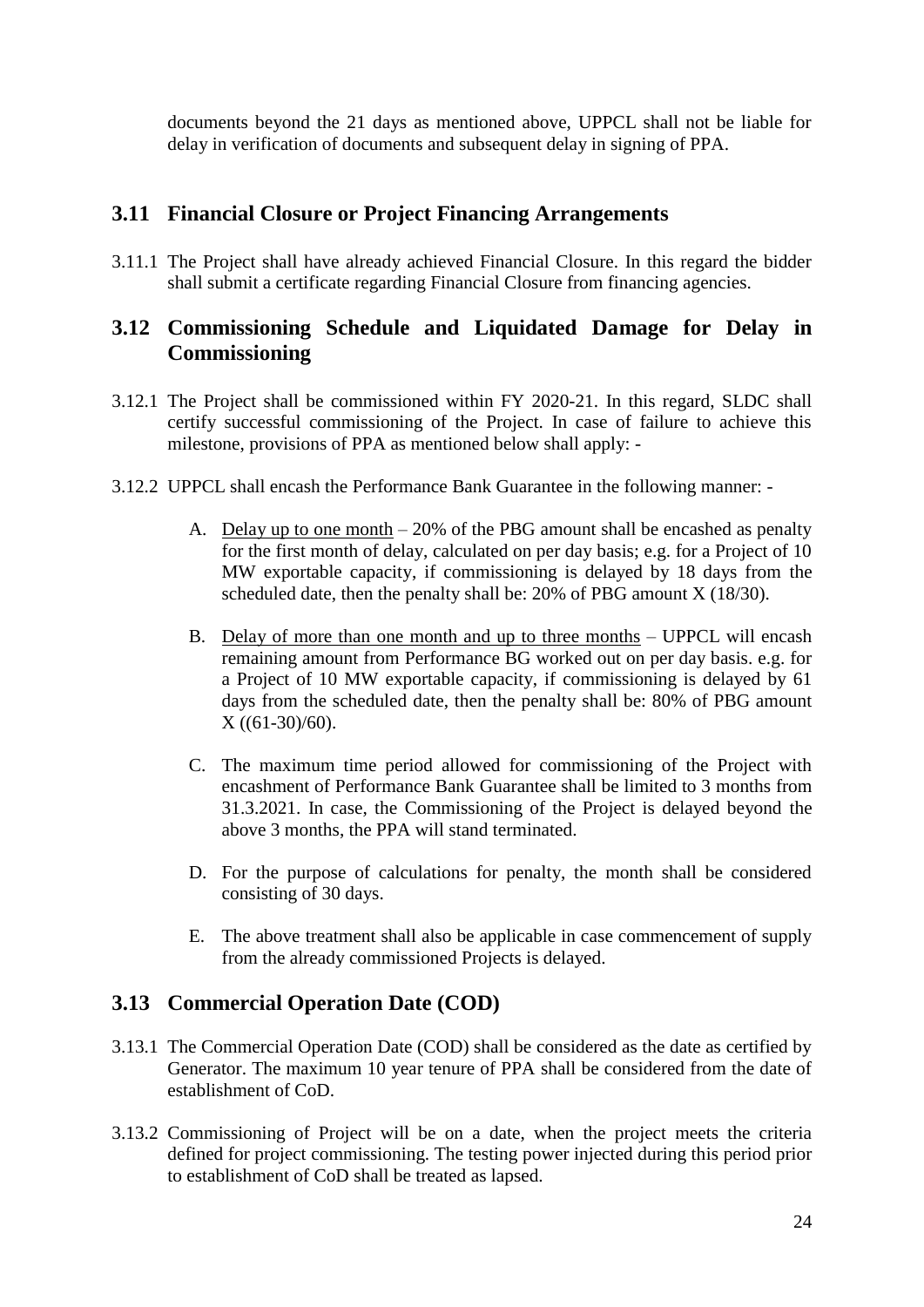documents beyond the 21 days as mentioned above, UPPCL shall not be liable for delay in verification of documents and subsequent delay in signing of PPA.

## 3.11 Financial Closure or Project Financing Arrangements

3.11.1 The Project shall have already achieved Financial Closure. In this regard the bidder shall submit a certificate regarding Financial Closure from financing agencies.

## 3.12 Commissioning Schedule and Liquidated Damage for Delay in Commissioning

3.12.1 The Project shall be commissioned within FY 2020-21. In this regard, SLDC shall certify successful commissioning of the Project. In case of failure to achieve this milestone, provisions of PPA as mentioned below shall apply: -

3.12.2 UPPCL shall encash the Performance Bank Guarantee in the following manner: -

A. Delay up to one month – 20% of the PBG amount shall be encashed as penalty for the first month of delay, calculated on per day basis; e.g. for a Project of 10 MW exportable capacity, if commissioning is delayed by 18 days from the scheduled date, then the penalty shall be: 20% of PBG amount X (18/30).

B. Delay of more than one month and up to three months – UPPCL will encash remaining amount from Performance BG worked out on per day basis. e.g. for a Project of 10 MW exportable capacity, if commissioning is delayed by 61 days from the scheduled date, then the penalty shall be: 80% of PBG amount X ((61-30)/60).

C. The maximum time period allowed for commissioning of the Project with encashment of Performance Bank Guarantee shall be limited to 3 months from 31.3.2021. In case, the Commissioning of the Project is delayed beyond the above 3 months, the PPA will stand terminated.

D. For the purpose of calculations for penalty, the month shall be considered consisting of 30 days.

E. The above treatment shall also be applicable in case commencement of supply from the already commissioned Projects is delayed.

## 3.13 Commercial Operation Date (COD)

3.13.1 The Commercial Operation Date (COD) shall be considered as the date as certified by Generator. The maximum 10 year tenure of PPA shall be considered from the date of establishment of CoD.

3.13.2 Commissioning of Project will be on a date, when the project meets the criteria defined for project commissioning. The testing power injected during this period prior to establishment of CoD shall be treated as lapsed.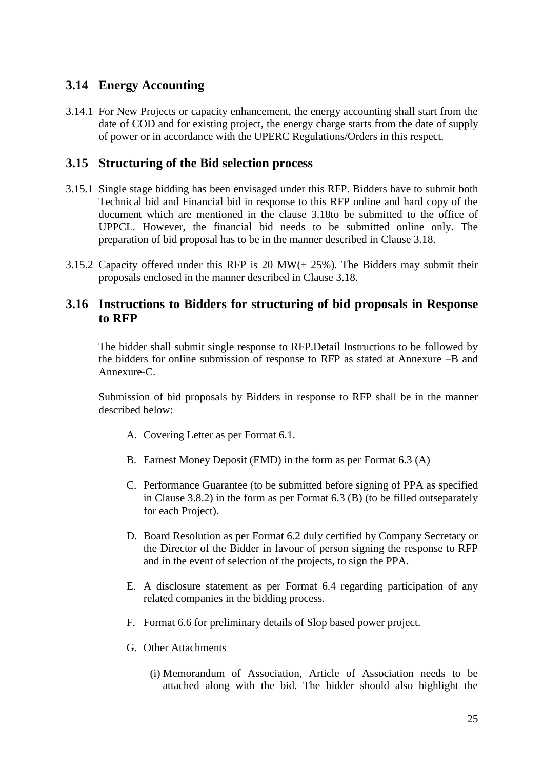## 3.14 Energy Accounting

3.14.1 For New Projects or capacity enhancement, the energy accounting shall start from the date of COD and for existing project, the energy charge starts from the date of supply of power or in accordance with the UPERC Regulations/Orders in this respect.

## 3.15 Structuring of the Bid selection process

3.15.1 Single stage bidding has been envisaged under this RFP. Bidders have to submit both Technical bid and Financial bid in response to this RFP online and hard copy of the document which are mentioned in the clause 3.18to be submitted to the office of UPPCL. However, the financial bid needs to be submitted online only. The preparation of bid proposal has to be in the manner described in Clause 3.18.

3.15.2 Capacity offered under this RFP is 20 MW(± 25%). The Bidders may submit their proposals enclosed in the manner described in Clause 3.18.

## 3.16 Instructions to Bidders for structuring of bid proposals in Response to RFP

The bidder shall submit single response to RFP.Detail Instructions to be followed by the bidders for online submission of response to RFP as stated at Annexure –B and Annexure-C.

Submission of bid proposals by Bidders in response to RFP shall be in the manner described below:

A. Covering Letter as per Format 6.1.

B. Earnest Money Deposit (EMD) in the form as per Format 6.3 (A)

C. Performance Guarantee (to be submitted before signing of PPA as specified in Clause 3.8.2) in the form as per Format 6.3 (B) (to be filled outseparately for each Project).

D. Board Resolution as per Format 6.2 duly certified by Company Secretary or the Director of the Bidder in favour of person signing the response to RFP and in the event of selection of the projects, to sign the PPA.

E. A disclosure statement as per Format 6.4 regarding participation of any related companies in the bidding process.

F. Format 6.6 for preliminary details of Slop based power project.

G. Other Attachments

   (i) Memorandum of Association, Article of Association needs to be attached along with the bid. The bidder should also highlight the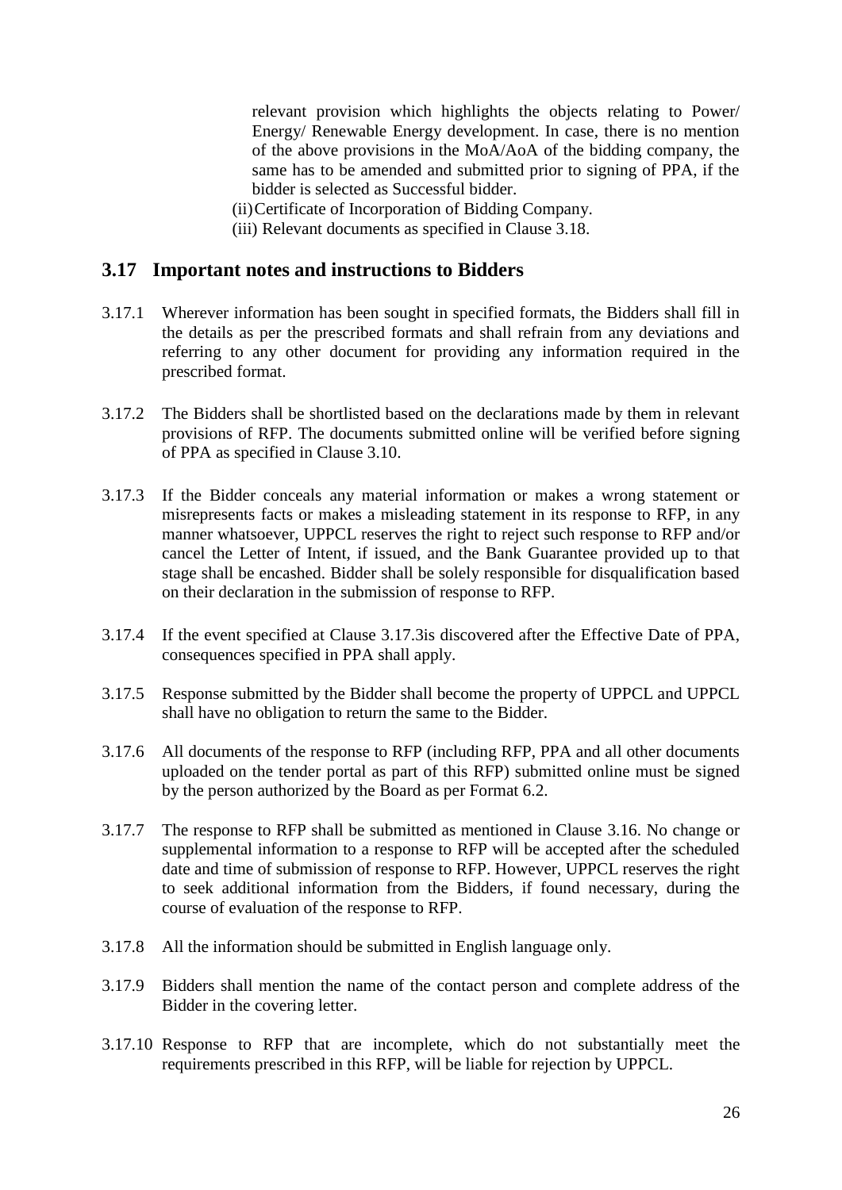relevant provision which highlights the objects relating to Power/ Energy/ Renewable Energy development. In case, there is no mention of the above provisions in the MoA/AoA of the bidding company, the same has to be amended and submitted prior to signing of PPA, if the bidder is selected as Successful bidder.

(ii) Certificate of Incorporation of Bidding Company.

(iii) Relevant documents as specified in Clause 3.18.

## 3.17 Important notes and instructions to Bidders

3.17.1 Wherever information has been sought in specified formats, the Bidders shall fill in the details as per the prescribed formats and shall refrain from any deviations and referring to any other document for providing any information required in the prescribed format.

3.17.2 The Bidders shall be shortlisted based on the declarations made by them in relevant provisions of RFP. The documents submitted online will be verified before signing of PPA as specified in Clause 3.10.

3.17.3 If the Bidder conceals any material information or makes a wrong statement or misrepresents facts or makes a misleading statement in its response to RFP, in any manner whatsoever, UPPCL reserves the right to reject such response to RFP and/or cancel the Letter of Intent, if issued, and the Bank Guarantee provided up to that stage shall be encashed. Bidder shall be solely responsible for disqualification based on their declaration in the submission of response to RFP.

3.17.4 If the event specified at Clause 3.17.3is discovered after the Effective Date of PPA, consequences specified in PPA shall apply.

3.17.5 Response submitted by the Bidder shall become the property of UPPCL and UPPCL shall have no obligation to return the same to the Bidder.

3.17.6 All documents of the response to RFP (including RFP, PPA and all other documents uploaded on the tender portal as part of this RFP) submitted online must be signed by the person authorized by the Board as per Format 6.2.

3.17.7 The response to RFP shall be submitted as mentioned in Clause 3.16. No change or supplemental information to a response to RFP will be accepted after the scheduled date and time of submission of response to RFP. However, UPPCL reserves the right to seek additional information from the Bidders, if found necessary, during the course of evaluation of the response to RFP.

3.17.8 All the information should be submitted in English language only.

3.17.9 Bidders shall mention the name of the contact person and complete address of the Bidder in the covering letter.

3.17.10 Response to RFP that are incomplete, which do not substantially meet the requirements prescribed in this RFP, will be liable for rejection by UPPCL.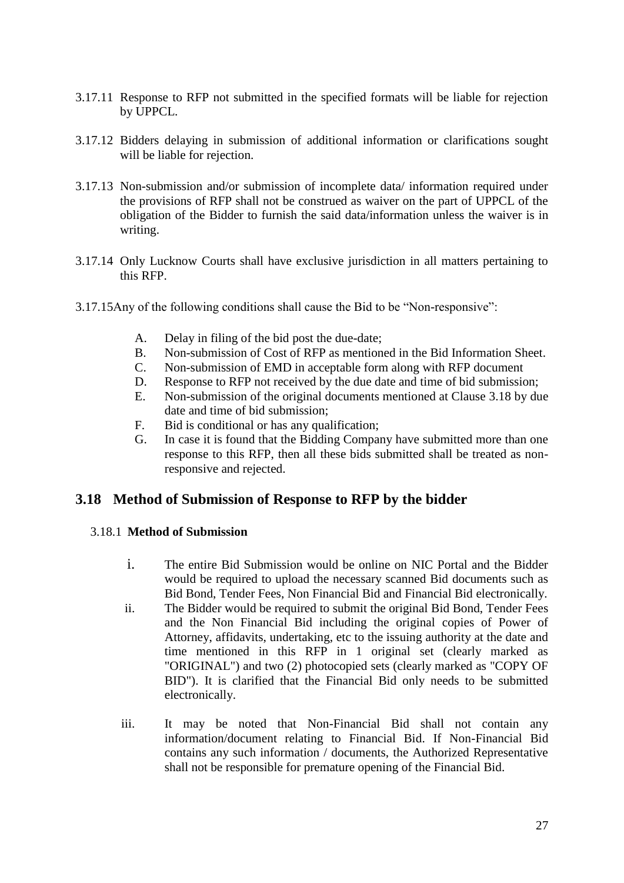3.17.11 Response to RFP not submitted in the specified formats will be liable for rejection by UPPCL.

3.17.12 Bidders delaying in submission of additional information or clarifications sought will be liable for rejection.

3.17.13 Non-submission and/or submission of incomplete data/ information required under the provisions of RFP shall not be construed as waiver on the part of UPPCL of the obligation of the Bidder to furnish the said data/information unless the waiver is in writing.

3.17.14 Only Lucknow Courts shall have exclusive jurisdiction in all matters pertaining to this RFP.

3.17.15Any of the following conditions shall cause the Bid to be "Non-responsive":

A. Delay in filing of the bid post the due-date;
B. Non-submission of Cost of RFP as mentioned in the Bid Information Sheet.
C. Non-submission of EMD in acceptable form along with RFP document
D. Response to RFP not received by the due date and time of bid submission;
E. Non-submission of the original documents mentioned at Clause 3.18 by due date and time of bid submission;
F. Bid is conditional or has any qualification;
G. In case it is found that the Bidding Company have submitted more than one response to this RFP, then all these bids submitted shall be treated as non-responsive and rejected.

## 3.18 Method of Submission of Response to RFP by the bidder

### 3.18.1 **Method of Submission**

i. The entire Bid Submission would be online on NIC Portal and the Bidder would be required to upload the necessary scanned Bid documents such as Bid Bond, Tender Fees, Non Financial Bid and Financial Bid electronically.

ii. The Bidder would be required to submit the original Bid Bond, Tender Fees and the Non Financial Bid including the original copies of Power of Attorney, affidavits, undertaking, etc to the issuing authority at the date and time mentioned in this RFP in 1 original set (clearly marked as "ORIGINAL") and two (2) photocopied sets (clearly marked as "COPY OF BID"). It is clarified that the Financial Bid only needs to be submitted electronically.

iii. It may be noted that Non-Financial Bid shall not contain any information/document relating to Financial Bid. If Non-Financial Bid contains any such information / documents, the Authorized Representative shall not be responsible for premature opening of the Financial Bid.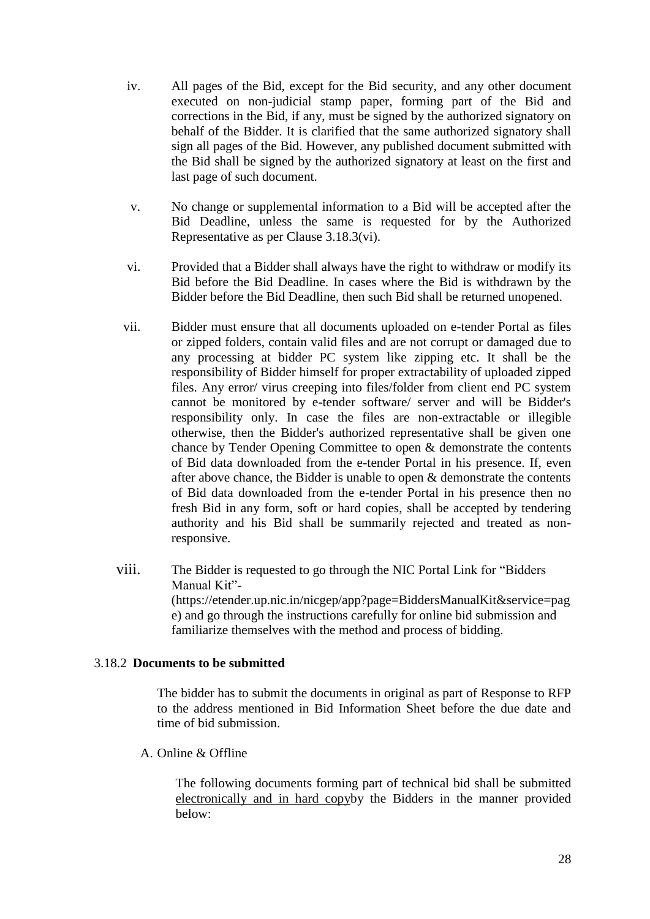iv. All pages of the Bid, except for the Bid security, and any other document executed on non-judicial stamp paper, forming part of the Bid and corrections in the Bid, if any, must be signed by the authorized signatory on behalf of the Bidder. It is clarified that the same authorized signatory shall sign all pages of the Bid. However, any published document submitted with the Bid shall be signed by the authorized signatory at least on the first and last page of such document.

v. No change or supplemental information to a Bid will be accepted after the Bid Deadline, unless the same is requested for by the Authorized Representative as per Clause 3.18.3(vi).

vi. Provided that a Bidder shall always have the right to withdraw or modify its Bid before the Bid Deadline. In cases where the Bid is withdrawn by the Bidder before the Bid Deadline, then such Bid shall be returned unopened.

vii. Bidder must ensure that all documents uploaded on e-tender Portal as files or zipped folders, contain valid files and are not corrupt or damaged due to any processing at bidder PC system like zipping etc. It shall be the responsibility of Bidder himself for proper extractability of uploaded zipped files. Any error/ virus creeping into files/folder from client end PC system cannot be monitored by e-tender software/ server and will be Bidder's responsibility only. In case the files are non-extractable or illegible otherwise, then the Bidder's authorized representative shall be given one chance by Tender Opening Committee to open & demonstrate the contents of Bid data downloaded from the e-tender Portal in his presence. If, even after above chance, the Bidder is unable to open & demonstrate the contents of Bid data downloaded from the e-tender Portal in his presence then no fresh Bid in any form, soft or hard copies, shall be accepted by tendering authority and his Bid shall be summarily rejected and treated as non-responsive.

viii. The Bidder is requested to go through the NIC Portal Link for "Bidders Manual Kit"-(https://etender.up.nic.in/nicgep/app?page=BiddersManualKit&service=page) and go through the instructions carefully for online bid submission and familiarize themselves with the method and process of bidding.

### 3.18.2 **Documents to be submitted**

The bidder has to submit the documents in original as part of Response to RFP to the address mentioned in Bid Information Sheet before the due date and time of bid submission.

A. Online & Offline

The following documents forming part of technical bid shall be submitted electronically and in hard copyby the Bidders in the manner provided below: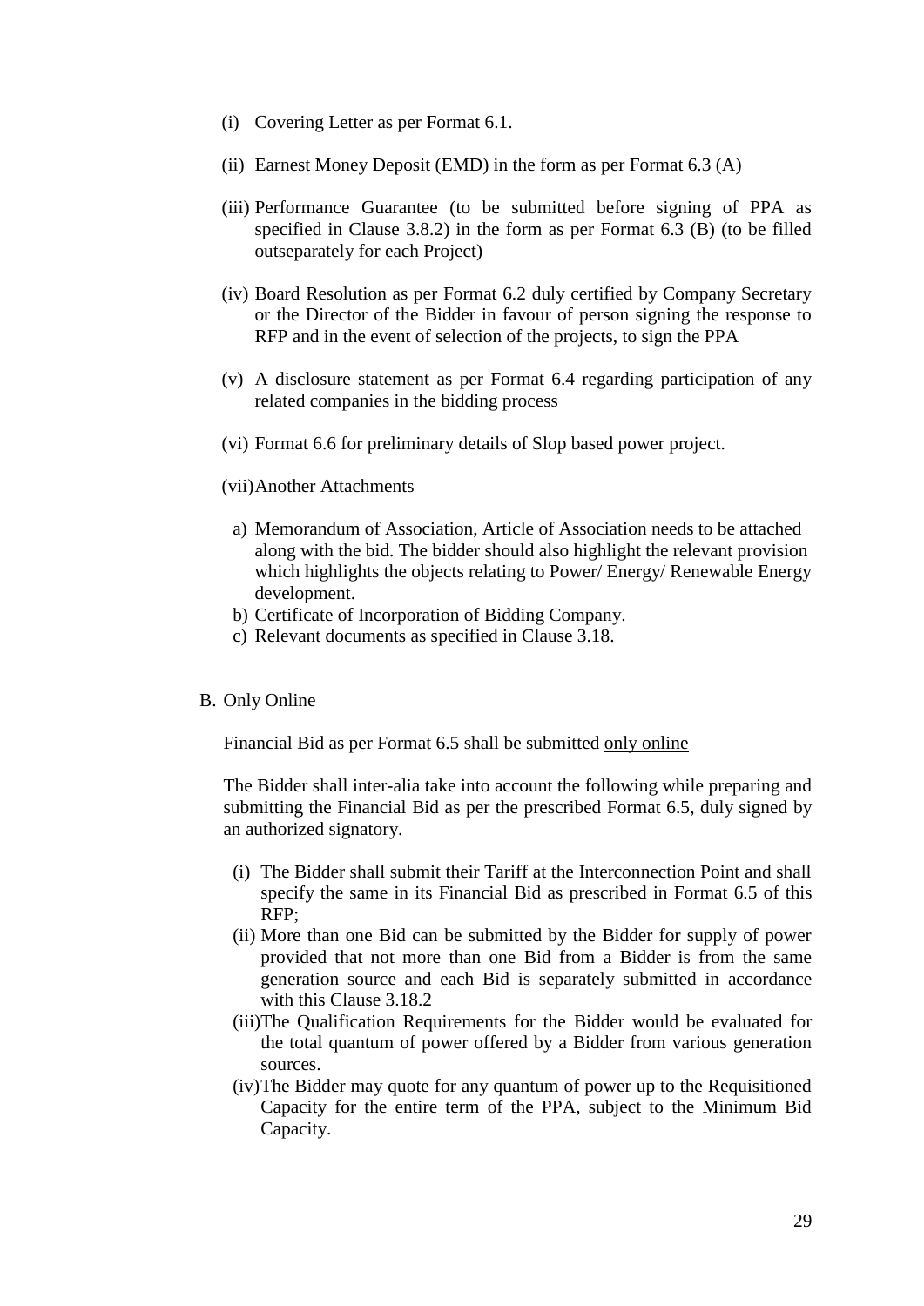(i) Covering Letter as per Format 6.1.

(ii) Earnest Money Deposit (EMD) in the form as per Format 6.3 (A)

(iii) Performance Guarantee (to be submitted before signing of PPA as specified in Clause 3.8.2) in the form as per Format 6.3 (B) (to be filled outseparately for each Project)

(iv) Board Resolution as per Format 6.2 duly certified by Company Secretary or the Director of the Bidder in favour of person signing the response to RFP and in the event of selection of the projects, to sign the PPA

(v) A disclosure statement as per Format 6.4 regarding participation of any related companies in the bidding process

(vi) Format 6.6 for preliminary details of Slop based power project.

(vii) Another Attachments

a) Memorandum of Association, Article of Association needs to be attached along with the bid. The bidder should also highlight the relevant provision which highlights the objects relating to Power/ Energy/ Renewable Energy development.
b) Certificate of Incorporation of Bidding Company.
c) Relevant documents as specified in Clause 3.18.

B. Only Online

Financial Bid as per Format 6.5 shall be submitted <u>only online</u>

The Bidder shall inter-alia take into account the following while preparing and submitting the Financial Bid as per the prescribed Format 6.5, duly signed by an authorized signatory.

(i) The Bidder shall submit their Tariff at the Interconnection Point and shall specify the same in its Financial Bid as prescribed in Format 6.5 of this RFP;
(ii) More than one Bid can be submitted by the Bidder for supply of power provided that not more than one Bid from a Bidder is from the same generation source and each Bid is separately submitted in accordance with this Clause 3.18.2
(iii) The Qualification Requirements for the Bidder would be evaluated for the total quantum of power offered by a Bidder from various generation sources.
(iv) The Bidder may quote for any quantum of power up to the Requisitioned Capacity for the entire term of the PPA, subject to the Minimum Bid Capacity.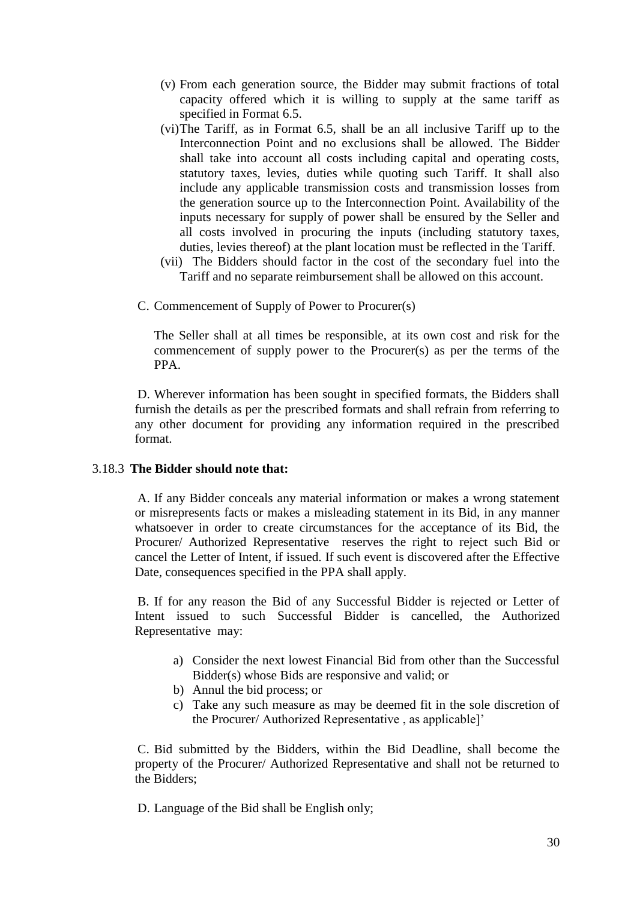(v) From each generation source, the Bidder may submit fractions of total capacity offered which it is willing to supply at the same tariff as specified in Format 6.5.

(vi) The Tariff, as in Format 6.5, shall be an all inclusive Tariff up to the Interconnection Point and no exclusions shall be allowed. The Bidder shall take into account all costs including capital and operating costs, statutory taxes, levies, duties while quoting such Tariff. It shall also include any applicable transmission costs and transmission losses from the generation source up to the Interconnection Point. Availability of the inputs necessary for supply of power shall be ensured by the Seller and all costs involved in procuring the inputs (including statutory taxes, duties, levies thereof) at the plant location must be reflected in the Tariff.

(vii) The Bidders should factor in the cost of the secondary fuel into the Tariff and no separate reimbursement shall be allowed on this account.

C. Commencement of Supply of Power to Procurer(s)

The Seller shall at all times be responsible, at its own cost and risk for the commencement of supply power to the Procurer(s) as per the terms of the PPA.

D. Wherever information has been sought in specified formats, the Bidders shall furnish the details as per the prescribed formats and shall refrain from referring to any other document for providing any information required in the prescribed format.

3.18.3 **The Bidder should note that:**

A. If any Bidder conceals any material information or makes a wrong statement or misrepresents facts or makes a misleading statement in its Bid, in any manner whatsoever in order to create circumstances for the acceptance of its Bid, the Procurer/ Authorized Representative reserves the right to reject such Bid or cancel the Letter of Intent, if issued. If such event is discovered after the Effective Date, consequences specified in the PPA shall apply.

B. If for any reason the Bid of any Successful Bidder is rejected or Letter of Intent issued to such Successful Bidder is cancelled, the Authorized Representative may:

a) Consider the next lowest Financial Bid from other than the Successful Bidder(s) whose Bids are responsive and valid; or
b) Annul the bid process; or
c) Take any such measure as may be deemed fit in the sole discretion of the Procurer/ Authorized Representative , as applicable]'

C. Bid submitted by the Bidders, within the Bid Deadline, shall become the property of the Procurer/ Authorized Representative and shall not be returned to the Bidders;

D. Language of the Bid shall be English only;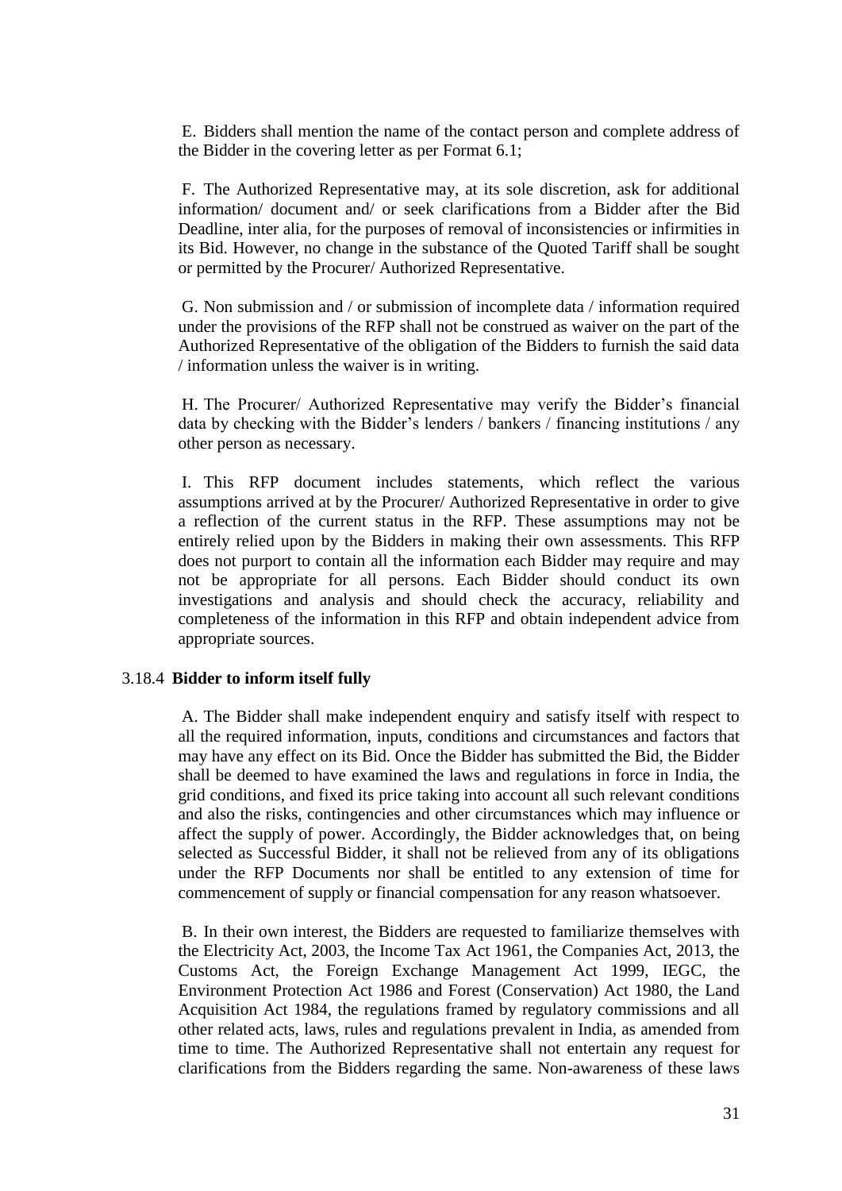E. Bidders shall mention the name of the contact person and complete address of the Bidder in the covering letter as per Format 6.1;

F. The Authorized Representative may, at its sole discretion, ask for additional information/ document and/ or seek clarifications from a Bidder after the Bid Deadline, inter alia, for the purposes of removal of inconsistencies or infirmities in its Bid. However, no change in the substance of the Quoted Tariff shall be sought or permitted by the Procurer/ Authorized Representative.

G. Non submission and / or submission of incomplete data / information required under the provisions of the RFP shall not be construed as waiver on the part of the Authorized Representative of the obligation of the Bidders to furnish the said data / information unless the waiver is in writing.

H. The Procurer/ Authorized Representative may verify the Bidder's financial data by checking with the Bidder's lenders / bankers / financing institutions / any other person as necessary.

I. This RFP document includes statements, which reflect the various assumptions arrived at by the Procurer/ Authorized Representative in order to give a reflection of the current status in the RFP. These assumptions may not be entirely relied upon by the Bidders in making their own assessments. This RFP does not purport to contain all the information each Bidder may require and may not be appropriate for all persons. Each Bidder should conduct its own investigations and analysis and should check the accuracy, reliability and completeness of the information in this RFP and obtain independent advice from appropriate sources.

### 3.18.4 **Bidder to inform itself fully**

A. The Bidder shall make independent enquiry and satisfy itself with respect to all the required information, inputs, conditions and circumstances and factors that may have any effect on its Bid. Once the Bidder has submitted the Bid, the Bidder shall be deemed to have examined the laws and regulations in force in India, the grid conditions, and fixed its price taking into account all such relevant conditions and also the risks, contingencies and other circumstances which may influence or affect the supply of power. Accordingly, the Bidder acknowledges that, on being selected as Successful Bidder, it shall not be relieved from any of its obligations under the RFP Documents nor shall be entitled to any extension of time for commencement of supply or financial compensation for any reason whatsoever.

B. In their own interest, the Bidders are requested to familiarize themselves with the Electricity Act, 2003, the Income Tax Act 1961, the Companies Act, 2013, the Customs Act, the Foreign Exchange Management Act 1999, IEGC, the Environment Protection Act 1986 and Forest (Conservation) Act 1980, the Land Acquisition Act 1984, the regulations framed by regulatory commissions and all other related acts, laws, rules and regulations prevalent in India, as amended from time to time. The Authorized Representative shall not entertain any request for clarifications from the Bidders regarding the same. Non-awareness of these laws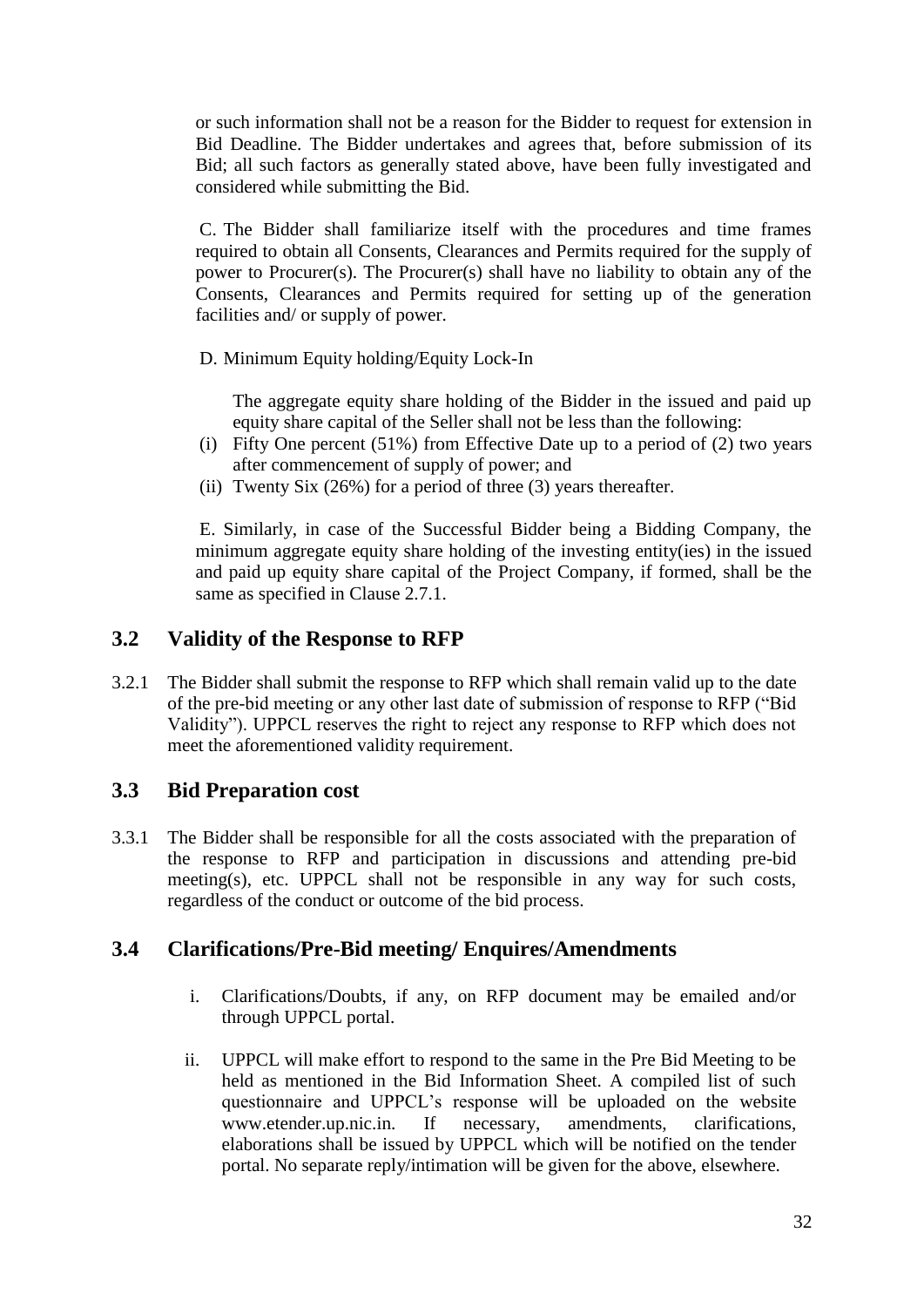or such information shall not be a reason for the Bidder to request for extension in Bid Deadline. The Bidder undertakes and agrees that, before submission of its Bid; all such factors as generally stated above, have been fully investigated and considered while submitting the Bid.

C. The Bidder shall familiarize itself with the procedures and time frames required to obtain all Consents, Clearances and Permits required for the supply of power to Procurer(s). The Procurer(s) shall have no liability to obtain any of the Consents, Clearances and Permits required for setting up of the generation facilities and/ or supply of power.

D. Minimum Equity holding/Equity Lock-In

The aggregate equity share holding of the Bidder in the issued and paid up equity share capital of the Seller shall not be less than the following:

(i) Fifty One percent (51%) from Effective Date up to a period of (2) two years after commencement of supply of power; and
(ii) Twenty Six (26%) for a period of three (3) years thereafter.

E. Similarly, in case of the Successful Bidder being a Bidding Company, the minimum aggregate equity share holding of the investing entity(ies) in the issued and paid up equity share capital of the Project Company, if formed, shall be the same as specified in Clause 2.7.1.

## 3.2 Validity of the Response to RFP

3.2.1 The Bidder shall submit the response to RFP which shall remain valid up to the date of the pre-bid meeting or any other last date of submission of response to RFP ("Bid Validity"). UPPCL reserves the right to reject any response to RFP which does not meet the aforementioned validity requirement.

## 3.3 Bid Preparation cost

3.3.1 The Bidder shall be responsible for all the costs associated with the preparation of the response to RFP and participation in discussions and attending pre-bid meeting(s), etc. UPPCL shall not be responsible in any way for such costs, regardless of the conduct or outcome of the bid process.

## 3.4 Clarifications/Pre-Bid meeting/ Enquires/Amendments

i. Clarifications/Doubts, if any, on RFP document may be emailed and/or through UPPCL portal.

ii. UPPCL will make effort to respond to the same in the Pre Bid Meeting to be held as mentioned in the Bid Information Sheet. A compiled list of such questionnaire and UPPCL's response will be uploaded on the website www.etender.up.nic.in. If necessary, amendments, clarifications, elaborations shall be issued by UPPCL which will be notified on the tender portal. No separate reply/intimation will be given for the above, elsewhere.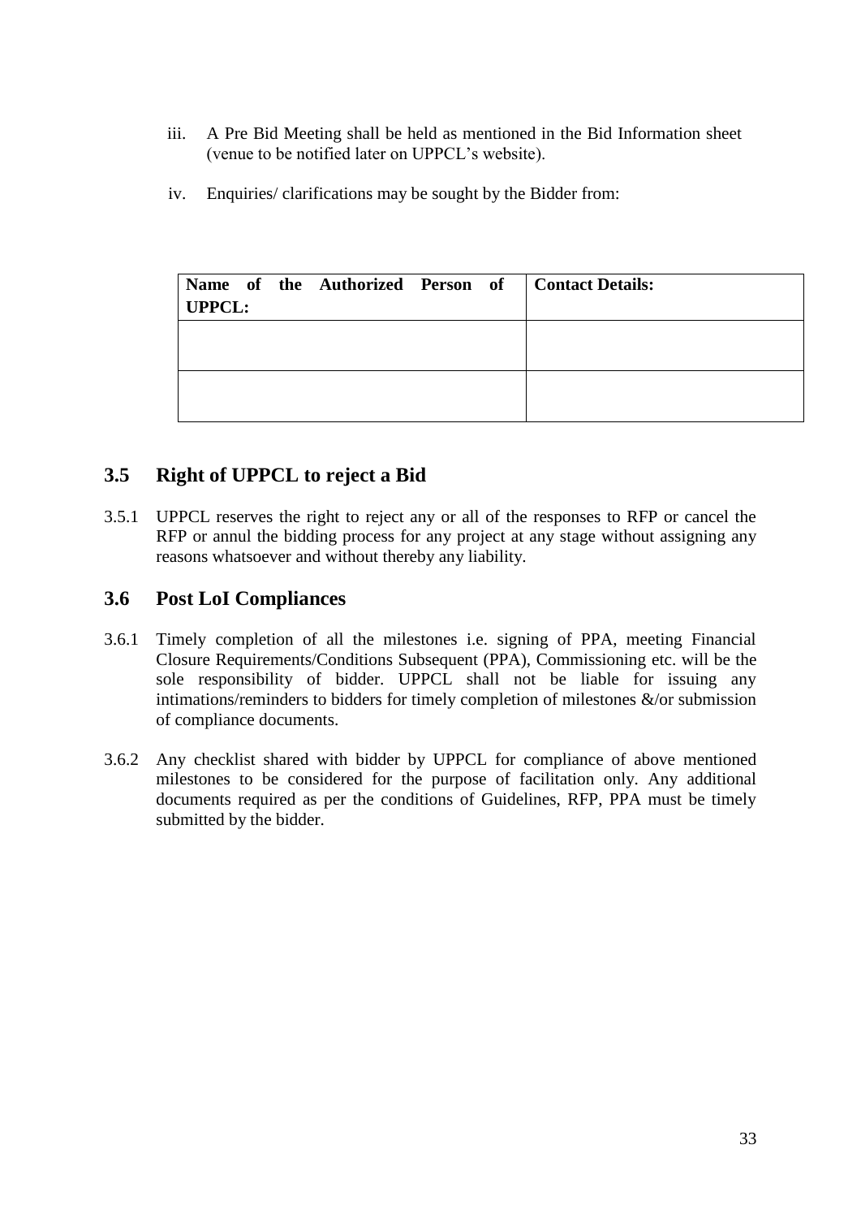iii. A Pre Bid Meeting shall be held as mentioned in the Bid Information sheet (venue to be notified later on UPPCL's website).

iv. Enquiries/ clarifications may be sought by the Bidder from:

| **Name of the Authorized Person of UPPCL:** | **Contact Details:** |
|---|---|
| | |
| | |

## 3.5 Right of UPPCL to reject a Bid

3.5.1 UPPCL reserves the right to reject any or all of the responses to RFP or cancel the RFP or annul the bidding process for any project at any stage without assigning any reasons whatsoever and without thereby any liability.

## 3.6 Post LoI Compliances

3.6.1 Timely completion of all the milestones i.e. signing of PPA, meeting Financial Closure Requirements/Conditions Subsequent (PPA), Commissioning etc. will be the sole responsibility of bidder. UPPCL shall not be liable for issuing any intimations/reminders to bidders for timely completion of milestones &/or submission of compliance documents.

3.6.2 Any checklist shared with bidder by UPPCL for compliance of above mentioned milestones to be considered for the purpose of facilitation only. Any additional documents required as per the conditions of Guidelines, RFP, PPA must be timely submitted by the bidder.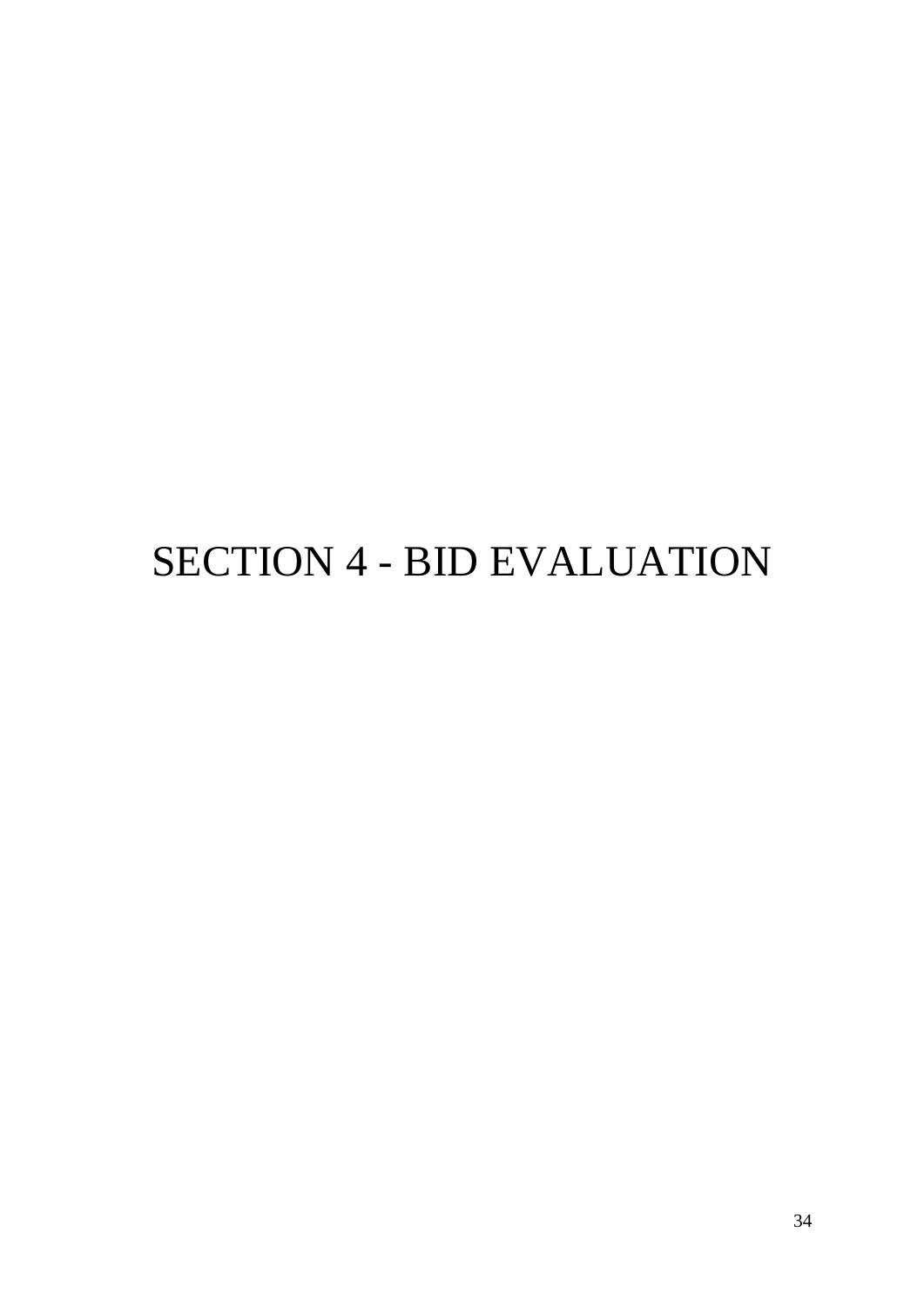# SECTION 4 - BID EVALUATION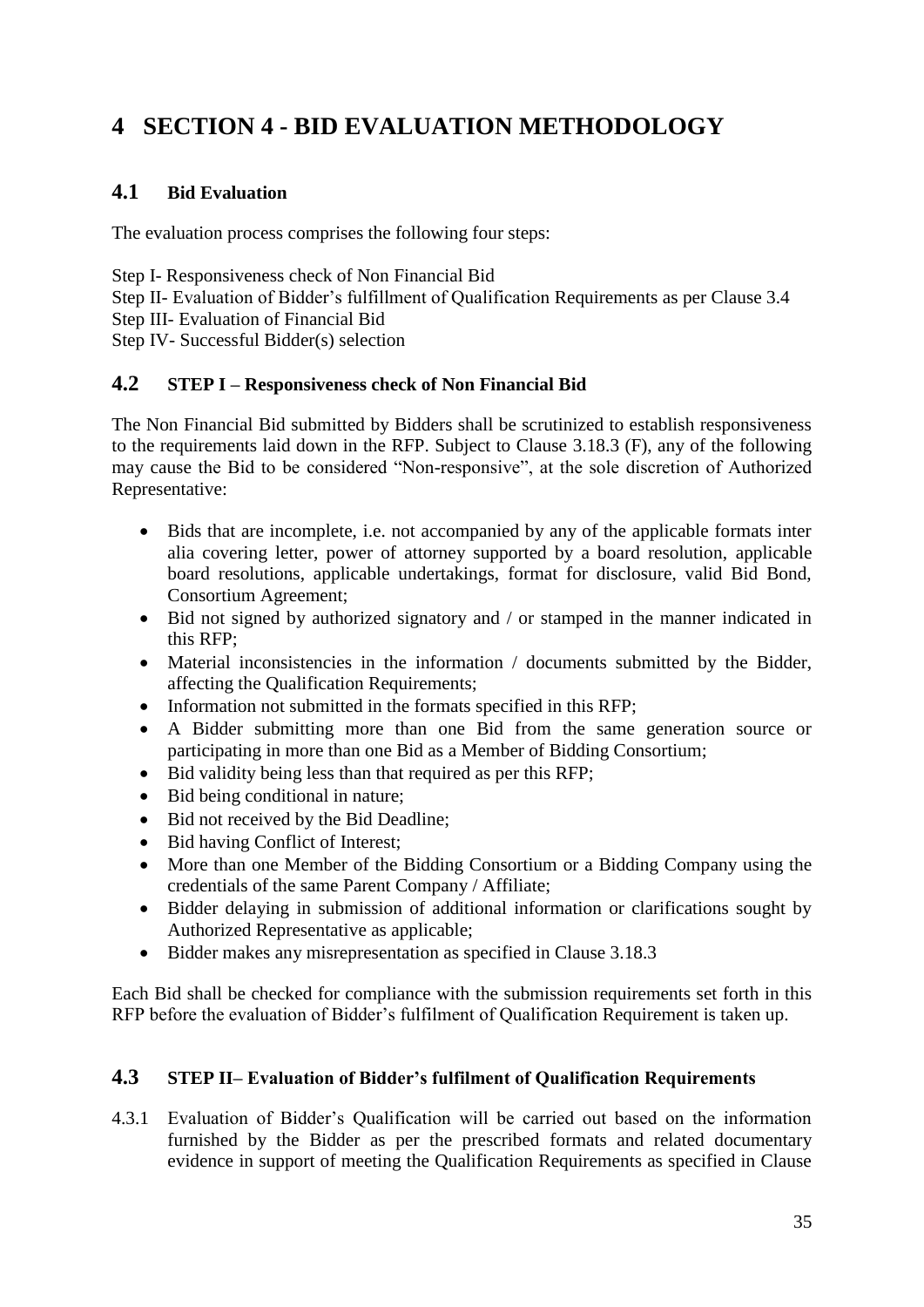# 4 SECTION 4 - BID EVALUATION METHODOLOGY

## 4.1 Bid Evaluation

The evaluation process comprises the following four steps:

Step I- Responsiveness check of Non Financial Bid
Step II- Evaluation of Bidder's fulfillment of Qualification Requirements as per Clause 3.4
Step III- Evaluation of Financial Bid
Step IV- Successful Bidder(s) selection

## 4.2 STEP I – Responsiveness check of Non Financial Bid

The Non Financial Bid submitted by Bidders shall be scrutinized to establish responsiveness to the requirements laid down in the RFP. Subject to Clause 3.18.3 (F), any of the following may cause the Bid to be considered "Non-responsive", at the sole discretion of Authorized Representative:

- Bids that are incomplete, i.e. not accompanied by any of the applicable formats inter alia covering letter, power of attorney supported by a board resolution, applicable board resolutions, applicable undertakings, format for disclosure, valid Bid Bond, Consortium Agreement;
- Bid not signed by authorized signatory and / or stamped in the manner indicated in this RFP;
- Material inconsistencies in the information / documents submitted by the Bidder, affecting the Qualification Requirements;
- Information not submitted in the formats specified in this RFP;
- A Bidder submitting more than one Bid from the same generation source or participating in more than one Bid as a Member of Bidding Consortium;
- Bid validity being less than that required as per this RFP;
- Bid being conditional in nature;
- Bid not received by the Bid Deadline;
- Bid having Conflict of Interest;
- More than one Member of the Bidding Consortium or a Bidding Company using the credentials of the same Parent Company / Affiliate;
- Bidder delaying in submission of additional information or clarifications sought by Authorized Representative as applicable;
- Bidder makes any misrepresentation as specified in Clause 3.18.3

Each Bid shall be checked for compliance with the submission requirements set forth in this RFP before the evaluation of Bidder's fulfilment of Qualification Requirement is taken up.

## 4.3 STEP II– Evaluation of Bidder's fulfilment of Qualification Requirements

4.3.1 Evaluation of Bidder's Qualification will be carried out based on the information furnished by the Bidder as per the prescribed formats and related documentary evidence in support of meeting the Qualification Requirements as specified in Clause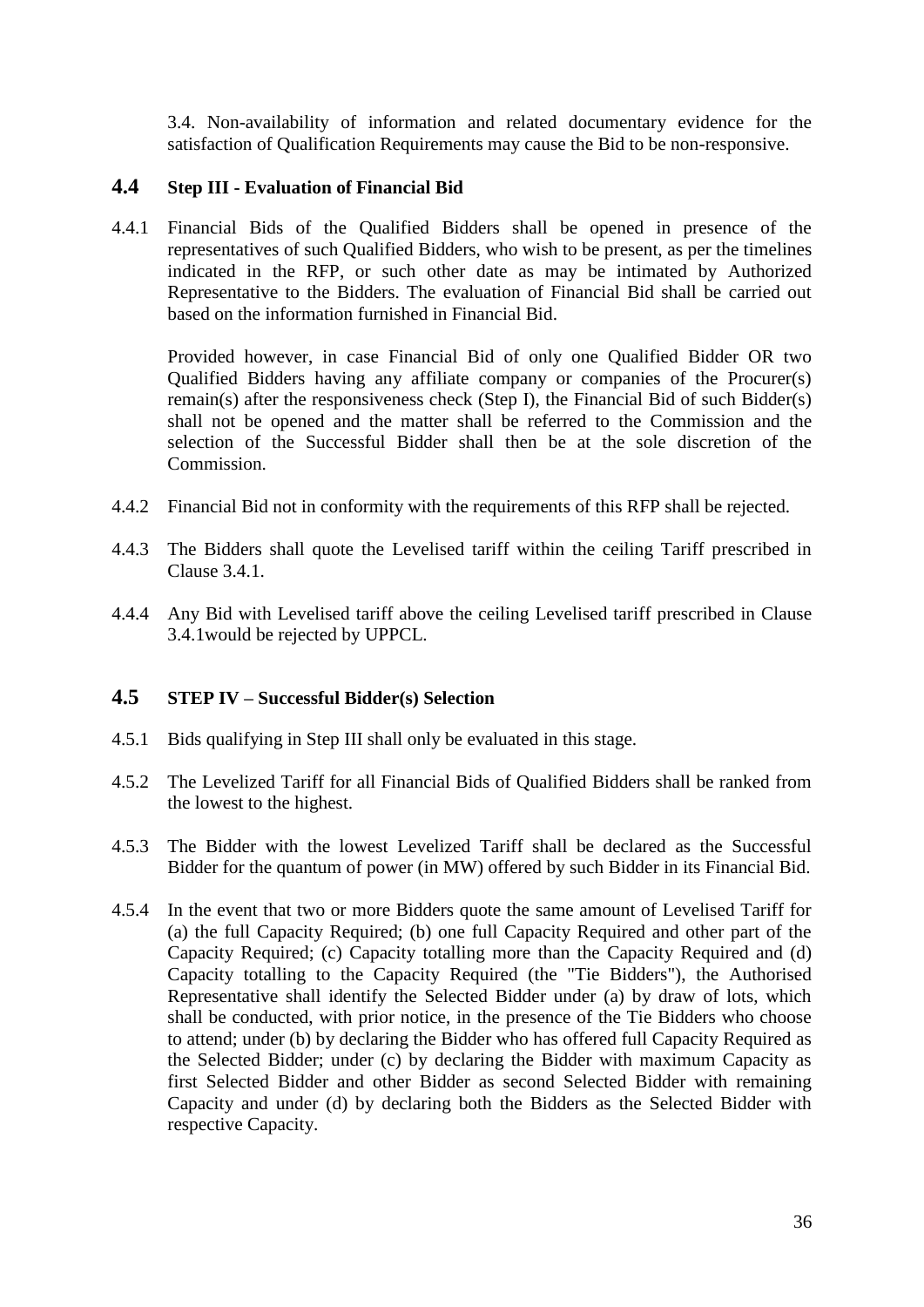3.4. Non-availability of information and related documentary evidence for the satisfaction of Qualification Requirements may cause the Bid to be non-responsive.

## 4.4 Step III - Evaluation of Financial Bid

4.4.1 Financial Bids of the Qualified Bidders shall be opened in presence of the representatives of such Qualified Bidders, who wish to be present, as per the timelines indicated in the RFP, or such other date as may be intimated by Authorized Representative to the Bidders. The evaluation of Financial Bid shall be carried out based on the information furnished in Financial Bid.

Provided however, in case Financial Bid of only one Qualified Bidder OR two Qualified Bidders having any affiliate company or companies of the Procurer(s) remain(s) after the responsiveness check (Step I), the Financial Bid of such Bidder(s) shall not be opened and the matter shall be referred to the Commission and the selection of the Successful Bidder shall then be at the sole discretion of the Commission.

4.4.2 Financial Bid not in conformity with the requirements of this RFP shall be rejected.

4.4.3 The Bidders shall quote the Levelised tariff within the ceiling Tariff prescribed in Clause 3.4.1.

4.4.4 Any Bid with Levelised tariff above the ceiling Levelised tariff prescribed in Clause 3.4.1would be rejected by UPPCL.

## 4.5 STEP IV – Successful Bidder(s) Selection

4.5.1 Bids qualifying in Step III shall only be evaluated in this stage.

4.5.2 The Levelized Tariff for all Financial Bids of Qualified Bidders shall be ranked from the lowest to the highest.

4.5.3 The Bidder with the lowest Levelized Tariff shall be declared as the Successful Bidder for the quantum of power (in MW) offered by such Bidder in its Financial Bid.

4.5.4 In the event that two or more Bidders quote the same amount of Levelised Tariff for (a) the full Capacity Required; (b) one full Capacity Required and other part of the Capacity Required; (c) Capacity totalling more than the Capacity Required and (d) Capacity totalling to the Capacity Required (the "Tie Bidders"), the Authorised Representative shall identify the Selected Bidder under (a) by draw of lots, which shall be conducted, with prior notice, in the presence of the Tie Bidders who choose to attend; under (b) by declaring the Bidder who has offered full Capacity Required as the Selected Bidder; under (c) by declaring the Bidder with maximum Capacity as first Selected Bidder and other Bidder as second Selected Bidder with remaining Capacity and under (d) by declaring both the Bidders as the Selected Bidder with respective Capacity.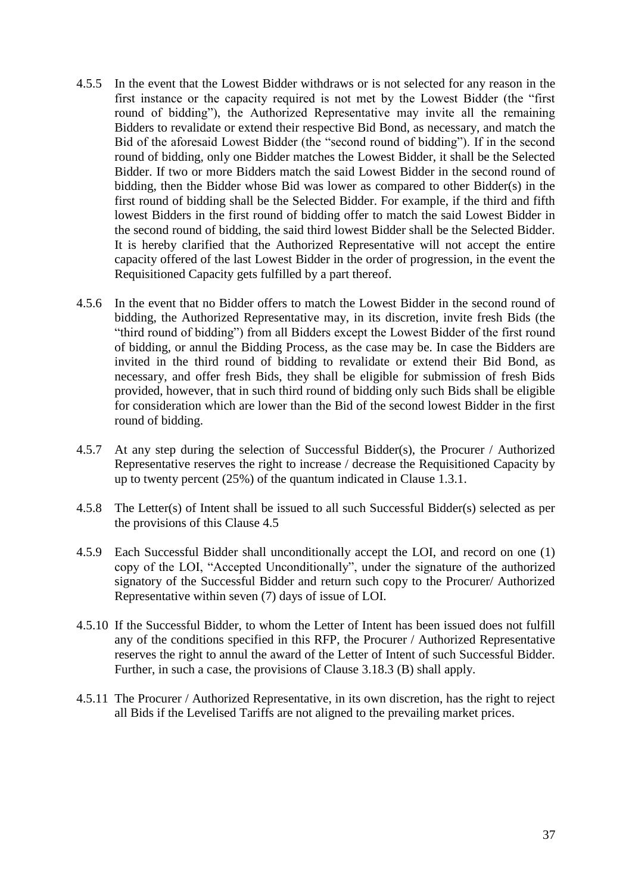4.5.5 In the event that the Lowest Bidder withdraws or is not selected for any reason in the first instance or the capacity required is not met by the Lowest Bidder (the "first round of bidding"), the Authorized Representative may invite all the remaining Bidders to revalidate or extend their respective Bid Bond, as necessary, and match the Bid of the aforesaid Lowest Bidder (the "second round of bidding"). If in the second round of bidding, only one Bidder matches the Lowest Bidder, it shall be the Selected Bidder. If two or more Bidders match the said Lowest Bidder in the second round of bidding, then the Bidder whose Bid was lower as compared to other Bidder(s) in the first round of bidding shall be the Selected Bidder. For example, if the third and fifth lowest Bidders in the first round of bidding offer to match the said Lowest Bidder in the second round of bidding, the said third lowest Bidder shall be the Selected Bidder. It is hereby clarified that the Authorized Representative will not accept the entire capacity offered of the last Lowest Bidder in the order of progression, in the event the Requisitioned Capacity gets fulfilled by a part thereof.

4.5.6 In the event that no Bidder offers to match the Lowest Bidder in the second round of bidding, the Authorized Representative may, in its discretion, invite fresh Bids (the "third round of bidding") from all Bidders except the Lowest Bidder of the first round of bidding, or annul the Bidding Process, as the case may be. In case the Bidders are invited in the third round of bidding to revalidate or extend their Bid Bond, as necessary, and offer fresh Bids, they shall be eligible for submission of fresh Bids provided, however, that in such third round of bidding only such Bids shall be eligible for consideration which are lower than the Bid of the second lowest Bidder in the first round of bidding.

4.5.7 At any step during the selection of Successful Bidder(s), the Procurer / Authorized Representative reserves the right to increase / decrease the Requisitioned Capacity by up to twenty percent (25%) of the quantum indicated in Clause 1.3.1.

4.5.8 The Letter(s) of Intent shall be issued to all such Successful Bidder(s) selected as per the provisions of this Clause 4.5

4.5.9 Each Successful Bidder shall unconditionally accept the LOI, and record on one (1) copy of the LOI, "Accepted Unconditionally", under the signature of the authorized signatory of the Successful Bidder and return such copy to the Procurer/ Authorized Representative within seven (7) days of issue of LOI.

4.5.10 If the Successful Bidder, to whom the Letter of Intent has been issued does not fulfill any of the conditions specified in this RFP, the Procurer / Authorized Representative reserves the right to annul the award of the Letter of Intent of such Successful Bidder. Further, in such a case, the provisions of Clause 3.18.3 (B) shall apply.

4.5.11 The Procurer / Authorized Representative, in its own discretion, has the right to reject all Bids if the Levelised Tariffs are not aligned to the prevailing market prices.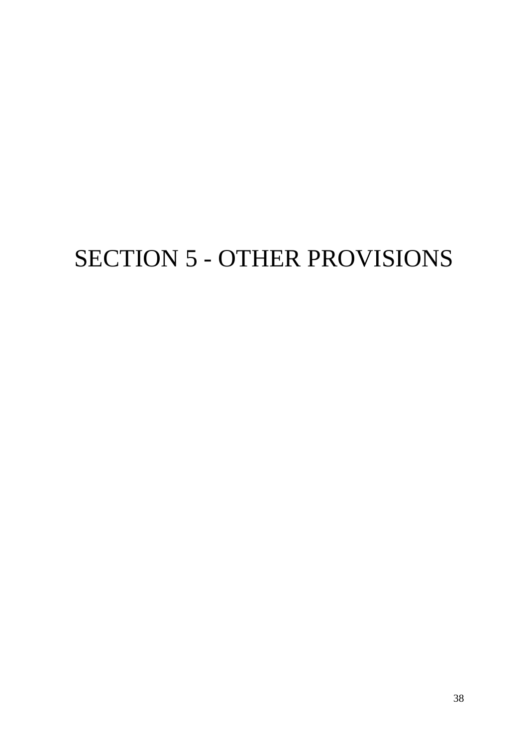# SECTION 5 - OTHER PROVISIONS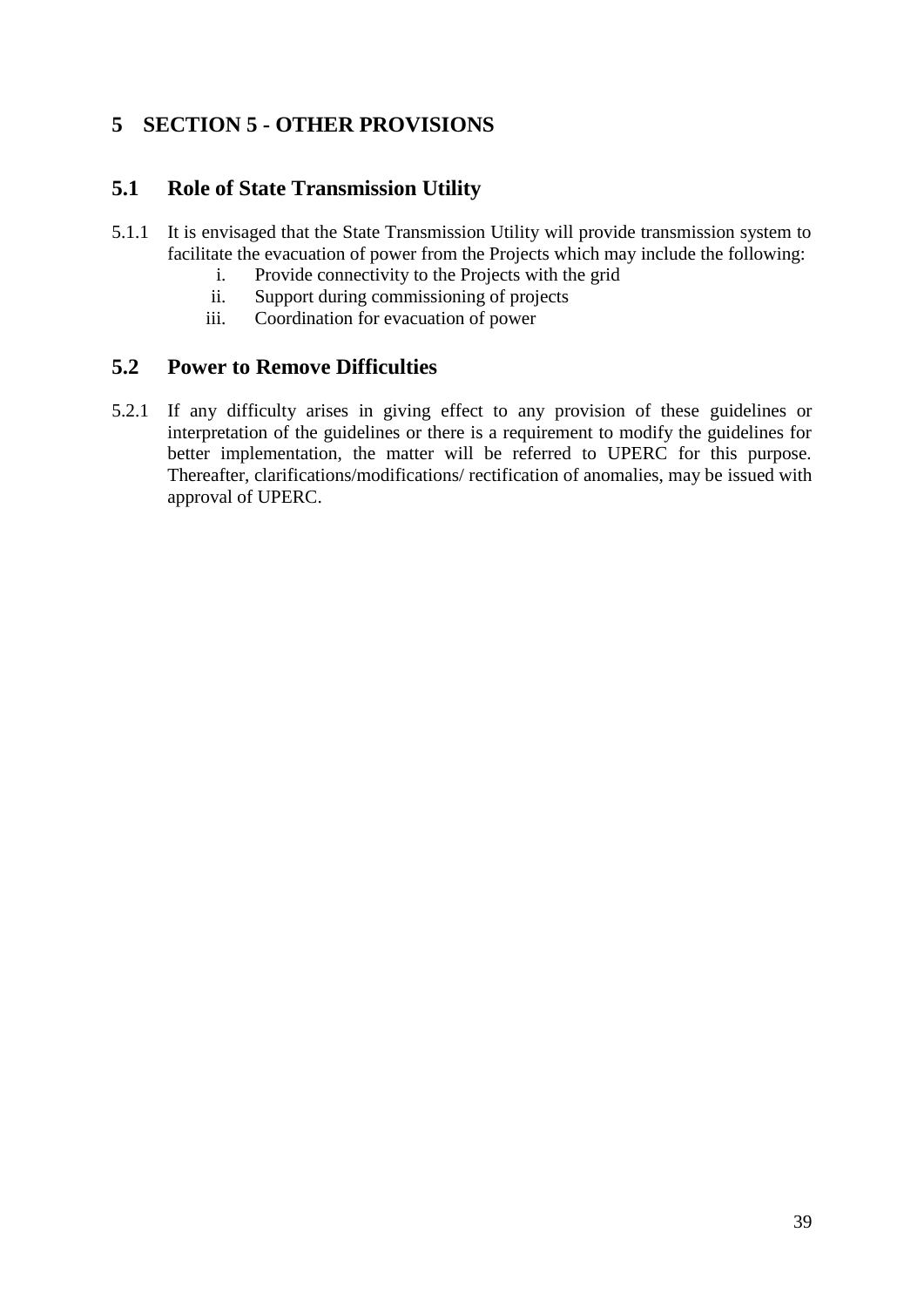# 5 SECTION 5 - OTHER PROVISIONS

## 5.1 Role of State Transmission Utility

5.1.1 It is envisaged that the State Transmission Utility will provide transmission system to facilitate the evacuation of power from the Projects which may include the following:

i. Provide connectivity to the Projects with the grid
ii. Support during commissioning of projects
iii. Coordination for evacuation of power

## 5.2 Power to Remove Difficulties

5.2.1 If any difficulty arises in giving effect to any provision of these guidelines or interpretation of the guidelines or there is a requirement to modify the guidelines for better implementation, the matter will be referred to UPERC for this purpose. Thereafter, clarifications/modifications/ rectification of anomalies, may be issued with approval of UPERC.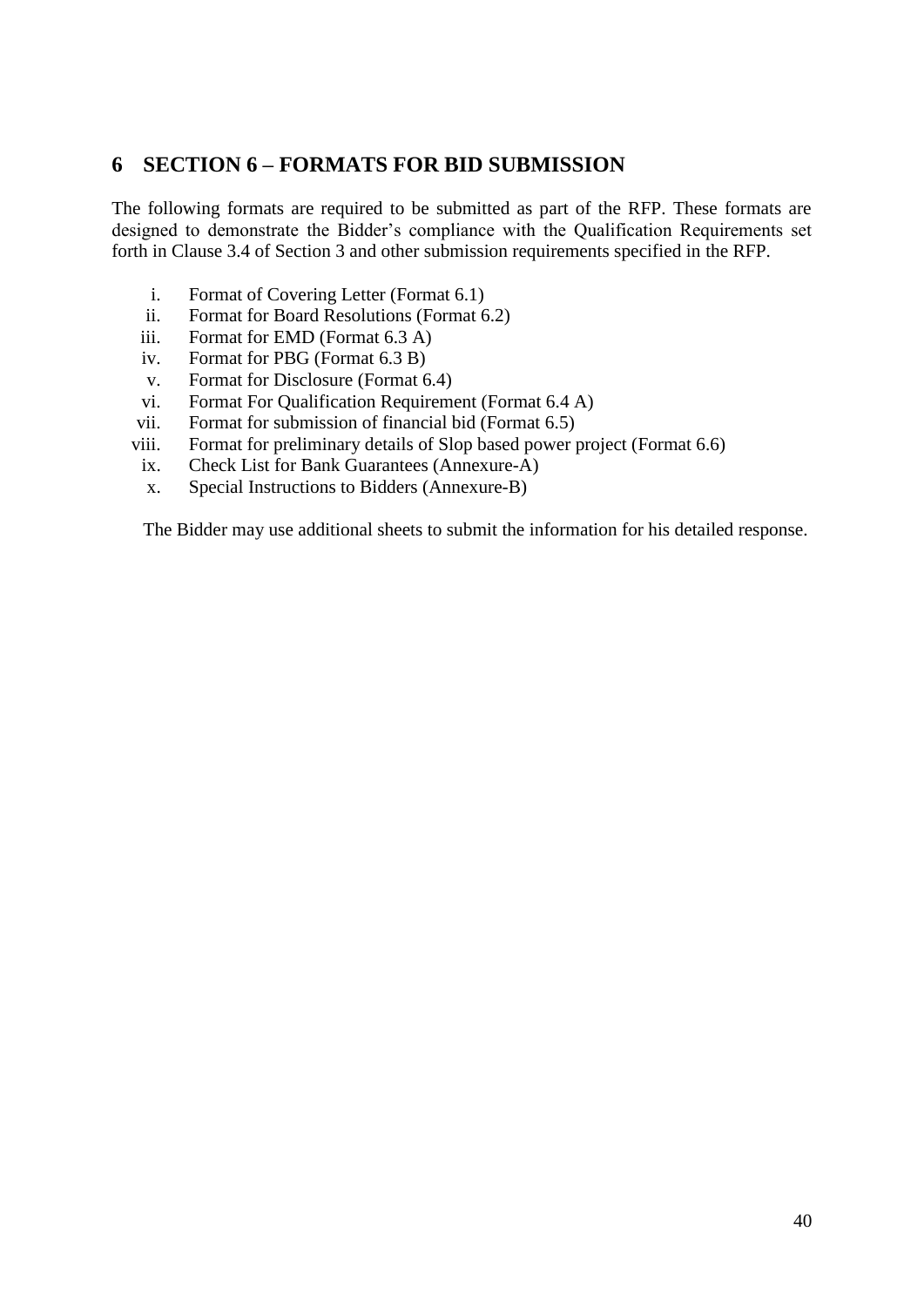# 6 SECTION 6 – FORMATS FOR BID SUBMISSION

The following formats are required to be submitted as part of the RFP. These formats are designed to demonstrate the Bidder's compliance with the Qualification Requirements set forth in Clause 3.4 of Section 3 and other submission requirements specified in the RFP.

i. Format of Covering Letter (Format 6.1)
ii. Format for Board Resolutions (Format 6.2)
iii. Format for EMD (Format 6.3 A)
iv. Format for PBG (Format 6.3 B)
v. Format for Disclosure (Format 6.4)
vi. Format For Qualification Requirement (Format 6.4 A)
vii. Format for submission of financial bid (Format 6.5)
viii. Format for preliminary details of Slop based power project (Format 6.6)
ix. Check List for Bank Guarantees (Annexure-A)
x. Special Instructions to Bidders (Annexure-B)

The Bidder may use additional sheets to submit the information for his detailed response.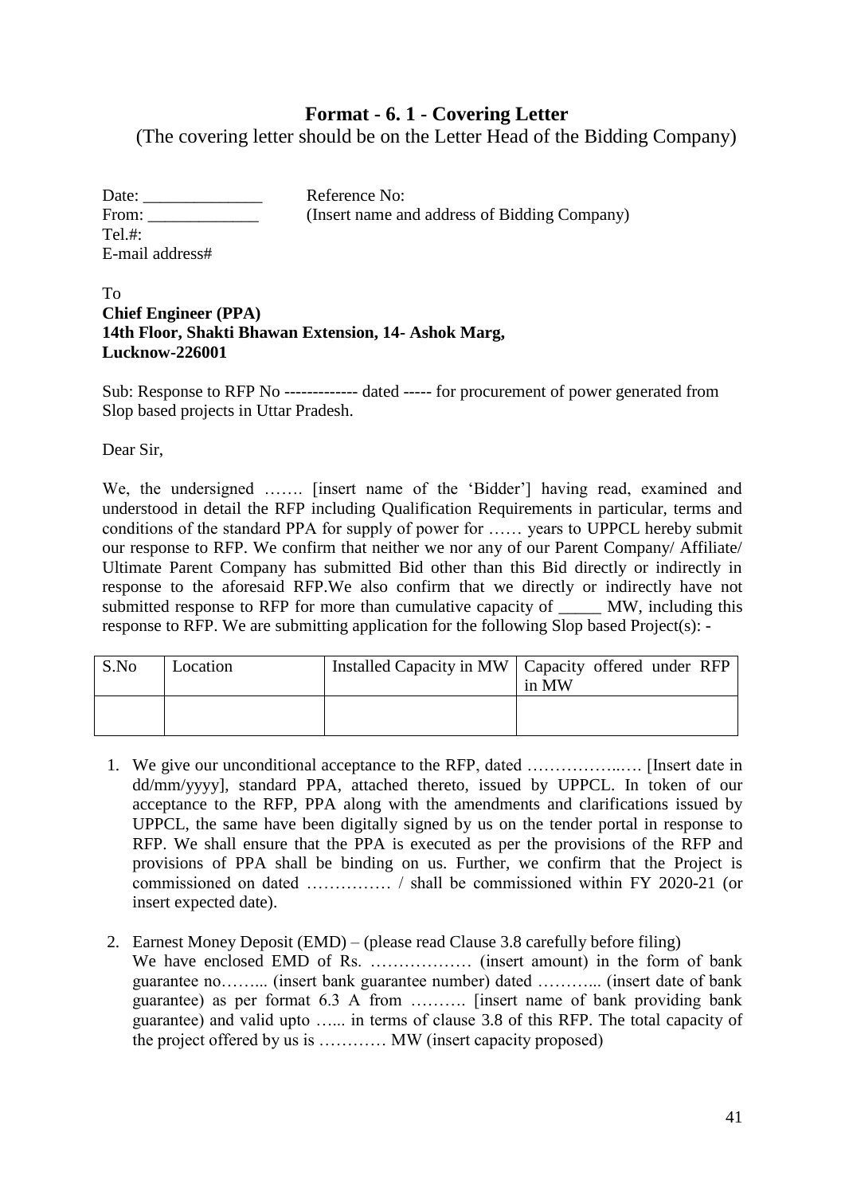## Format - 6. 1 - Covering Letter

(The covering letter should be on the Letter Head of the Bidding Company)

Date: ______________ Reference No:
From: _____________ (Insert name and address of Bidding Company)
Tel.#:
E-mail address#

To
**Chief Engineer (PPA)**
**14th Floor, Shakti Bhawan Extension, 14- Ashok Marg,**
**Lucknow-226001**

Sub: Response to RFP No ------------ dated ----- for procurement of power generated from Slop based projects in Uttar Pradesh.

Dear Sir,

We, the undersigned ……. [insert name of the 'Bidder'] having read, examined and understood in detail the RFP including Qualification Requirements in particular, terms and conditions of the standard PPA for supply of power for …… years to UPPCL hereby submit our response to RFP. We confirm that neither we nor any of our Parent Company/ Affiliate/ Ultimate Parent Company has submitted Bid other than this Bid directly or indirectly in response to the aforesaid RFP.We also confirm that we directly or indirectly have not submitted response to RFP for more than cumulative capacity of _____ MW, including this response to RFP. We are submitting application for the following Slop based Project(s): -

| S.No | Location | Installed Capacity in MW | Capacity offered under RFP in MW |
|---|---|---|---|
| | | | |

1. We give our unconditional acceptance to the RFP, dated ……………..…. [Insert date in dd/mm/yyyy], standard PPA, attached thereto, issued by UPPCL. In token of our acceptance to the RFP, PPA along with the amendments and clarifications issued by UPPCL, the same have been digitally signed by us on the tender portal in response to RFP. We shall ensure that the PPA is executed as per the provisions of the RFP and provisions of PPA shall be binding on us. Further, we confirm that the Project is commissioned on dated …………… / shall be commissioned within FY 2020-21 (or insert expected date).

2. Earnest Money Deposit (EMD) – (please read Clause 3.8 carefully before filing)
We have enclosed EMD of Rs. ……………… (insert amount) in the form of bank guarantee no……... (insert bank guarantee number) dated ………... (insert date of bank guarantee) as per format 6.3 A from ………. [insert name of bank providing bank guarantee) and valid upto …... in terms of clause 3.8 of this RFP. The total capacity of the project offered by us is ………… MW (insert capacity proposed)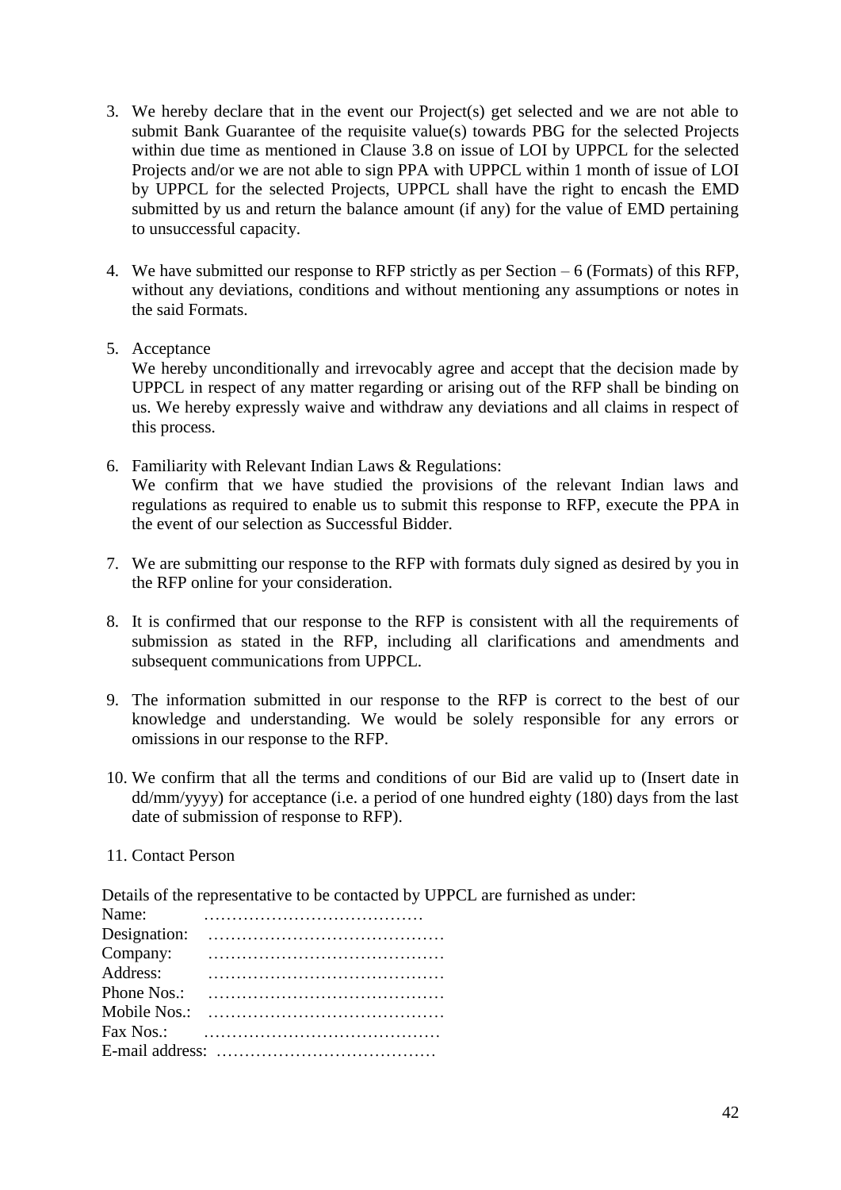3. We hereby declare that in the event our Project(s) get selected and we are not able to submit Bank Guarantee of the requisite value(s) towards PBG for the selected Projects within due time as mentioned in Clause 3.8 on issue of LOI by UPPCL for the selected Projects and/or we are not able to sign PPA with UPPCL within 1 month of issue of LOI by UPPCL for the selected Projects, UPPCL shall have the right to encash the EMD submitted by us and return the balance amount (if any) for the value of EMD pertaining to unsuccessful capacity.

4. We have submitted our response to RFP strictly as per Section – 6 (Formats) of this RFP, without any deviations, conditions and without mentioning any assumptions or notes in the said Formats.

5. Acceptance

   We hereby unconditionally and irrevocably agree and accept that the decision made by UPPCL in respect of any matter regarding or arising out of the RFP shall be binding on us. We hereby expressly waive and withdraw any deviations and all claims in respect of this process.

6. Familiarity with Relevant Indian Laws & Regulations:

   We confirm that we have studied the provisions of the relevant Indian laws and regulations as required to enable us to submit this response to RFP, execute the PPA in the event of our selection as Successful Bidder.

7. We are submitting our response to the RFP with formats duly signed as desired by you in the RFP online for your consideration.

8. It is confirmed that our response to the RFP is consistent with all the requirements of submission as stated in the RFP, including all clarifications and amendments and subsequent communications from UPPCL.

9. The information submitted in our response to the RFP is correct to the best of our knowledge and understanding. We would be solely responsible for any errors or omissions in our response to the RFP.

10. We confirm that all the terms and conditions of our Bid are valid up to (Insert date in dd/mm/yyyy) for acceptance (i.e. a period of one hundred eighty (180) days from the last date of submission of response to RFP).

11. Contact Person

Details of the representative to be contacted by UPPCL are furnished as under:

Name: …………………………………

Designation: ……………………………………

Company: ……………………………………

Address: ……………………………………

Phone Nos.: ……………………………………

Mobile Nos.: ……………………………………

Fax Nos.: ……………………………………

E-mail address: …………………………………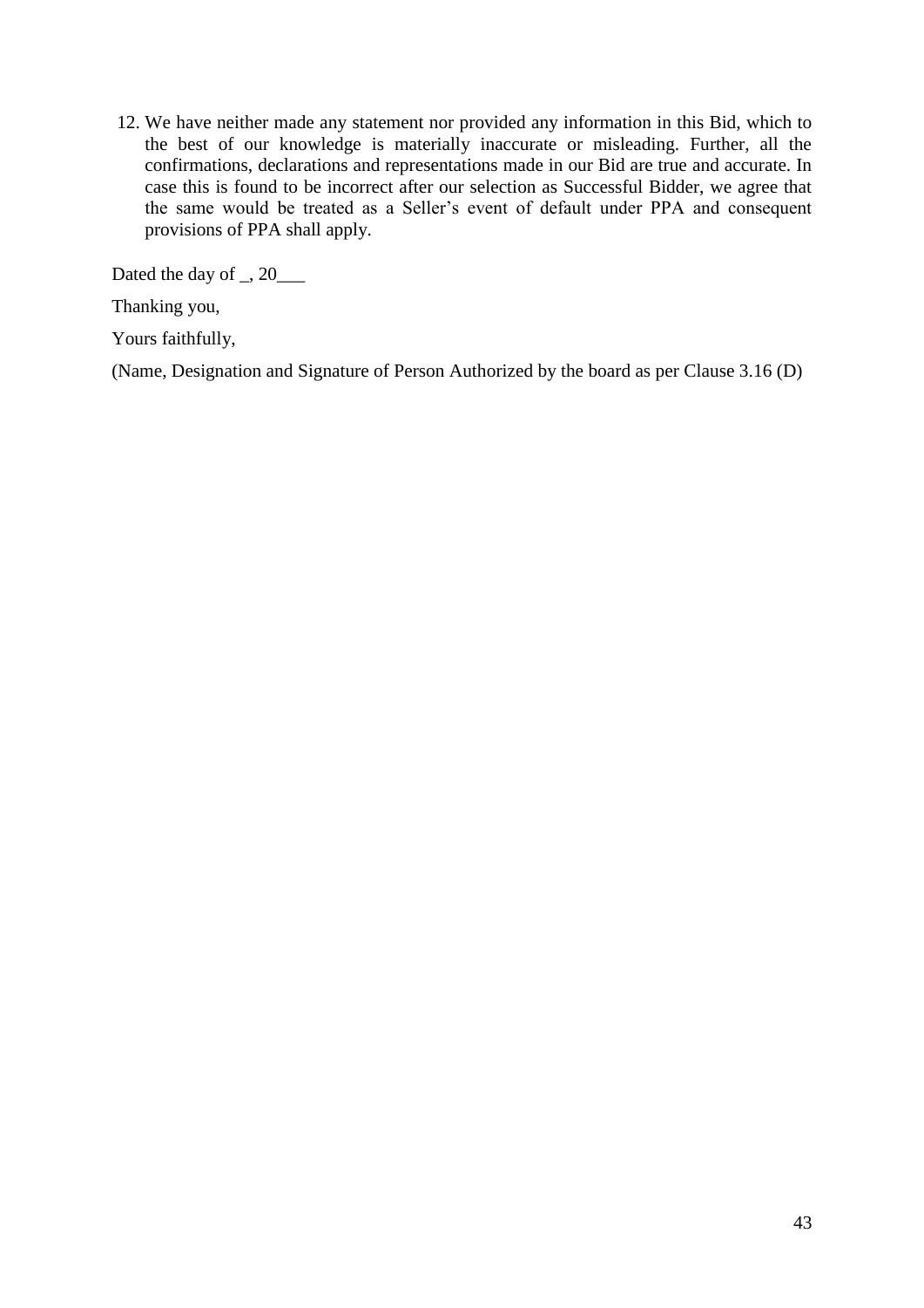12. We have neither made any statement nor provided any information in this Bid, which to the best of our knowledge is materially inaccurate or misleading. Further, all the confirmations, declarations and representations made in our Bid are true and accurate. In case this is found to be incorrect after our selection as Successful Bidder, we agree that the same would be treated as a Seller's event of default under PPA and consequent provisions of PPA shall apply.

Dated the day of _, 20___

Thanking you,

Yours faithfully,

(Name, Designation and Signature of Person Authorized by the board as per Clause 3.16 (D)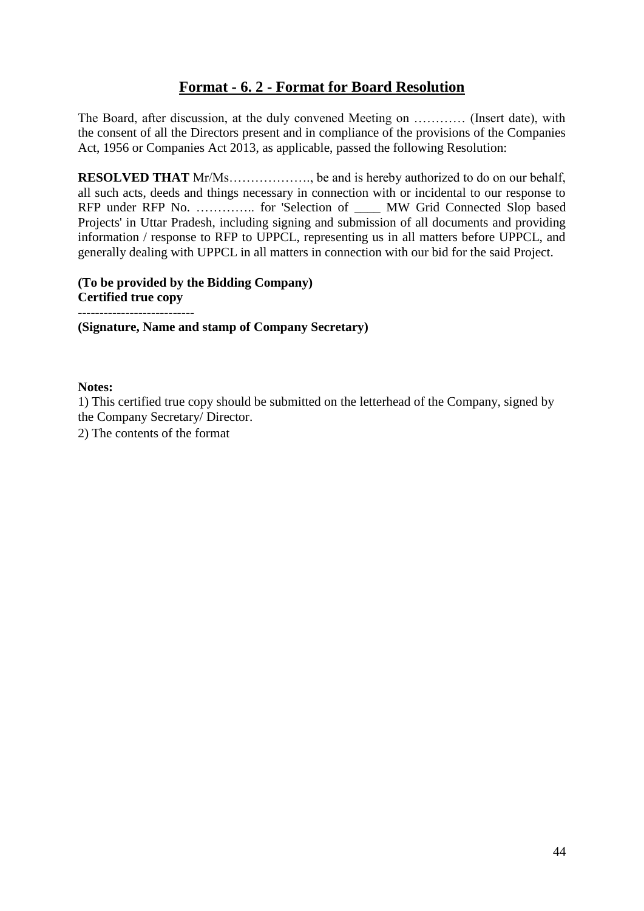## Format - 6. 2 - Format for Board Resolution

The Board, after discussion, at the duly convened Meeting on ………… (Insert date), with the consent of all the Directors present and in compliance of the provisions of the Companies Act, 1956 or Companies Act 2013, as applicable, passed the following Resolution:

**RESOLVED THAT** Mr/Ms………………., be and is hereby authorized to do on our behalf, all such acts, deeds and things necessary in connection with or incidental to our response to RFP under RFP No. ………….. for 'Selection of ____ MW Grid Connected Slop based Projects' in Uttar Pradesh, including signing and submission of all documents and providing information / response to RFP to UPPCL, representing us in all matters before UPPCL, and generally dealing with UPPCL in all matters in connection with our bid for the said Project.

**(To be provided by the Bidding Company)**
**Certified true copy**

**--------------------------**
**(Signature, Name and stamp of Company Secretary)**

**Notes:**

1) This certified true copy should be submitted on the letterhead of the Company, signed by the Company Secretary/ Director.

2) The contents of the format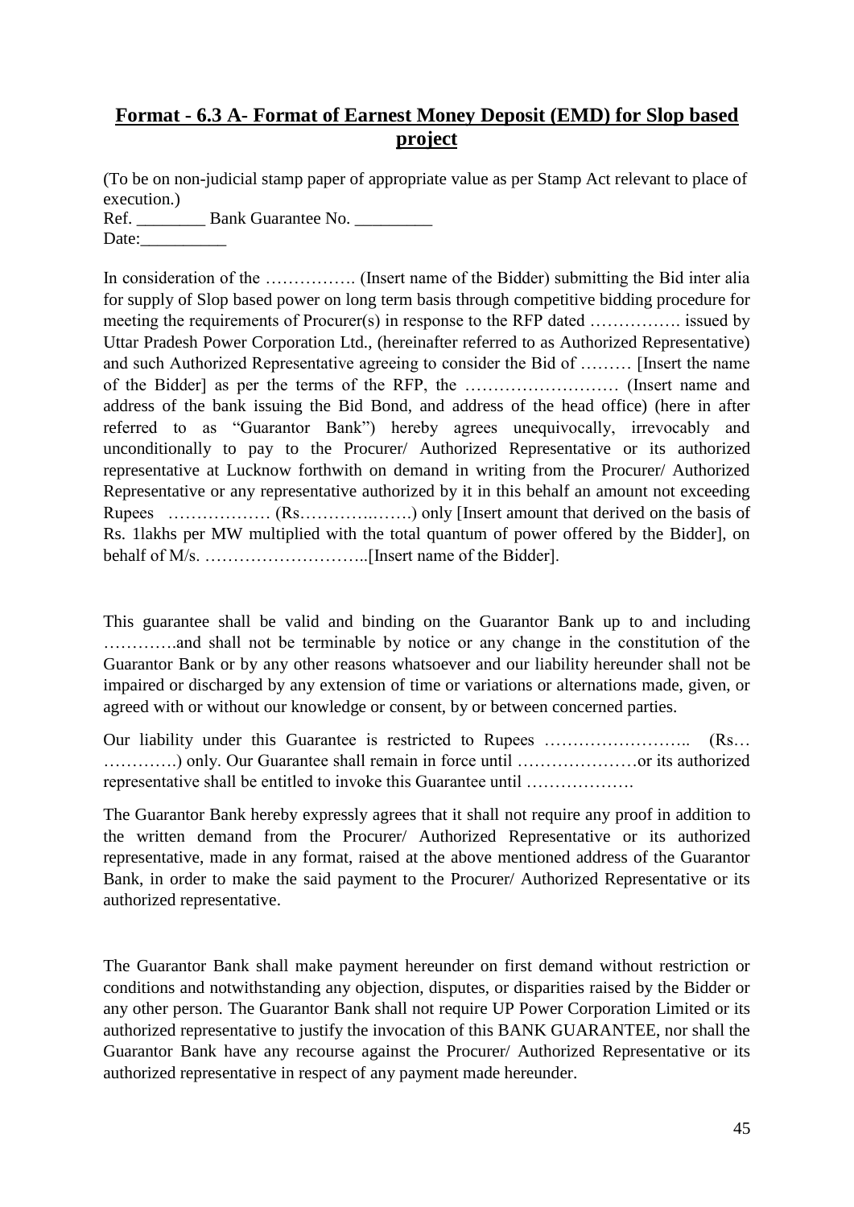## **Format - 6.3 A- Format of Earnest Money Deposit (EMD) for Slop based project**

(To be on non-judicial stamp paper of appropriate value as per Stamp Act relevant to place of execution.)

Ref. ________ Bank Guarantee No. _________

Date:__________

In consideration of the ……………. (Insert name of the Bidder) submitting the Bid inter alia for supply of Slop based power on long term basis through competitive bidding procedure for meeting the requirements of Procurer(s) in response to the RFP dated ……………. issued by Uttar Pradesh Power Corporation Ltd., (hereinafter referred to as Authorized Representative) and such Authorized Representative agreeing to consider the Bid of ……… [Insert the name of the Bidder] as per the terms of the RFP, the ……………………… (Insert name and address of the bank issuing the Bid Bond, and address of the head office) (here in after referred to as "Guarantor Bank") hereby agrees unequivocally, irrevocably and unconditionally to pay to the Procurer/ Authorized Representative or its authorized representative at Lucknow forthwith on demand in writing from the Procurer/ Authorized Representative or any representative authorized by it in this behalf an amount not exceeding Rupees ……………… (Rs………….…….) only [Insert amount that derived on the basis of Rs. 1lakhs per MW multiplied with the total quantum of power offered by the Bidder], on behalf of M/s. ………………………..[Insert name of the Bidder].

This guarantee shall be valid and binding on the Guarantor Bank up to and including ………….and shall not be terminable by notice or any change in the constitution of the Guarantor Bank or by any other reasons whatsoever and our liability hereunder shall not be impaired or discharged by any extension of time or variations or alternations made, given, or agreed with or without our knowledge or consent, by or between concerned parties.

Our liability under this Guarantee is restricted to Rupees …………………….. (Rs… ………….) only. Our Guarantee shall remain in force until …………………or its authorized representative shall be entitled to invoke this Guarantee until ……………….

The Guarantor Bank hereby expressly agrees that it shall not require any proof in addition to the written demand from the Procurer/ Authorized Representative or its authorized representative, made in any format, raised at the above mentioned address of the Guarantor Bank, in order to make the said payment to the Procurer/ Authorized Representative or its authorized representative.

The Guarantor Bank shall make payment hereunder on first demand without restriction or conditions and notwithstanding any objection, disputes, or disparities raised by the Bidder or any other person. The Guarantor Bank shall not require UP Power Corporation Limited or its authorized representative to justify the invocation of this BANK GUARANTEE, nor shall the Guarantor Bank have any recourse against the Procurer/ Authorized Representative or its authorized representative in respect of any payment made hereunder.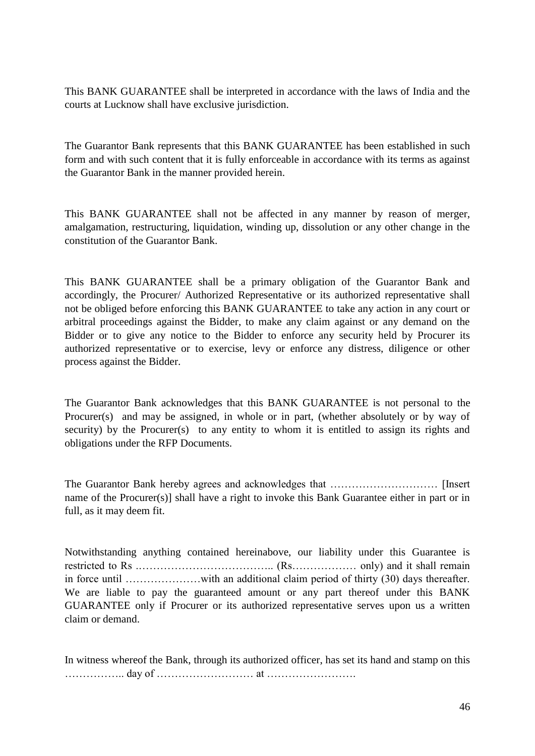This BANK GUARANTEE shall be interpreted in accordance with the laws of India and the courts at Lucknow shall have exclusive jurisdiction.

The Guarantor Bank represents that this BANK GUARANTEE has been established in such form and with such content that it is fully enforceable in accordance with its terms as against the Guarantor Bank in the manner provided herein.

This BANK GUARANTEE shall not be affected in any manner by reason of merger, amalgamation, restructuring, liquidation, winding up, dissolution or any other change in the constitution of the Guarantor Bank.

This BANK GUARANTEE shall be a primary obligation of the Guarantor Bank and accordingly, the Procurer/ Authorized Representative or its authorized representative shall not be obliged before enforcing this BANK GUARANTEE to take any action in any court or arbitral proceedings against the Bidder, to make any claim against or any demand on the Bidder or to give any notice to the Bidder to enforce any security held by Procurer its authorized representative or to exercise, levy or enforce any distress, diligence or other process against the Bidder.

The Guarantor Bank acknowledges that this BANK GUARANTEE is not personal to the Procurer(s) and may be assigned, in whole or in part, (whether absolutely or by way of security) by the Procurer(s) to any entity to whom it is entitled to assign its rights and obligations under the RFP Documents.

The Guarantor Bank hereby agrees and acknowledges that ………………………… [Insert name of the Procurer(s)] shall have a right to invoke this Bank Guarantee either in part or in full, as it may deem fit.

Notwithstanding anything contained hereinabove, our liability under this Guarantee is restricted to Rs .……………………………….. (Rs……………… only) and it shall remain in force until …………………with an additional claim period of thirty (30) days thereafter. We are liable to pay the guaranteed amount or any part thereof under this BANK GUARANTEE only if Procurer or its authorized representative serves upon us a written claim or demand.

In witness whereof the Bank, through its authorized officer, has set its hand and stamp on this …………….. day of ……………………… at …………………….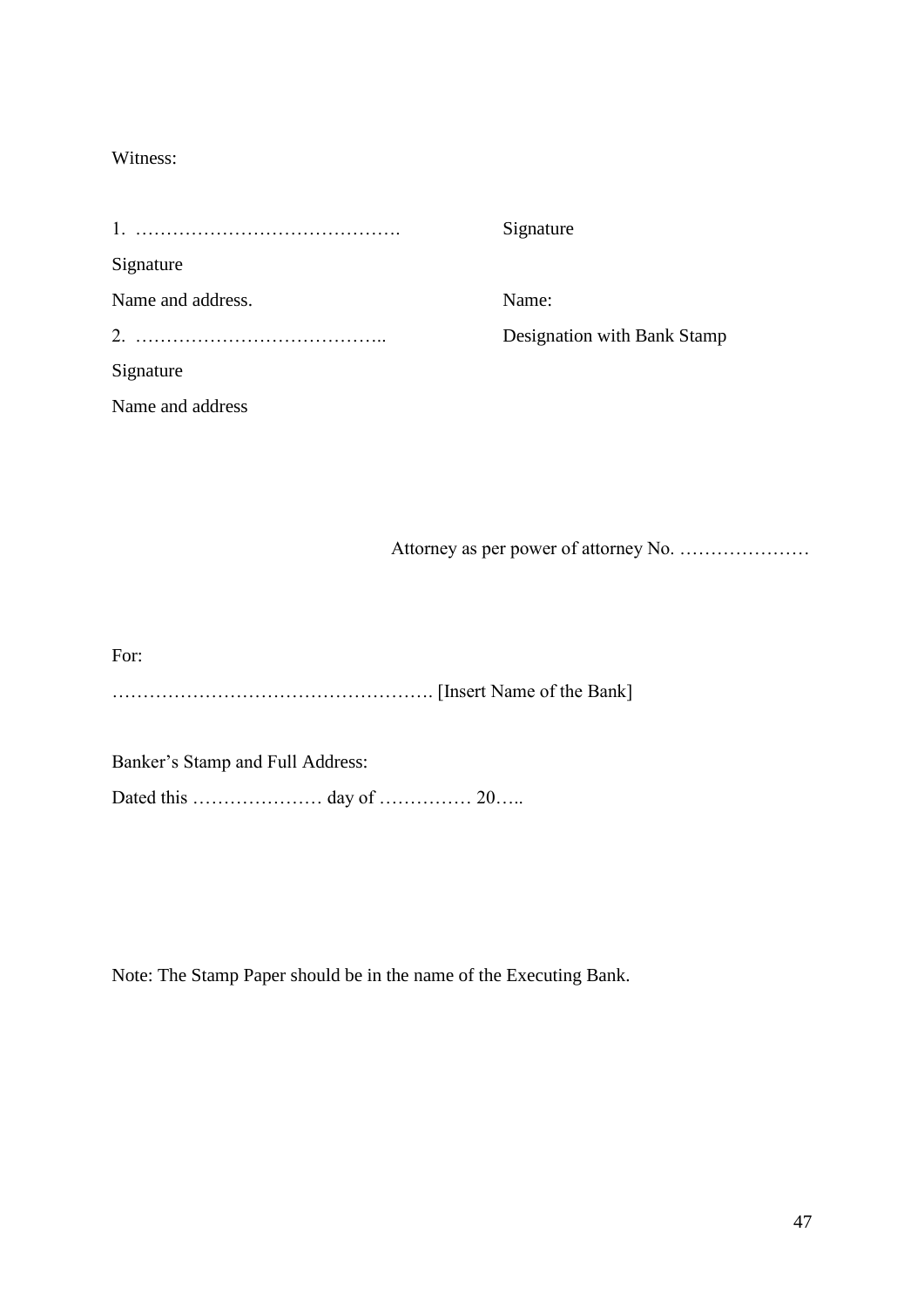Witness:

| | |
|---|---|
| 1. ……………………………………. | Signature |
| Signature | |
| Name and address. | Name: |
| 2. ………………………………….. | Designation with Bank Stamp |
| Signature | |
| Name and address | |

Attorney as per power of attorney No. …………………

For:

……………………………………………. [Insert Name of the Bank]

Banker's Stamp and Full Address:

Dated this ………………… day of …………… 20…..

Note: The Stamp Paper should be in the name of the Executing Bank.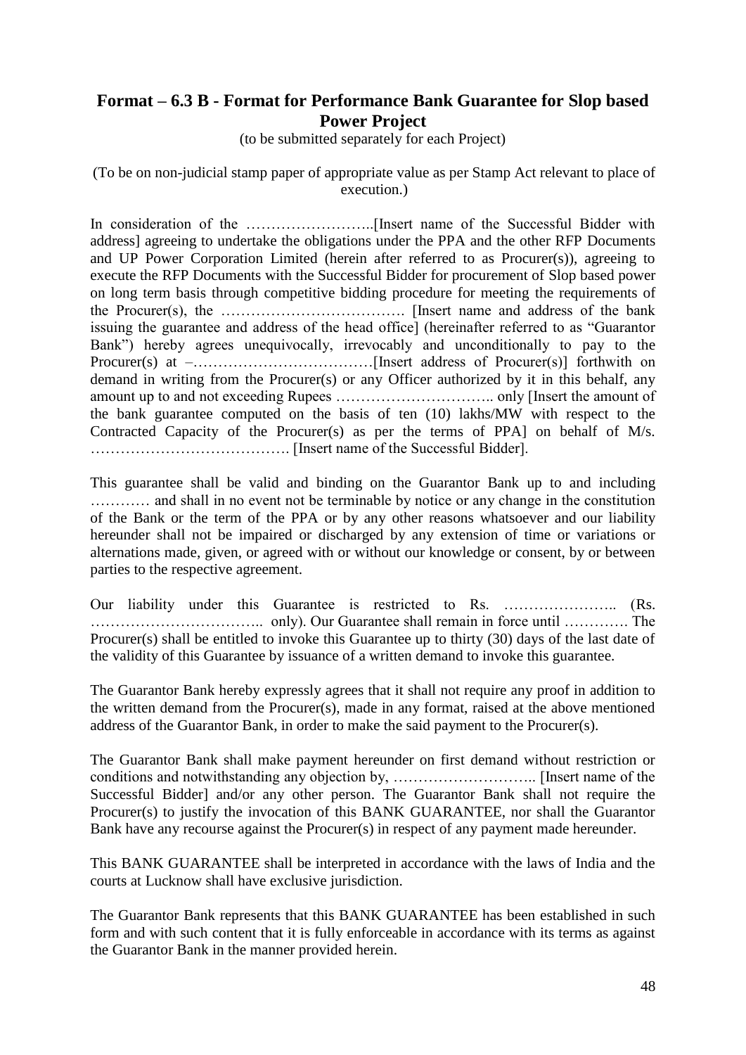## Format – 6.3 B - Format for Performance Bank Guarantee for Slop based Power Project

(to be submitted separately for each Project)

(To be on non-judicial stamp paper of appropriate value as per Stamp Act relevant to place of execution.)

In consideration of the ……………………..[Insert name of the Successful Bidder with address] agreeing to undertake the obligations under the PPA and the other RFP Documents and UP Power Corporation Limited (herein after referred to as Procurer(s)), agreeing to execute the RFP Documents with the Successful Bidder for procurement of Slop based power on long term basis through competitive bidding procedure for meeting the requirements of the Procurer(s), the ………………………………. [Insert name and address of the bank issuing the guarantee and address of the head office] (hereinafter referred to as "Guarantor Bank") hereby agrees unequivocally, irrevocably and unconditionally to pay to the Procurer(s) at –………………………………[Insert address of Procurer(s)] forthwith on demand in writing from the Procurer(s) or any Officer authorized by it in this behalf, any amount up to and not exceeding Rupees ………………………….. only [Insert the amount of the bank guarantee computed on the basis of ten (10) lakhs/MW with respect to the Contracted Capacity of the Procurer(s) as per the terms of PPA] on behalf of M/s. …………………………………. [Insert name of the Successful Bidder].

This guarantee shall be valid and binding on the Guarantor Bank up to and including ………… and shall in no event not be terminable by notice or any change in the constitution of the Bank or the term of the PPA or by any other reasons whatsoever and our liability hereunder shall not be impaired or discharged by any extension of time or variations or alternations made, given, or agreed with or without our knowledge or consent, by or between parties to the respective agreement.

Our liability under this Guarantee is restricted to Rs. ………………….. (Rs. …………………………….. only). Our Guarantee shall remain in force until …………. The Procurer(s) shall be entitled to invoke this Guarantee up to thirty (30) days of the last date of the validity of this Guarantee by issuance of a written demand to invoke this guarantee.

The Guarantor Bank hereby expressly agrees that it shall not require any proof in addition to the written demand from the Procurer(s), made in any format, raised at the above mentioned address of the Guarantor Bank, in order to make the said payment to the Procurer(s).

The Guarantor Bank shall make payment hereunder on first demand without restriction or conditions and notwithstanding any objection by, ……………………….. [Insert name of the Successful Bidder] and/or any other person. The Guarantor Bank shall not require the Procurer(s) to justify the invocation of this BANK GUARANTEE, nor shall the Guarantor Bank have any recourse against the Procurer(s) in respect of any payment made hereunder.

This BANK GUARANTEE shall be interpreted in accordance with the laws of India and the courts at Lucknow shall have exclusive jurisdiction.

The Guarantor Bank represents that this BANK GUARANTEE has been established in such form and with such content that it is fully enforceable in accordance with its terms as against the Guarantor Bank in the manner provided herein.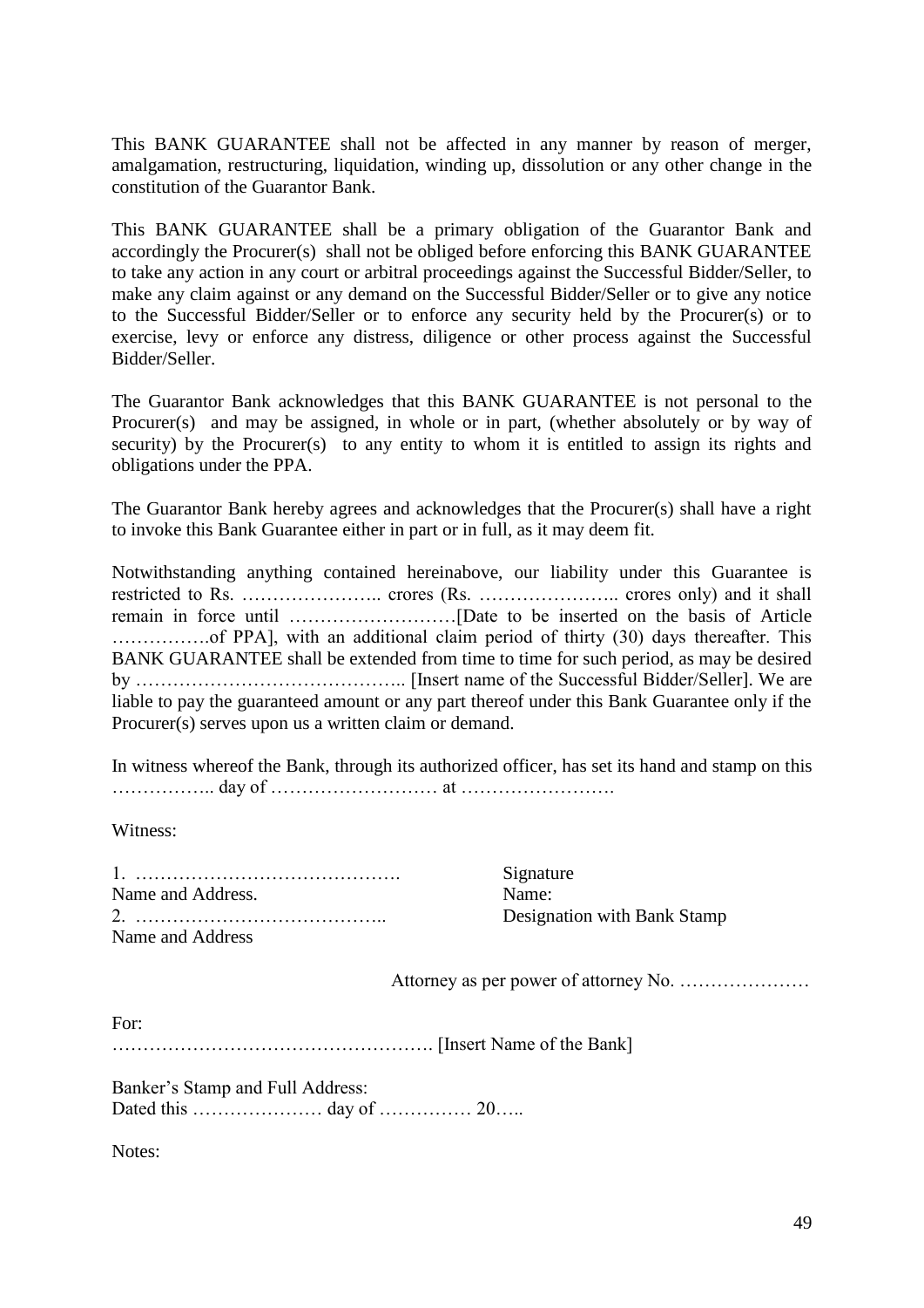This BANK GUARANTEE shall not be affected in any manner by reason of merger, amalgamation, restructuring, liquidation, winding up, dissolution or any other change in the constitution of the Guarantor Bank.

This BANK GUARANTEE shall be a primary obligation of the Guarantor Bank and accordingly the Procurer(s) shall not be obliged before enforcing this BANK GUARANTEE to take any action in any court or arbitral proceedings against the Successful Bidder/Seller, to make any claim against or any demand on the Successful Bidder/Seller or to give any notice to the Successful Bidder/Seller or to enforce any security held by the Procurer(s) or to exercise, levy or enforce any distress, diligence or other process against the Successful Bidder/Seller.

The Guarantor Bank acknowledges that this BANK GUARANTEE is not personal to the Procurer(s) and may be assigned, in whole or in part, (whether absolutely or by way of security) by the Procurer(s) to any entity to whom it is entitled to assign its rights and obligations under the PPA.

The Guarantor Bank hereby agrees and acknowledges that the Procurer(s) shall have a right to invoke this Bank Guarantee either in part or in full, as it may deem fit.

Notwithstanding anything contained hereinabove, our liability under this Guarantee is restricted to Rs. ………………….. crores (Rs. ………………….. crores only) and it shall remain in force until ………………………[Date to be inserted on the basis of Article …………….of PPA], with an additional claim period of thirty (30) days thereafter. This BANK GUARANTEE shall be extended from time to time for such period, as may be desired by …………………………………….. [Insert name of the Successful Bidder/Seller]. We are liable to pay the guaranteed amount or any part thereof under this Bank Guarantee only if the Procurer(s) serves upon us a written claim or demand.

In witness whereof the Bank, through its authorized officer, has set its hand and stamp on this …………….. day of ……………………… at …………………….

Witness:

1. …………………………………….
Name and Address.
2. …………………………………..
Name and Address

Signature
Name:
Designation with Bank Stamp

Attorney as per power of attorney No. …………………

For:
……………………………………………. [Insert Name of the Bank]

Banker's Stamp and Full Address:
Dated this ………………… day of …………… 20…..

Notes: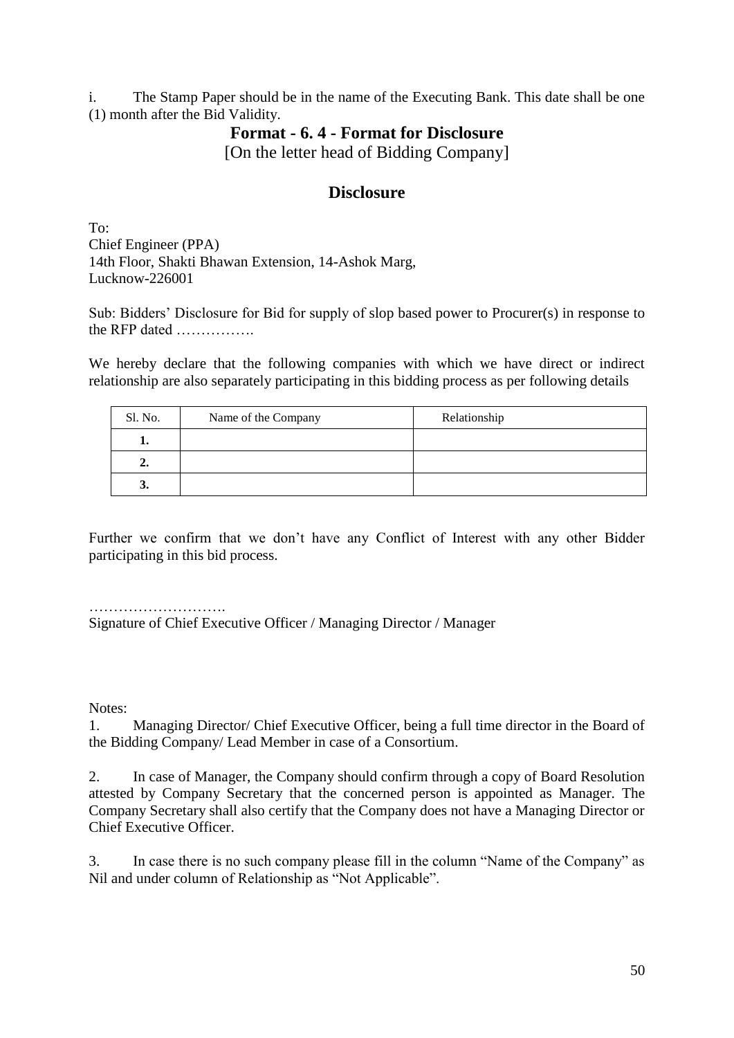i. The Stamp Paper should be in the name of the Executing Bank. This date shall be one (1) month after the Bid Validity.

## Format - 6. 4 - Format for Disclosure

[On the letter head of Bidding Company]

## Disclosure

To:
Chief Engineer (PPA)
14th Floor, Shakti Bhawan Extension, 14-Ashok Marg,
Lucknow-226001

Sub: Bidders' Disclosure for Bid for supply of slop based power to Procurer(s) in response to the RFP dated …………….

We hereby declare that the following companies with which we have direct or indirect relationship are also separately participating in this bidding process as per following details

| Sl. No. | Name of the Company | Relationship |
|---|---|---|
| **1.** | | |
| **2.** | | |
| **3.** | | |

Further we confirm that we don't have any Conflict of Interest with any other Bidder participating in this bid process.

……………………….
Signature of Chief Executive Officer / Managing Director / Manager

Notes:

1. Managing Director/ Chief Executive Officer, being a full time director in the Board of the Bidding Company/ Lead Member in case of a Consortium.

2. In case of Manager, the Company should confirm through a copy of Board Resolution attested by Company Secretary that the concerned person is appointed as Manager. The Company Secretary shall also certify that the Company does not have a Managing Director or Chief Executive Officer.

3. In case there is no such company please fill in the column "Name of the Company" as Nil and under column of Relationship as "Not Applicable".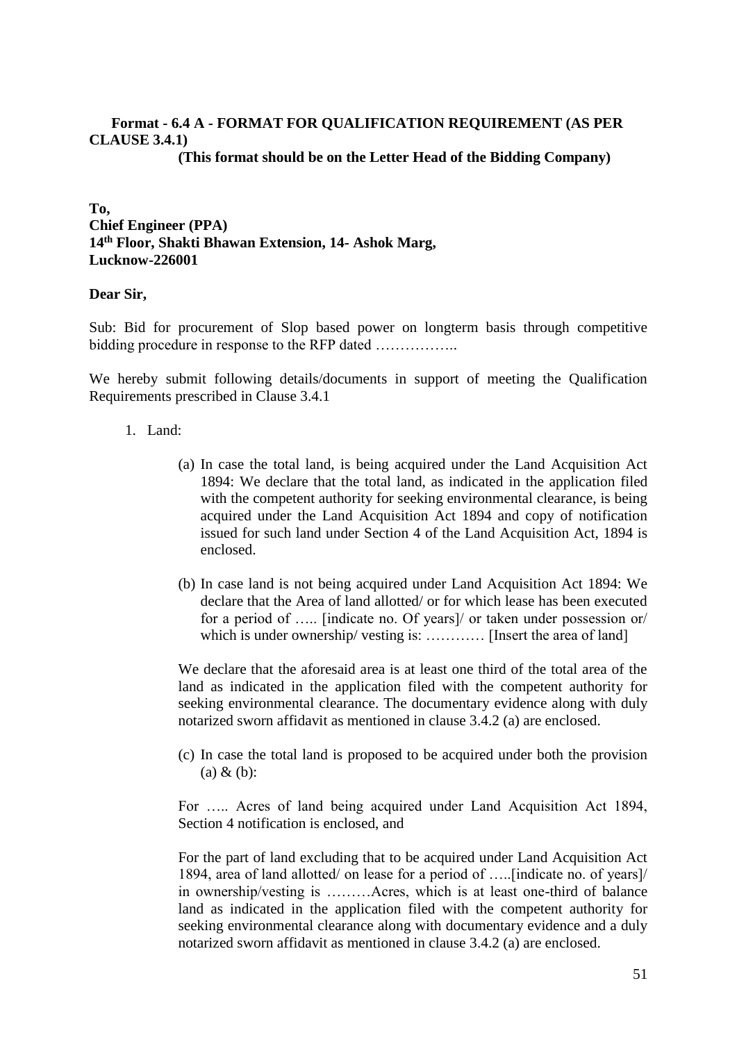**Format - 6.4 A - FORMAT FOR QUALIFICATION REQUIREMENT (AS PER CLAUSE 3.4.1)**

**(This format should be on the Letter Head of the Bidding Company)**

**To,**
**Chief Engineer (PPA)**
**14th Floor, Shakti Bhawan Extension, 14- Ashok Marg,**
**Lucknow-226001**

**Dear Sir,**

Sub: Bid for procurement of Slop based power on longterm basis through competitive bidding procedure in response to the RFP dated ……………..

We hereby submit following details/documents in support of meeting the Qualification Requirements prescribed in Clause 3.4.1

1. Land:

   (a) In case the total land, is being acquired under the Land Acquisition Act 1894: We declare that the total land, as indicated in the application filed with the competent authority for seeking environmental clearance, is being acquired under the Land Acquisition Act 1894 and copy of notification issued for such land under Section 4 of the Land Acquisition Act, 1894 is enclosed.

   (b) In case land is not being acquired under Land Acquisition Act 1894: We declare that the Area of land allotted/ or for which lease has been executed for a period of ….. [indicate no. Of years]/ or taken under possession or/ which is under ownership/ vesting is: ………… [Insert the area of land]

   We declare that the aforesaid area is at least one third of the total area of the land as indicated in the application filed with the competent authority for seeking environmental clearance. The documentary evidence along with duly notarized sworn affidavit as mentioned in clause 3.4.2 (a) are enclosed.

   (c) In case the total land is proposed to be acquired under both the provision (a) & (b):

   For ….. Acres of land being acquired under Land Acquisition Act 1894, Section 4 notification is enclosed, and

   For the part of land excluding that to be acquired under Land Acquisition Act 1894, area of land allotted/ on lease for a period of …..[indicate no. of years]/ in ownership/vesting is ………Acres, which is at least one-third of balance land as indicated in the application filed with the competent authority for seeking environmental clearance along with documentary evidence and a duly notarized sworn affidavit as mentioned in clause 3.4.2 (a) are enclosed.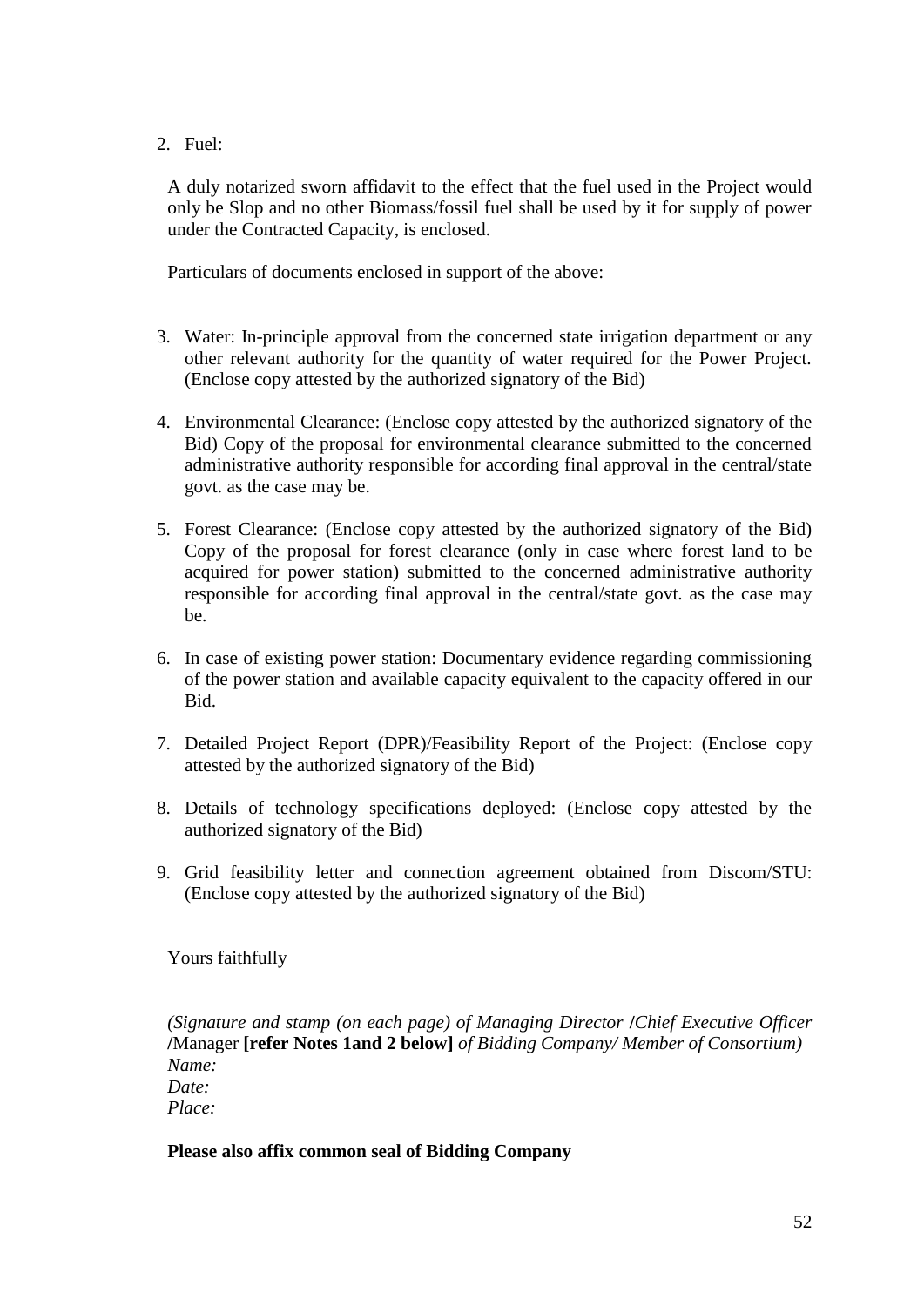2. Fuel:

   A duly notarized sworn affidavit to the effect that the fuel used in the Project would only be Slop and no other Biomass/fossil fuel shall be used by it for supply of power under the Contracted Capacity, is enclosed.

   Particulars of documents enclosed in support of the above:

3. Water: In-principle approval from the concerned state irrigation department or any other relevant authority for the quantity of water required for the Power Project. (Enclose copy attested by the authorized signatory of the Bid)

4. Environmental Clearance: (Enclose copy attested by the authorized signatory of the Bid) Copy of the proposal for environmental clearance submitted to the concerned administrative authority responsible for according final approval in the central/state govt. as the case may be.

5. Forest Clearance: (Enclose copy attested by the authorized signatory of the Bid) Copy of the proposal for forest clearance (only in case where forest land to be acquired for power station) submitted to the concerned administrative authority responsible for according final approval in the central/state govt. as the case may be.

6. In case of existing power station: Documentary evidence regarding commissioning of the power station and available capacity equivalent to the capacity offered in our Bid.

7. Detailed Project Report (DPR)/Feasibility Report of the Project: (Enclose copy attested by the authorized signatory of the Bid)

8. Details of technology specifications deployed: (Enclose copy attested by the authorized signatory of the Bid)

9. Grid feasibility letter and connection agreement obtained from Discom/STU: (Enclose copy attested by the authorized signatory of the Bid)

Yours faithfully

*(Signature and stamp (on each page) of Managing Director* **/***Chief Executive Officer* **/**Manager **[refer Notes 1and 2 below]** *of Bidding Company/ Member of Consortium)*
*Name:*
*Date:*
*Place:*

**Please also affix common seal of Bidding Company**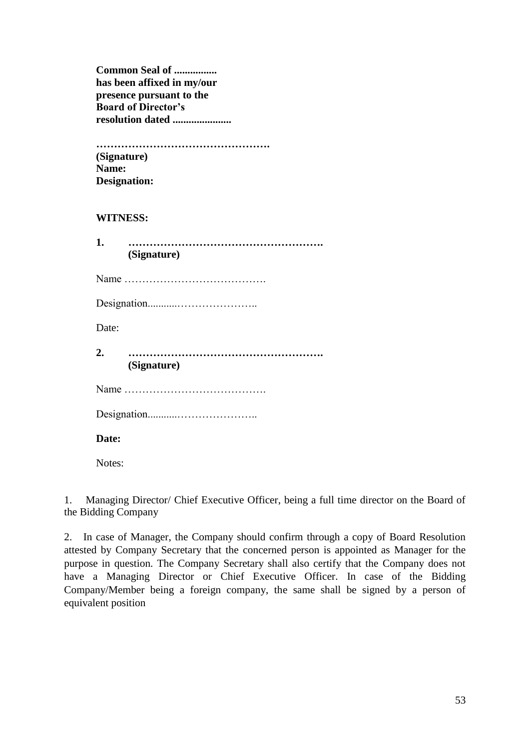**Common Seal of ................
has been affixed in my/our
presence pursuant to the
Board of Director's
resolution dated ......................**

**…………………………………………
(Signature)
Name:
Designation:**

**WITNESS:**

**1. ……………………………………………….
(Signature)**

Name ………………………………….

Designation...........…………………..

Date:

**2. ……………………………………………….
(Signature)**

Name ………………………………….

Designation...........…………………..

**Date:**

Notes:

1. Managing Director/ Chief Executive Officer, being a full time director on the Board of the Bidding Company

2. In case of Manager, the Company should confirm through a copy of Board Resolution attested by Company Secretary that the concerned person is appointed as Manager for the purpose in question. The Company Secretary shall also certify that the Company does not have a Managing Director or Chief Executive Officer. In case of the Bidding Company/Member being a foreign company, the same shall be signed by a person of equivalent position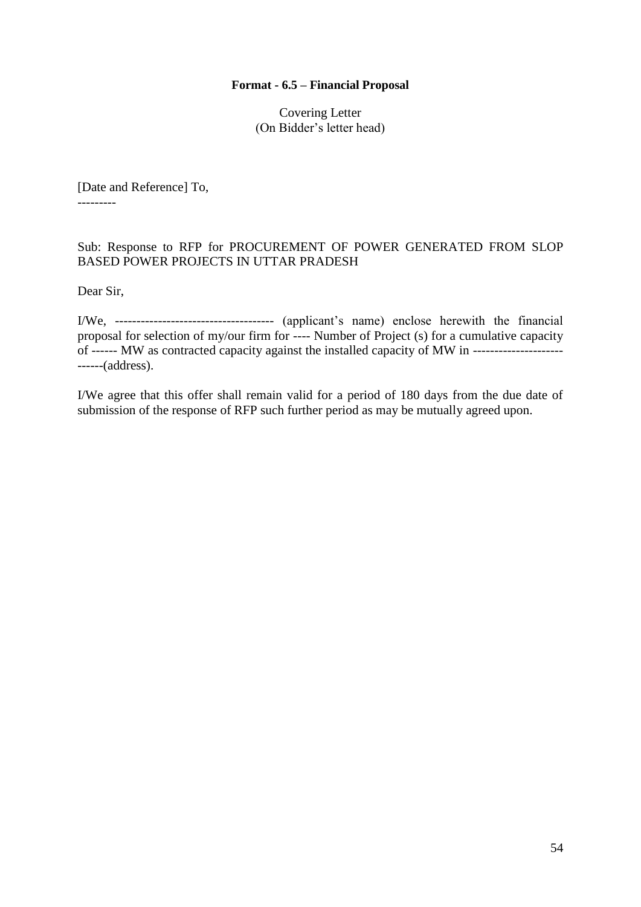**Format - 6.5 – Financial Proposal**

Covering Letter
(On Bidder's letter head)

[Date and Reference] To,
---------

Sub: Response to RFP for PROCUREMENT OF POWER GENERATED FROM SLOP BASED POWER PROJECTS IN UTTAR PRADESH

Dear Sir,

I/We, ------------------------------------- (applicant's name) enclose herewith the financial proposal for selection of my/our firm for ---- Number of Project (s) for a cumulative capacity of ------ MW as contracted capacity against the installed capacity of MW in ---------------------------(address).

I/We agree that this offer shall remain valid for a period of 180 days from the due date of submission of the response of RFP such further period as may be mutually agreed upon.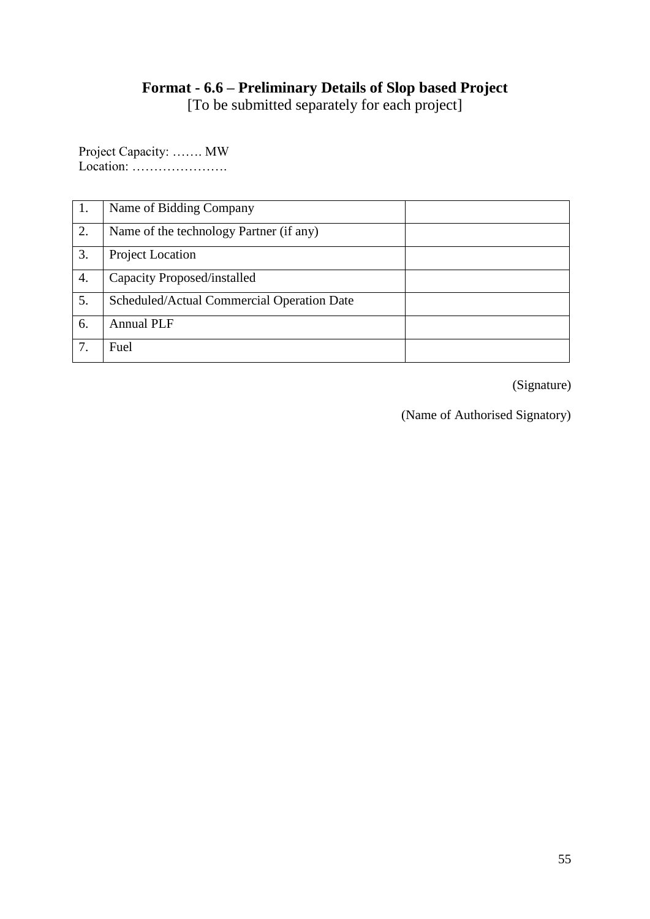## Format - 6.6 – Preliminary Details of Slop based Project

[To be submitted separately for each project]

Project Capacity: ……. MW
Location: ………………….

| | | |
|---|---|---|
| 1. | Name of Bidding Company | |
| 2. | Name of the technology Partner (if any) | |
| 3. | Project Location | |
| 4. | Capacity Proposed/installed | |
| 5. | Scheduled/Actual Commercial Operation Date | |
| 6. | Annual PLF | |
| 7. | Fuel | |

(Signature)

(Name of Authorised Signatory)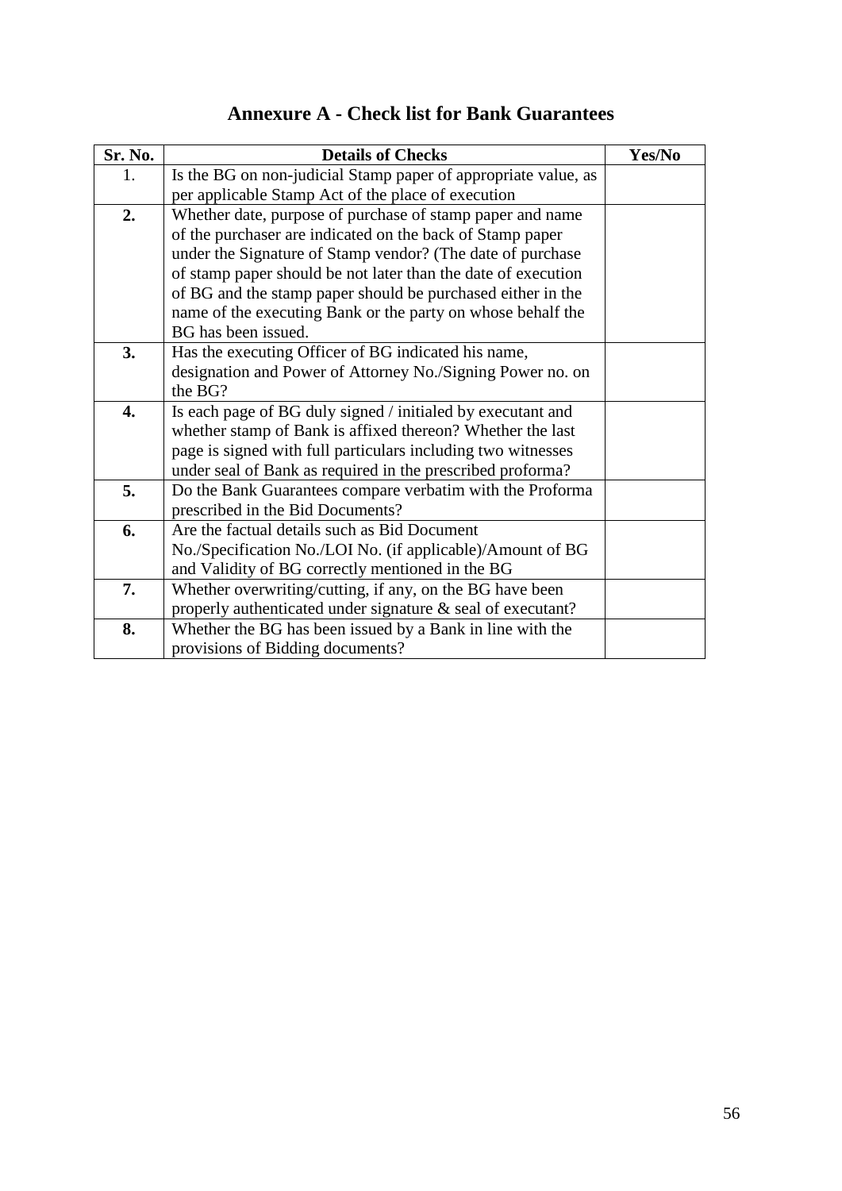# Annexure A - Check list for Bank Guarantees

| Sr. No. | Details of Checks | Yes/No |
|---|---|---|
| 1. | Is the BG on non-judicial Stamp paper of appropriate value, as per applicable Stamp Act of the place of execution | |
| **2.** | Whether date, purpose of purchase of stamp paper and name of the purchaser are indicated on the back of Stamp paper under the Signature of Stamp vendor? (The date of purchase of stamp paper should be not later than the date of execution of BG and the stamp paper should be purchased either in the name of the executing Bank or the party on whose behalf the BG has been issued. | |
| **3.** | Has the executing Officer of BG indicated his name, designation and Power of Attorney No./Signing Power no. on the BG? | |
| **4.** | Is each page of BG duly signed / initialed by executant and whether stamp of Bank is affixed thereon? Whether the last page is signed with full particulars including two witnesses under seal of Bank as required in the prescribed proforma? | |
| **5.** | Do the Bank Guarantees compare verbatim with the Proforma prescribed in the Bid Documents? | |
| **6.** | Are the factual details such as Bid Document No./Specification No./LOI No. (if applicable)/Amount of BG and Validity of BG correctly mentioned in the BG | |
| **7.** | Whether overwriting/cutting, if any, on the BG have been properly authenticated under signature & seal of executant? | |
| **8.** | Whether the BG has been issued by a Bank in line with the provisions of Bidding documents? | |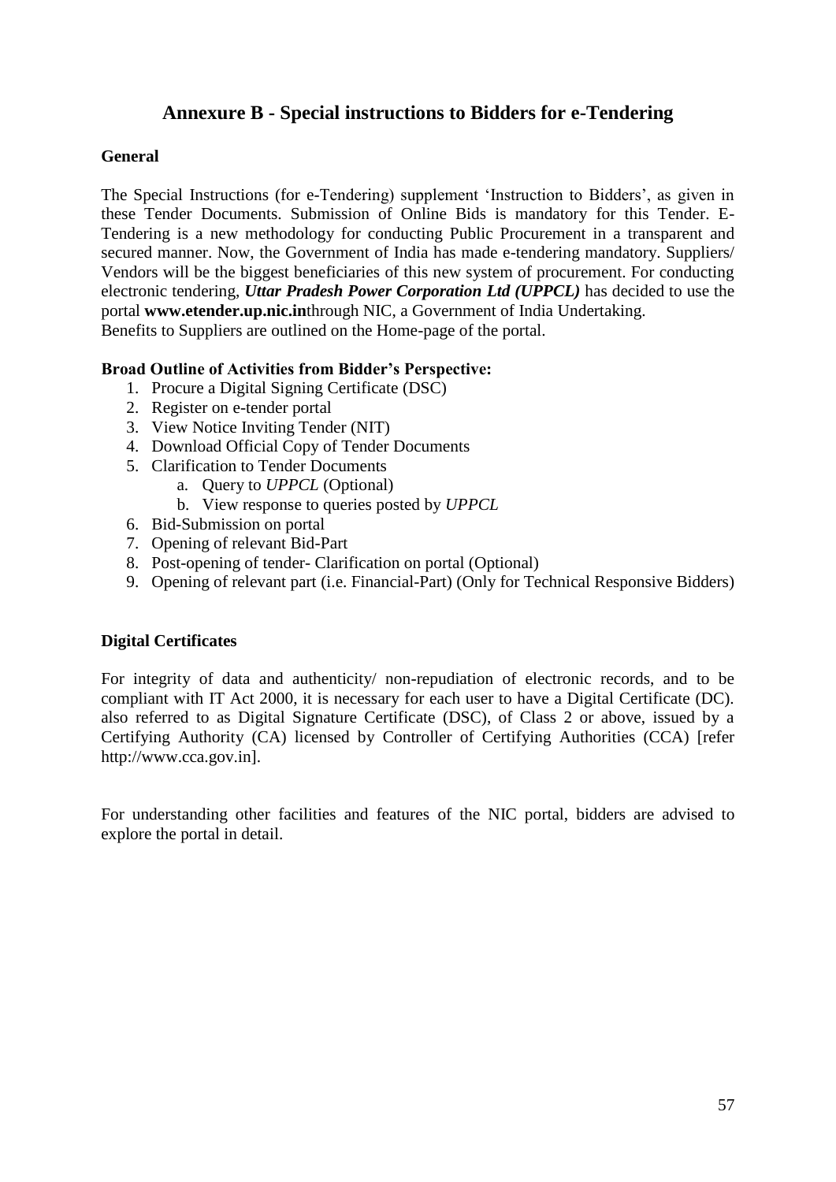## Annexure B - Special instructions to Bidders for e-Tendering

**General**

The Special Instructions (for e-Tendering) supplement 'Instruction to Bidders', as given in these Tender Documents. Submission of Online Bids is mandatory for this Tender. E-Tendering is a new methodology for conducting Public Procurement in a transparent and secured manner. Now, the Government of India has made e-tendering mandatory. Suppliers/ Vendors will be the biggest beneficiaries of this new system of procurement. For conducting electronic tendering, ***Uttar Pradesh Power Corporation Ltd (UPPCL)*** has decided to use the portal **www.etender.up.nic.in**through NIC, a Government of India Undertaking.
Benefits to Suppliers are outlined on the Home-page of the portal.

**Broad Outline of Activities from Bidder's Perspective:**

1. Procure a Digital Signing Certificate (DSC)
2. Register on e-tender portal
3. View Notice Inviting Tender (NIT)
4. Download Official Copy of Tender Documents
5. Clarification to Tender Documents
   a. Query to *UPPCL* (Optional)
   b. View response to queries posted by *UPPCL*
6. Bid-Submission on portal
7. Opening of relevant Bid-Part
8. Post-opening of tender- Clarification on portal (Optional)
9. Opening of relevant part (i.e. Financial-Part) (Only for Technical Responsive Bidders)

**Digital Certificates**

For integrity of data and authenticity/ non-repudiation of electronic records, and to be compliant with IT Act 2000, it is necessary for each user to have a Digital Certificate (DC). also referred to as Digital Signature Certificate (DSC), of Class 2 or above, issued by a Certifying Authority (CA) licensed by Controller of Certifying Authorities (CCA) [refer http://www.cca.gov.in].

For understanding other facilities and features of the NIC portal, bidders are advised to explore the portal in detail.